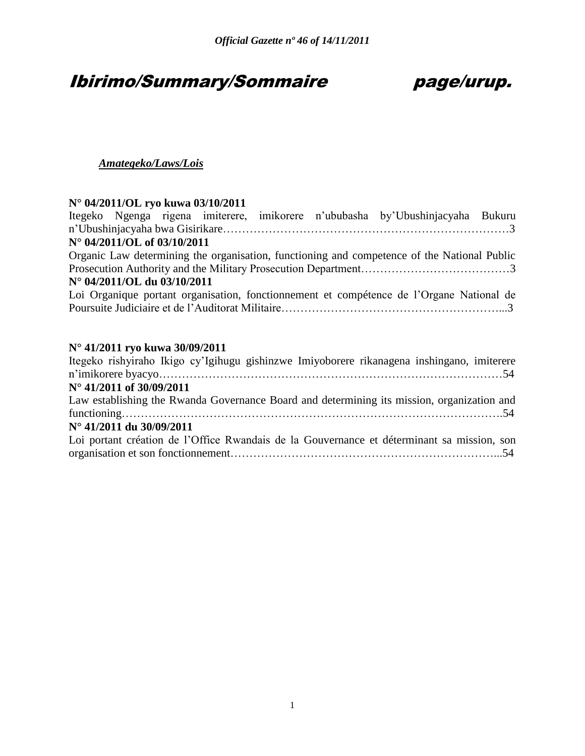# *Ibirimo/Summary/Sommaire page/urup.*

***Amategeko/Laws/Lois***

**N° 04/2011/OL ryo kuwa 03/10/2011**

Itegeko Ngenga rigena imiterere, imikorere n'ububasha by'Ubushinjacyaha Bukuru n'Ubushinjacyaha bwa Gisirikare……………………………………………………………………3

**N° 04/2011/OL of 03/10/2011**

Organic Law determining the organisation, functioning and competence of the National Public Prosecution Authority and the Military Prosecution Department…………………………………3

**N° 04/2011/OL du 03/10/2011**

Loi Organique portant organisation, fonctionnement et compétence de l'Organe National de Poursuite Judiciaire et de l'Auditorat Militaire…………………………………………………...3

**N° 41/2011 ryo kuwa 30/09/2011**

Itegeko rishyiraho Ikigo cy'Igihugu gishinzwe Imiyoborere rikanagena inshingano, imiterere n'imikorere byacyo……………………………………………………………………………54

**N° 41/2011 of 30/09/2011**

Law establishing the Rwanda Governance Board and determining its mission, organization and functioning…………………………………………………………………………………….54

**N° 41/2011 du 30/09/2011**

Loi portant création de l'Office Rwandais de la Gouvernance et déterminant sa mission, son organisation et son fonctionnement…………………………………………………………...54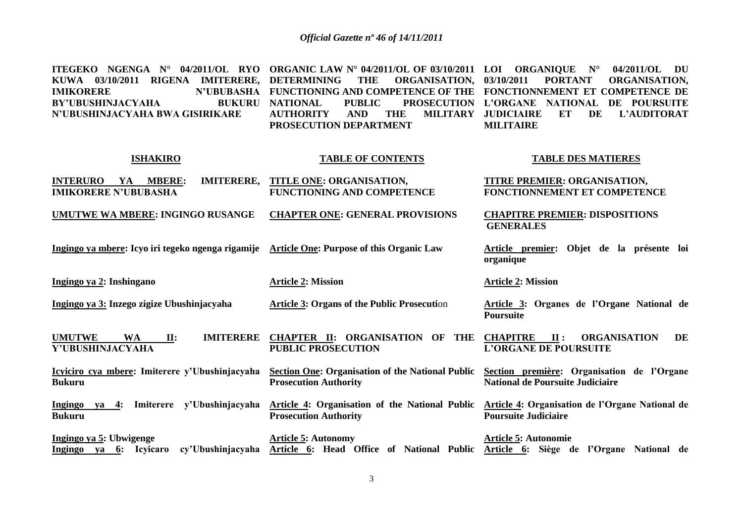| ITEGEKO NGENGA N° 04/2011/OL RYO KUWA 03/10/2011 RIGENA IMITERERE, IMIKORERE N'UBUBASHA BY'UBUSHINJACYAHA BUKURU N'UBUSHINJACYAHA BWA GISIRIKARE | ORGANIC LAW N° 04/2011/OL OF 03/10/2011 DETERMINING THE ORGANISATION, FUNCTIONING AND COMPETENCE OF THE NATIONAL PUBLIC PROSECUTION AUTHORITY AND THE MILITARY PROSECUTION DEPARTMENT | LOI ORGANIQUE N° 04/2011/OL DU 03/10/2011 PORTANT ORGANISATION, FONCTIONNEMENT ET COMPETENCE DE L'ORGANE NATIONAL DE POURSUITE JUDICIAIRE ET DE L'AUDITORAT MILITAIRE |
|---|---|---|
| **ISHAKIRO** | **TABLE OF CONTENTS** | **TABLE DES MATIERES** |
| **INTERURO YA MBERE: IMITERERE, IMIKORERE N'UBUBASHA** | **TITLE ONE: ORGANISATION, FUNCTIONING AND COMPETENCE** | **TITRE PREMIER: ORGANISATION, FONCTIONNEMENT ET COMPETENCE** |
| **UMUTWE WA MBERE: INGINGO RUSANGE** | **CHAPTER ONE: GENERAL PROVISIONS** | **CHAPITRE PREMIER: DISPOSITIONS GENERALES** |
| **Ingingo ya mbere: Icyo iri tegeko ngenga rigamije** | **Article One: Purpose of this Organic Law** | **Article premier: Objet de la présente loi organique** |
| **Ingingo ya 2: Inshingano** | **Article 2: Mission** | **Article 2: Mission** |
| **Ingingo ya 3: Inzego zigize Ubushinjacyaha** | **Article 3: Organs of the Public Prosecution** | **Article 3: Organes de l'Organe National de Poursuite** |
| **UMUTWE WA II: IMITERERE Y'UBUSHINJACYAHA** | **CHAPTER II: ORGANISATION OF THE PUBLIC PROSECUTION** | **CHAPITRE II : ORGANISATION DE L'ORGANE DE POURSUITE** |
| **Icyiciro cya mbere: Imiterere y'Ubushinjacyaha Bukuru** | **Section One: Organisation of the National Public Prosecution Authority** | **Section première: Organisation de l'Organe National de Poursuite Judiciaire** |
| **Ingingo ya 4: Imiterere y'Ubushinjacyaha Bukuru** | **Article 4: Organisation of the National Public Prosecution Authority** | **Article 4: Organisation de l'Organe National de Poursuite Judiciaire** |
| **Ingingo ya 5: Ubwigenge** | **Article 5: Autonomy** | **Article 5: Autonomie** |
| **Ingingo ya 6: Icyicaro cy'Ubushinjacyaha** | **Article 6: Head Office of National Public** | **Article 6: Siège de l'Organe National de** |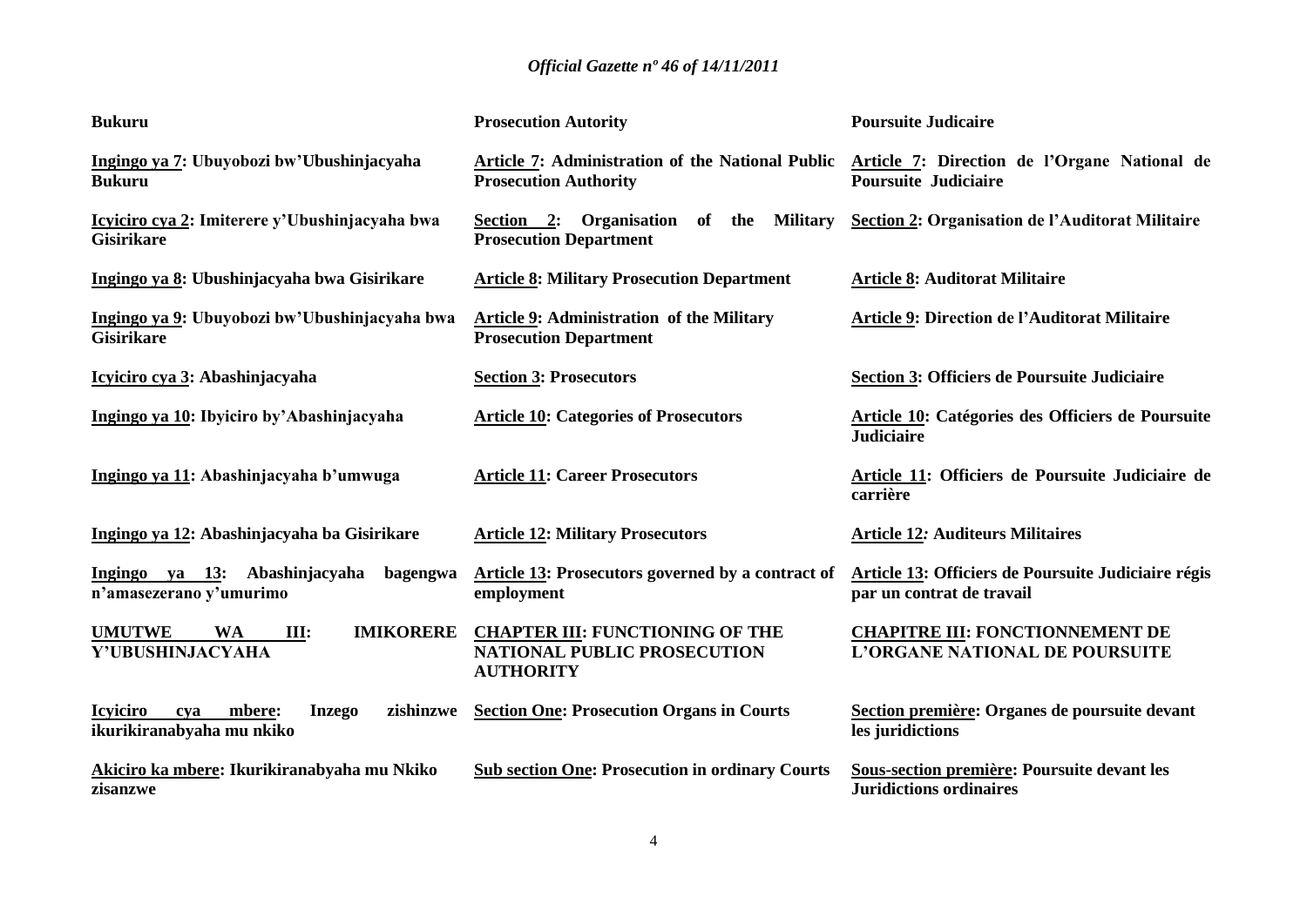| Bukuru | Prosecution Autority | Poursuite Judicaire |
|---|---|---|
| **Ingingo ya 7: Ubuyobozi bw'Ubushinjacyaha Bukuru** | **Article 7: Administration of the National Public Prosecution Authority** | **Article 7: Direction de l'Organe National de Poursuite Judiciaire** |
| **Icyiciro cya 2: Imiterere y'Ubushinjacyaha bwa Gisirikare** | **Section 2: Organisation of the Military Prosecution Department** | **Section 2: Organisation de l'Auditorat Militaire** |
| **Ingingo ya 8: Ubushinjacyaha bwa Gisirikare** | **Article 8: Military Prosecution Department** | **Article 8: Auditorat Militaire** |
| **Ingingo ya 9: Ubuyobozi bw'Ubushinjacyaha bwa Gisirikare** | **Article 9: Administration of the Military Prosecution Department** | **Article 9: Direction de l'Auditorat Militaire** |
| **Icyiciro cya 3: Abashinjacyaha** | **Section 3: Prosecutors** | **Section 3: Officiers de Poursuite Judiciaire** |
| **Ingingo ya 10: Ibyiciro by'Abashinjacyaha** | **Article 10: Categories of Prosecutors** | **Article 10: Catégories des Officiers de Poursuite Judiciaire** |
| **Ingingo ya 11: Abashinjacyaha b'umwuga** | **Article 11: Career Prosecutors** | **Article 11: Officiers de Poursuite Judiciaire de carrière** |
| **Ingingo ya 12: Abashinjacyaha ba Gisirikare** | **Article 12: Military Prosecutors** | **Article 12: Auditeurs Militaires** |
| **Ingingo ya 13: Abashinjacyaha bagengwa n'amasezerano y'umurimo** | **Article 13: Prosecutors governed by a contract of employment** | **Article 13: Officiers de Poursuite Judiciaire régis par un contrat de travail** |
| **UMUTWE WA III: IMIKORERE Y'UBUSHINJACYAHA** | **CHAPTER III: FUNCTIONING OF THE NATIONAL PUBLIC PROSECUTION AUTHORITY** | **CHAPITRE III: FONCTIONNEMENT DE L'ORGANE NATIONAL DE POURSUITE** |
| **Icyiciro cya mbere: Inzego zishinzwe ikurikiranabyaha mu nkiko** | **Section One: Prosecution Organs in Courts** | **Section première: Organes de poursuite devant les juridictions** |
| **Akiciro ka mbere: Ikurikiranabyaha mu Nkiko zisanzwe** | **Sub section One: Prosecution in ordinary Courts** | **Sous-section première: Poursuite devant les Juridictions ordinaires** |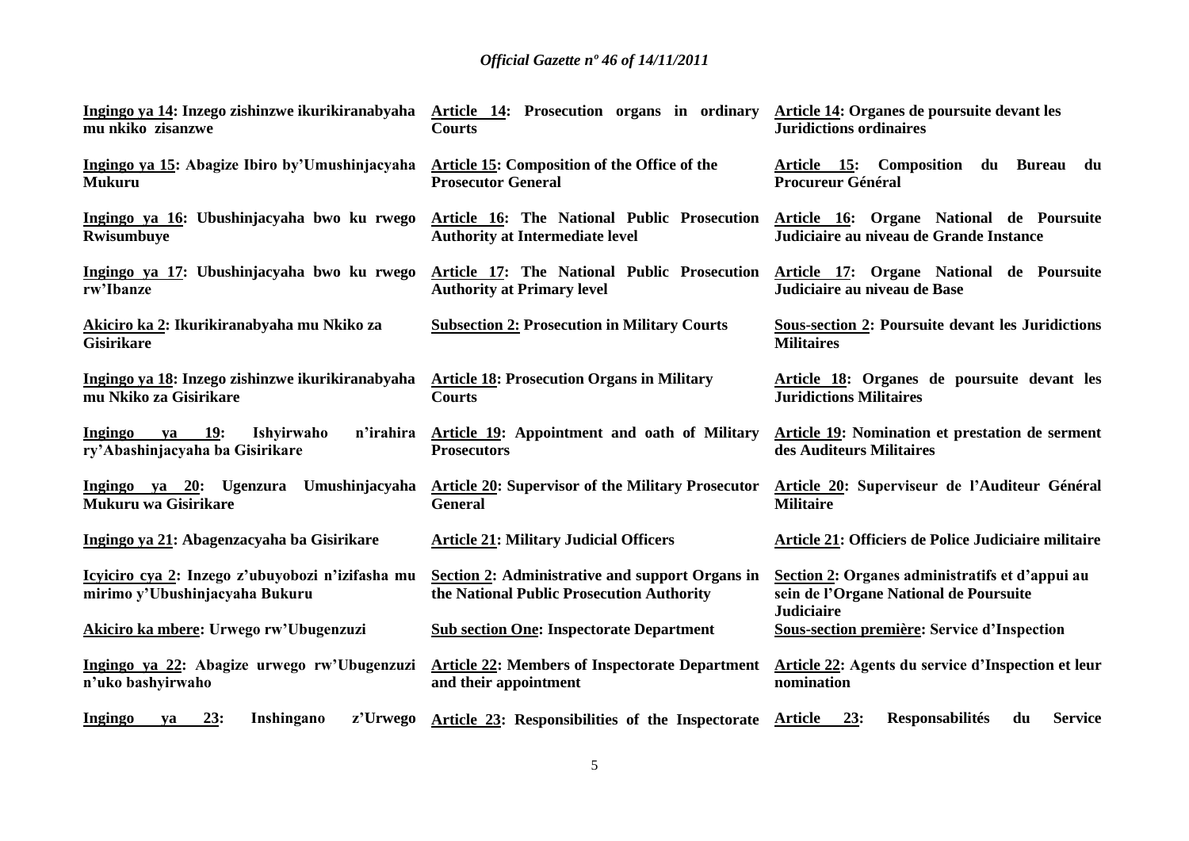| | | |
|---|---|---|
| **Ingingo ya 14: Inzego zishinzwe ikurikiranabyaha mu nkiko zisanzwe** | **Article 14: Prosecution organs in ordinary Courts** | **Article 14: Organes de poursuite devant les Juridictions ordinaires** |
| **Ingingo ya 15: Abagize Ibiro by'Umushinjacyaha Mukuru** | **Article 15: Composition of the Office of the Prosecutor General** | **Article 15: Composition du Bureau du Procureur Général** |
| **Ingingo ya 16: Ubushinjacyaha bwo ku rwego Rwisumbuye** | **Article 16: The National Public Prosecution Authority at Intermediate level** | **Article 16: Organe National de Poursuite Judiciaire au niveau de Grande Instance** |
| **Ingingo ya 17: Ubushinjacyaha bwo ku rwego rw'Ibanze** | **Article 17: The National Public Prosecution Authority at Primary level** | **Article 17: Organe National de Poursuite Judiciaire au niveau de Base** |
| **Akiciro ka 2: Ikurikiranabyaha mu Nkiko za Gisirikare** | **Subsection 2: Prosecution in Military Courts** | **Sous-section 2: Poursuite devant les Juridictions Militaires** |
| **Ingingo ya 18: Inzego zishinzwe ikurikiranabyaha mu Nkiko za Gisirikare** | **Article 18: Prosecution Organs in Military Courts** | **Article 18: Organes de poursuite devant les Juridictions Militaires** |
| **Ingingo ya 19: Ishyirwaho n'irahira ry'Abashinjacyaha ba Gisirikare** | **Article 19: Appointment and oath of Military Prosecutors** | **Article 19: Nomination et prestation de serment des Auditeurs Militaires** |
| **Ingingo ya 20: Ugenzura Umushinjacyaha Mukuru wa Gisirikare** | **Article 20: Supervisor of the Military Prosecutor General** | **Article 20: Superviseur de l'Auditeur Général Militaire** |
| **Ingingo ya 21: Abagenzacyaha ba Gisirikare** | **Article 21: Military Judicial Officers** | **Article 21: Officiers de Police Judiciaire militaire** |
| **Icyiciro cya 2: Inzego z'ubuyobozi n'izifasha mu mirimo y'Ubushinjacyaha Bukuru** | **Section 2: Administrative and support Organs in the National Public Prosecution Authority** | **Section 2: Organes administratifs et d'appui au sein de l'Organe National de Poursuite Judiciaire** |
| **Akiciro ka mbere: Urwego rw'Ubugenzuzi** | **Sub section One: Inspectorate Department** | **Sous-section première: Service d'Inspection** |
| **Ingingo ya 22: Abagize urwego rw'Ubugenzuzi n'uko bashyirwaho** | **Article 22: Members of Inspectorate Department and their appointment** | **Article 22: Agents du service d'Inspection et leur nomination** |
| **Ingingo ya 23: Inshingano z'Urwego** | **Article 23: Responsibilities of the Inspectorate** | **Article 23: Responsabilités du Service** |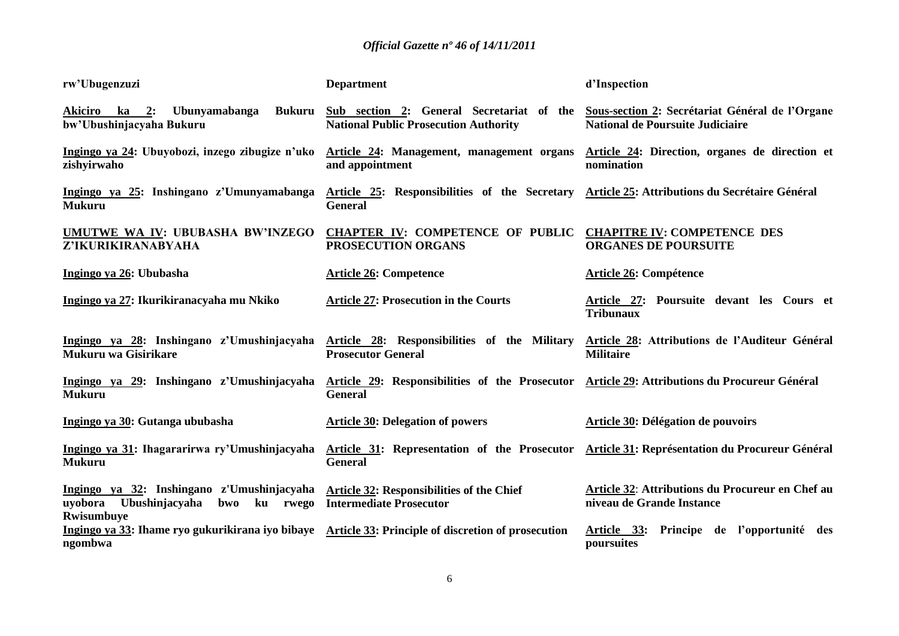| rw'Ubugenzuzi | Department | d'Inspection |
|---|---|---|
| **Akiciro ka 2: Ubunyamabanga Bukuru bw'Ubushinjacyaha Bukuru** | **Sub section 2: General Secretariat of the National Public Prosecution Authority** | **Sous-section 2: Secrétariat Général de l'Organe National de Poursuite Judiciaire** |
| **Ingingo ya 24: Ubuyobozi, inzego zibugize n'uko zishyirwaho** | **Article 24: Management, management organs and appointment** | **Article 24: Direction, organes de direction et nomination** |
| **Ingingo ya 25: Inshingano z'Umunyamabanga Mukuru** | **Article 25: Responsibilities of the Secretary General** | **Article 25: Attributions du Secrétaire Général** |
| **UMUTWE WA IV: UBUBASHA BW'INZEGO Z'IKURIKIRANABYAHA** | **CHAPTER IV: COMPETENCE OF PUBLIC PROSECUTION ORGANS** | **CHAPITRE IV: COMPETENCE DES ORGANES DE POURSUITE** |
| **Ingingo ya 26: Ububasha** | **Article 26: Competence** | **Article 26: Compétence** |
| **Ingingo ya 27: Ikurikiranacyaha mu Nkiko** | **Article 27: Prosecution in the Courts** | **Article 27: Poursuite devant les Cours et Tribunaux** |
| **Ingingo ya 28: Inshingano z'Umushinjacyaha Mukuru wa Gisirikare** | **Article 28: Responsibilities of the Military Prosecutor General** | **Article 28: Attributions de l'Auditeur Général Militaire** |
| **Ingingo ya 29: Inshingano z'Umushinjacyaha Mukuru** | **Article 29: Responsibilities of the Prosecutor General** | **Article 29: Attributions du Procureur Général** |
| **Ingingo ya 30: Gutanga ububasha** | **Article 30: Delegation of powers** | **Article 30: Délégation de pouvoirs** |
| **Ingingo ya 31: Ihagararirwa ry'Umushinjacyaha Mukuru** | **Article 31: Representation of the Prosecutor General** | **Article 31: Représentation du Procureur Général** |
| **Ingingo ya 32: Inshingano z'Umushinjacyaha uyobora Ubushinjacyaha bwo ku rwego Rwisumbuye** | **Article 32: Responsibilities of the Chief Intermediate Prosecutor** | **Article 32: Attributions du Procureur en Chef au niveau de Grande Instance** |
| **Ingingo ya 33: Ihame ryo gukurikirana iyo bibaye ngombwa** | **Article 33: Principle of discretion of prosecution** | **Article 33: Principe de l'opportunité des poursuites** |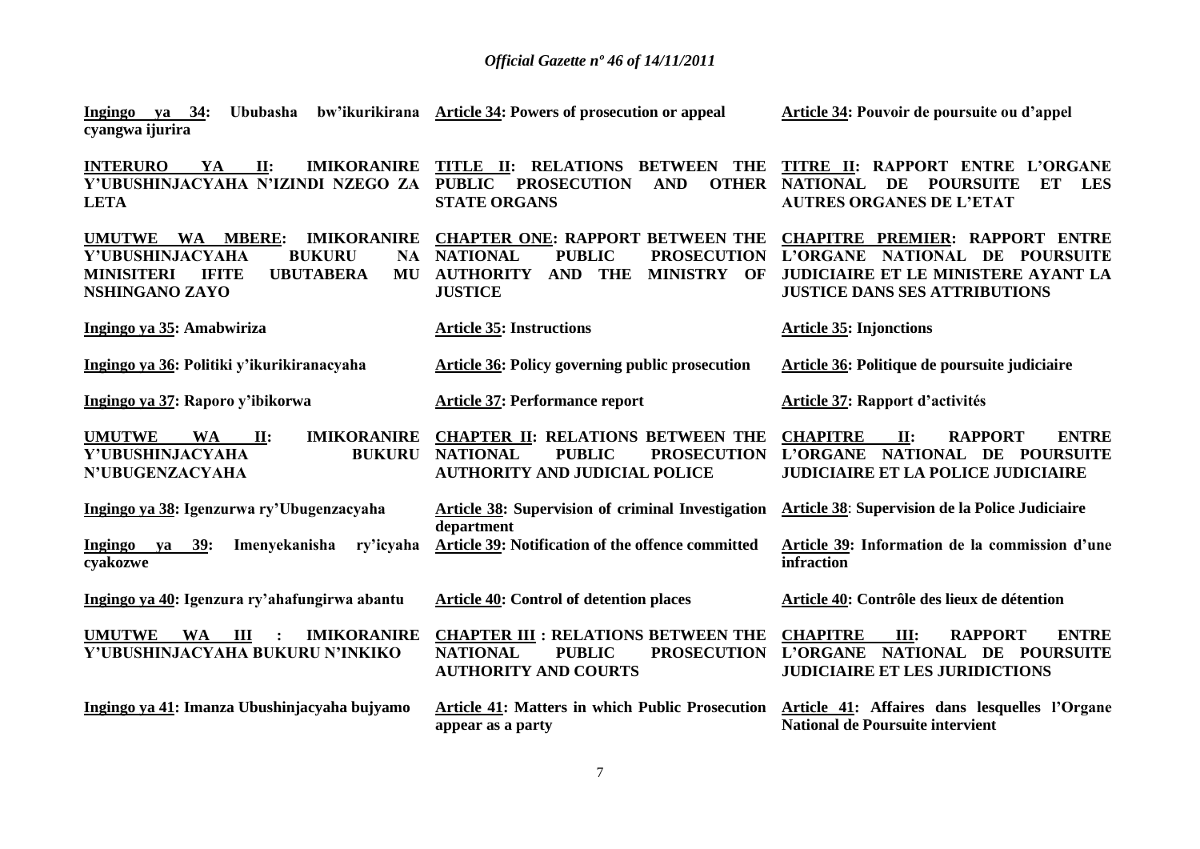| | | |
|---|---|---|
| **Ingingo ya 34: Ububasha bw'ikurikirana cyangwa ijurira** | **Article 34: Powers of prosecution or appeal** | **Article 34: Pouvoir de poursuite ou d'appel** |
| **INTERURO YA II: IMIKORANIRE Y'UBUSHINJACYAHA N'IZINDI NZEGO ZA LETA** | **TITLE II: RELATIONS BETWEEN THE PUBLIC PROSECUTION AND OTHER STATE ORGANS** | **TITRE II: RAPPORT ENTRE L'ORGANE NATIONAL DE POURSUITE ET LES AUTRES ORGANES DE L'ETAT** |
| **UMUTWE WA MBERE: IMIKORANIRE Y'UBUSHINJACYAHA BUKURU NA MINISITERI IFITE UBUTABERA MU NSHINGANO ZAYO** | **CHAPTER ONE: RAPPORT BETWEEN THE NATIONAL PUBLIC PROSECUTION AUTHORITY AND THE MINISTRY OF JUSTICE** | **CHAPITRE PREMIER: RAPPORT ENTRE L'ORGANE NATIONAL DE POURSUITE JUDICIAIRE ET LE MINISTERE AYANT LA JUSTICE DANS SES ATTRIBUTIONS** |
| **Ingingo ya 35: Amabwiriza** | **Article 35: Instructions** | **Article 35: Injonctions** |
| **Ingingo ya 36: Politiki y'ikurikiranacyaha** | **Article 36: Policy governing public prosecution** | **Article 36: Politique de poursuite judiciaire** |
| **Ingingo ya 37: Raporo y'ibikorwa** | **Article 37: Performance report** | **Article 37: Rapport d'activités** |
| **UMUTWE WA II: IMIKORANIRE Y'UBUSHINJACYAHA BUKURU N'UBUGENZACYAHA** | **CHAPTER II: RELATIONS BETWEEN THE NATIONAL PUBLIC PROSECUTION AUTHORITY AND JUDICIAL POLICE** | **CHAPITRE II: RAPPORT ENTRE L'ORGANE NATIONAL DE POURSUITE JUDICIAIRE ET LA POLICE JUDICIAIRE** |
| **Ingingo ya 38: Igenzurwa ry'Ubugenzacyaha** | **Article 38: Supervision of criminal Investigation department** | **Article 38: Supervision de la Police Judiciaire** |
| **Ingingo ya 39: Imenyekanisha ry'icyaha cyakozwe** | **Article 39: Notification of the offence committed** | **Article 39: Information de la commission d'une infraction** |
| **Ingingo ya 40: Igenzura ry'ahafungirwa abantu** | **Article 40: Control of detention places** | **Article 40: Contrôle des lieux de détention** |
| **UMUTWE WA III : IMIKORANIRE Y'UBUSHINJACYAHA BUKURU N'INKIKO** | **CHAPTER III : RELATIONS BETWEEN THE NATIONAL PUBLIC PROSECUTION AUTHORITY AND COURTS** | **CHAPITRE III: RAPPORT ENTRE L'ORGANE NATIONAL DE POURSUITE JUDICIAIRE ET LES JURIDICTIONS** |
| **Ingingo ya 41: Imanza Ubushinjacyaha bujyamo** | **Article 41: Matters in which Public Prosecution appear as a party** | **Article 41: Affaires dans lesquelles l'Organe National de Poursuite intervient** |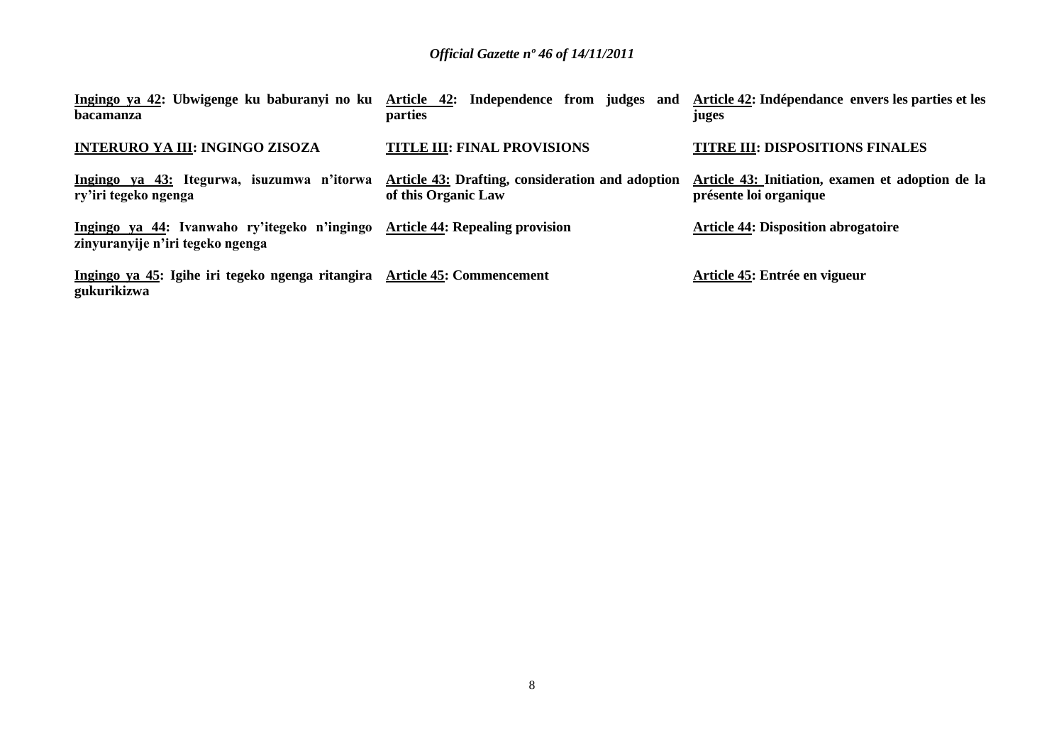| | | |
|---|---|---|
| **<u>Ingingo ya 42</u>: Ubwigenge ku baburanyi no ku bacamanza** | **<u>Article 42</u>: Independence from judges and parties** | **<u>Article 42</u>: Indépendance envers les parties et les juges** |
| **<u>INTERURO YA III</u>: INGINGO ZISOZA** | **<u>TITLE III</u>: FINAL PROVISIONS** | **<u>TITRE III</u>: DISPOSITIONS FINALES** |
| **<u>Ingingo ya 43:</u> Itegurwa, isuzumwa n'itorwa ry'iri tegeko ngenga** | **<u>Article 43:</u> Drafting, consideration and adoption of this Organic Law** | **<u>Article 43:</u> Initiation, examen et adoption de la présente loi organique** |
| **<u>Ingingo ya 44</u>: Ivanwaho ry'itegeko n'ingingo zinyuranyije n'iri tegeko ngenga** | **<u>Article 44</u>: Repealing provision** | **<u>Article 44</u>: Disposition abrogatoire** |
| **<u>Ingingo ya 45</u>: Igihe iri tegeko ngenga ritangira gukurikizwa** | **<u>Article 45</u>: Commencement** | **<u>Article 45</u>: Entrée en vigueur** |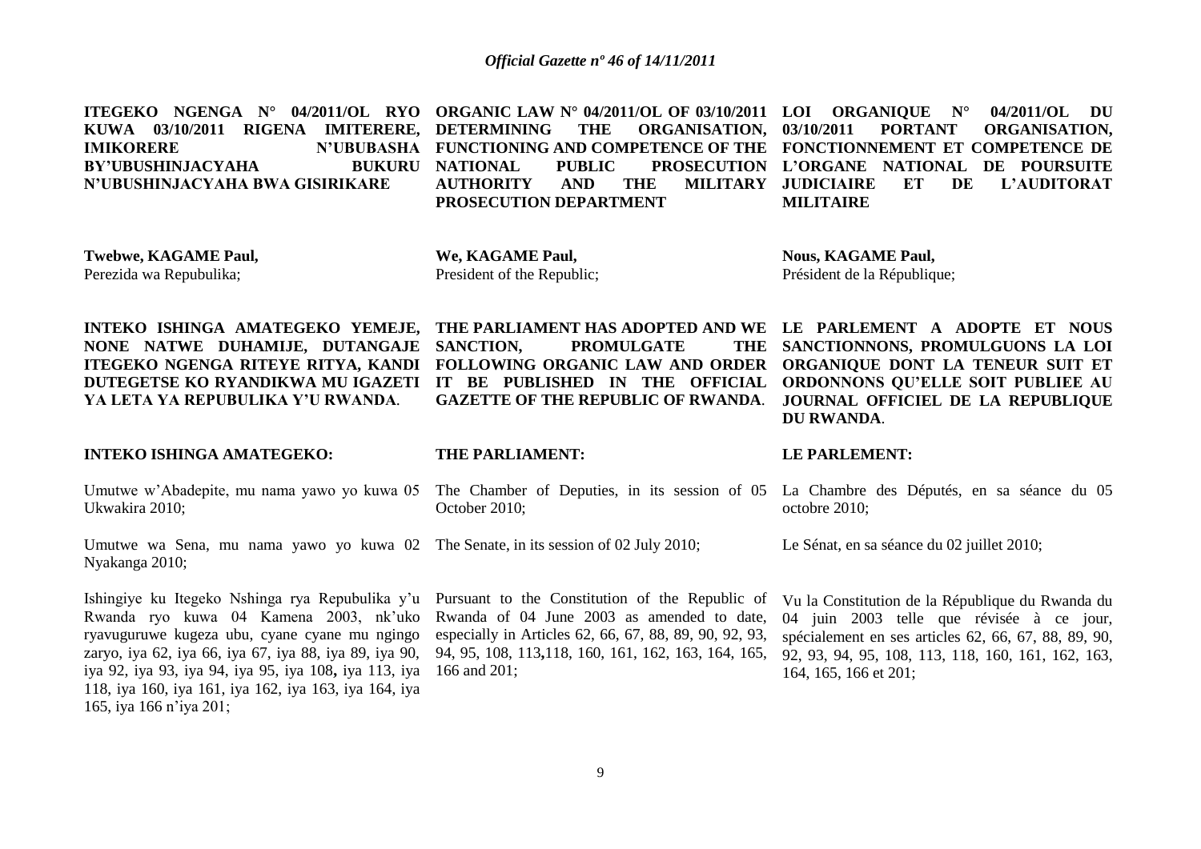**ITEGEKO NGENGA N° 04/2011/OL RYO KUWA 03/10/2011 RIGENA IMITERERE, IMIKORERE N'UBUBASHA BY'UBUSHINJACYAHA BUKURU N'UBUSHINJACYAHA BWA GISIRIKARE**

**Twebwe, KAGAME Paul,**
Perezida wa Repubulika;

**INTEKO ISHINGA AMATEGEKO YEMEJE, NONE NATWE DUHAMIJE, DUTANGAJE ITEGEKO NGENGA RITEYE RITYA, KANDI DUTEGETSE KO RYANDIKWA MU IGAZETI YA LETA YA REPUBULIKA Y'U RWANDA**.

**INTEKO ISHINGA AMATEGEKO:**

Umutwe w'Abadepite, mu nama yawo yo kuwa 05 Ukwakira 2010;

Umutwe wa Sena, mu nama yawo yo kuwa 02 Nyakanga 2010;

Ishingiye ku Itegeko Nshinga rya Repubulika y'u Rwanda ryo kuwa 04 Kamena 2003, nk'uko ryavuguruwe kugeza ubu, cyane cyane mu ngingo zaryo, iya 62, iya 66, iya 67, iya 88, iya 89, iya 90, iya 92, iya 93, iya 94, iya 95, iya 108**,** iya 113, iya 118, iya 160, iya 161, iya 162, iya 163, iya 164, iya 165, iya 166 n'iya 201;

**ORGANIC LAW N° 04/2011/OL OF 03/10/2011 DETERMINING THE ORGANISATION, FUNCTIONING AND COMPETENCE OF THE NATIONAL PUBLIC PROSECUTION AUTHORITY AND THE MILITARY PROSECUTION DEPARTMENT**

**We, KAGAME Paul,**
President of the Republic;

**THE PARLIAMENT HAS ADOPTED AND WE SANCTION, PROMULGATE THE FOLLOWING ORGANIC LAW AND ORDER IT BE PUBLISHED IN THE OFFICIAL GAZETTE OF THE REPUBLIC OF RWANDA**.

**THE PARLIAMENT:**

The Chamber of Deputies, in its session of 05 October 2010;

The Senate, in its session of 02 July 2010;

Pursuant to the Constitution of the Republic of Rwanda of 04 June 2003 as amended to date, especially in Articles 62, 66, 67, 88, 89, 90, 92, 93, 94, 95, 108, 113**,**118, 160, 161, 162, 163, 164, 165, 166 and 201;

**LOI ORGANIQUE N° 04/2011/OL DU 03/10/2011 PORTANT ORGANISATION, FONCTIONNEMENT ET COMPETENCE DE L'ORGANE NATIONAL DE POURSUITE JUDICIAIRE ET DE L'AUDITORAT MILITAIRE**

**Nous, KAGAME Paul,**
Président de la République;

**LE PARLEMENT A ADOPTE ET NOUS SANCTIONNONS, PROMULGUONS LA LOI ORGANIQUE DONT LA TENEUR SUIT ET ORDONNONS QU'ELLE SOIT PUBLIEE AU JOURNAL OFFICIEL DE LA REPUBLIQUE DU RWANDA**.

**LE PARLEMENT:**

La Chambre des Députés, en sa séance du 05 octobre 2010;

Le Sénat, en sa séance du 02 juillet 2010;

Vu la Constitution de la République du Rwanda du 04 juin 2003 telle que révisée à ce jour, spécialement en ses articles 62, 66, 67, 88, 89, 90, 92, 93, 94, 95, 108, 113, 118, 160, 161, 162, 163, 164, 165, 166 et 201;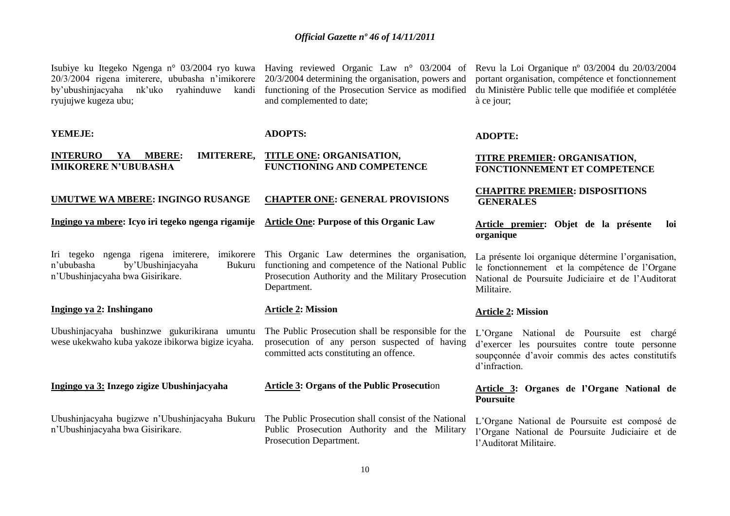Isubiye ku Itegeko Ngenga n° 03/2004 ryo kuwa 20/3/2004 rigena imiterere, ububasha n'imikorere by'ubushinjacyaha nk'uko ryahinduwe kandi ryujujwe kugeza ubu;

**YEMEJE:**

## **INTERURO YA MBERE: IMITERERE, IMIKORERE N'UBUBASHA**

### **UMUTWE WA MBERE: INGINGO RUSANGE**

**Ingingo ya mbere: Icyo iri tegeko ngenga rigamije**

Iri tegeko ngenga rigena imiterere, imikorere n'ububasha by'Ubushinjacyaha Bukuru n'Ubushinjacyaha bwa Gisirikare.

**Ingingo ya 2: Inshingano**

Ubushinjacyaha bushinzwe gukurikirana umuntu wese ukekwaho kuba yakoze ibikorwa bigize icyaha.

**Ingingo ya 3: Inzego zigize Ubushinjacyaha**

Ubushinjacyaha bugizwe n'Ubushinjacyaha Bukuru n'Ubushinjacyaha bwa Gisirikare.

Having reviewed Organic Law n° 03/2004 of 20/3/2004 determining the organisation, powers and functioning of the Prosecution Service as modified and complemented to date;

**ADOPTS:**

## **TITLE ONE: ORGANISATION, FUNCTIONING AND COMPETENCE**

### **CHAPTER ONE: GENERAL PROVISIONS**

**Article One: Purpose of this Organic Law**

This Organic Law determines the organisation, functioning and competence of the National Public Prosecution Authority and the Military Prosecution Department.

**Article 2: Mission**

The Public Prosecution shall be responsible for the prosecution of any person suspected of having committed acts constituting an offence.

**Article 3: Organs of the Public Prosecution**

The Public Prosecution shall consist of the National Public Prosecution Authority and the Military Prosecution Department.

Revu la Loi Organique nº 03/2004 du 20/03/2004 portant organisation, compétence et fonctionnement du Ministère Public telle que modifiée et complétée à ce jour;

**ADOPTE:**

## **TITRE PREMIER: ORGANISATION, FONCTIONNEMENT ET COMPETENCE**

### **CHAPITRE PREMIER: DISPOSITIONS GENERALES**

**Article premier: Objet de la présente loi organique**

La présente loi organique détermine l'organisation, le fonctionnement et la compétence de l'Organe National de Poursuite Judiciaire et de l'Auditorat Militaire.

**Article 2: Mission**

L'Organe National de Poursuite est chargé d'exercer les poursuites contre toute personne soupçonnée d'avoir commis des actes constitutifs d'infraction.

**Article 3: Organes de l'Organe National de Poursuite**

L'Organe National de Poursuite est composé de l'Organe National de Poursuite Judiciaire et de l'Auditorat Militaire.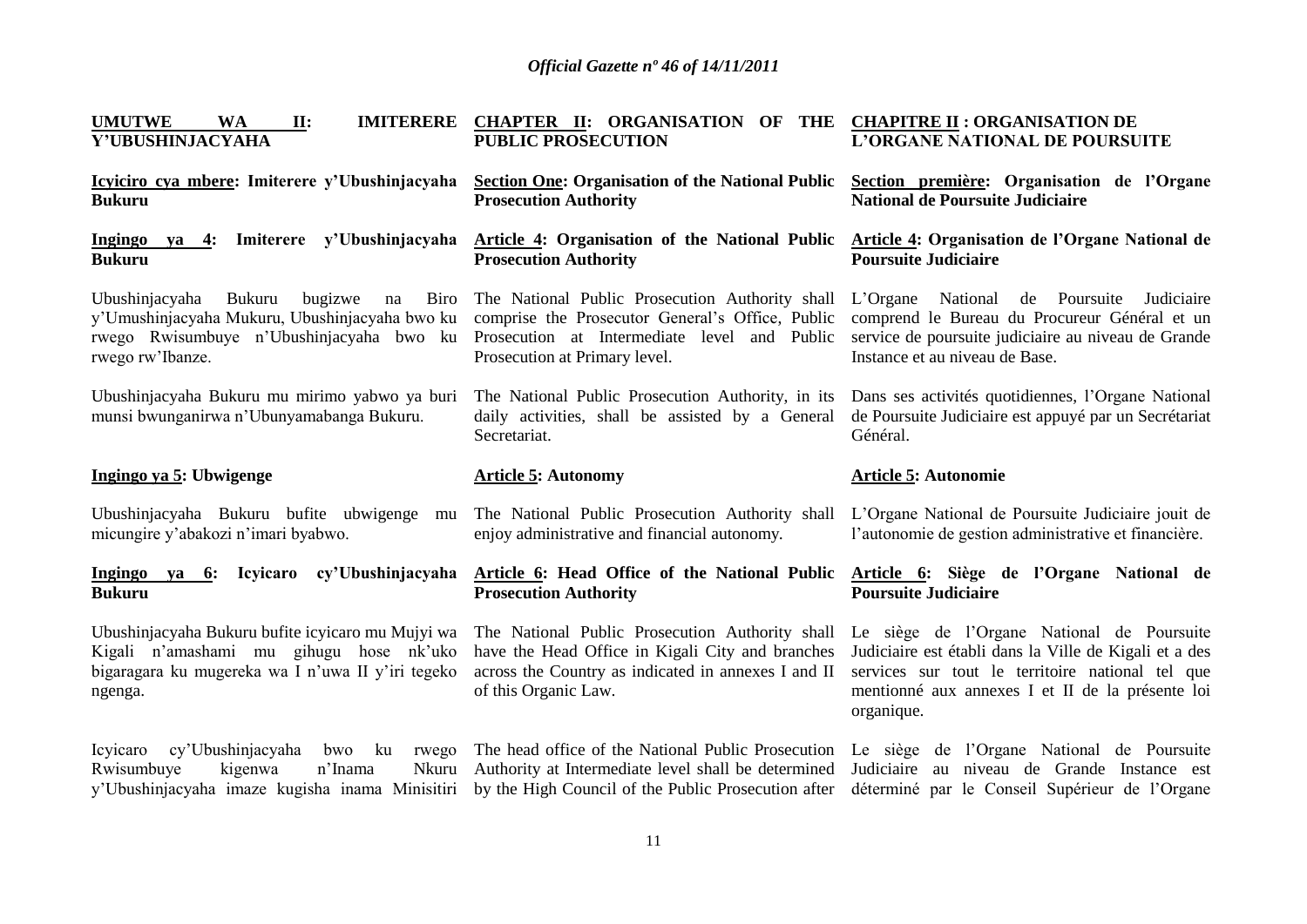**UMUTWE WA II: IMITERERE Y'UBUSHINJACYAHA**

**Icyiciro cya mbere: Imiterere y'Ubushinjacyaha Bukuru**

**Ingingo ya 4: Imiterere y'Ubushinjacyaha Bukuru**

Ubushinjacyaha Bukuru bugizwe na Biro y'Umushinjacyaha Mukuru, Ubushinjacyaha bwo ku rwego Rwisumbuye n'Ubushinjacyaha bwo ku rwego rw'Ibanze.

Ubushinjacyaha Bukuru mu mirimo yabwo ya buri munsi bwunganirwa n'Ubunyamabanga Bukuru.

**Ingingo ya 5: Ubwigenge**

Ubushinjacyaha Bukuru bufite ubwigenge mu micungire y'abakozi n'imari byabwo.

**Ingingo ya 6: Icyicaro cy'Ubushinjacyaha Bukuru**

Ubushinjacyaha Bukuru bufite icyicaro mu Mujyi wa Kigali n'amashami mu gihugu hose nk'uko bigaragara ku mugereka wa I n'uwa II y'iri tegeko ngenga.

Icyicaro cy'Ubushinjacyaha bwo ku rwego Rwisumbuye kigenwa n'Inama Nkuru y'Ubushinjacyaha imaze kugisha inama Minisitiri

**CHAPTER II: ORGANISATION OF THE PUBLIC PROSECUTION**

**Section One: Organisation of the National Public Prosecution Authority**

**Article 4: Organisation of the National Public Prosecution Authority**

The National Public Prosecution Authority shall comprise the Prosecutor General's Office, Public Prosecution at Intermediate level and Public Prosecution at Primary level.

The National Public Prosecution Authority, in its daily activities, shall be assisted by a General Secretariat.

**Article 5: Autonomy**

The National Public Prosecution Authority shall enjoy administrative and financial autonomy.

**Article 6: Head Office of the National Public Prosecution Authority**

The National Public Prosecution Authority shall have the Head Office in Kigali City and branches across the Country as indicated in annexes I and II of this Organic Law.

The head office of the National Public Prosecution Authority at Intermediate level shall be determined by the High Council of the Public Prosecution after

**CHAPITRE II : ORGANISATION DE L'ORGANE NATIONAL DE POURSUITE**

**Section première: Organisation de l'Organe National de Poursuite Judiciaire**

**Article 4: Organisation de l'Organe National de Poursuite Judiciaire**

L'Organe National de Poursuite Judiciaire comprend le Bureau du Procureur Général et un service de poursuite judiciaire au niveau de Grande Instance et au niveau de Base.

Dans ses activités quotidiennes, l'Organe National de Poursuite Judiciaire est appuyé par un Secrétariat Général.

**Article 5: Autonomie**

L'Organe National de Poursuite Judiciaire jouit de l'autonomie de gestion administrative et financière.

**Article 6: Siège de l'Organe National de Poursuite Judiciaire**

Le siège de l'Organe National de Poursuite Judiciaire est établi dans la Ville de Kigali et a des services sur tout le territoire national tel que mentionné aux annexes I et II de la présente loi organique.

Le siège de l'Organe National de Poursuite Judiciaire au niveau de Grande Instance est déterminé par le Conseil Supérieur de l'Organe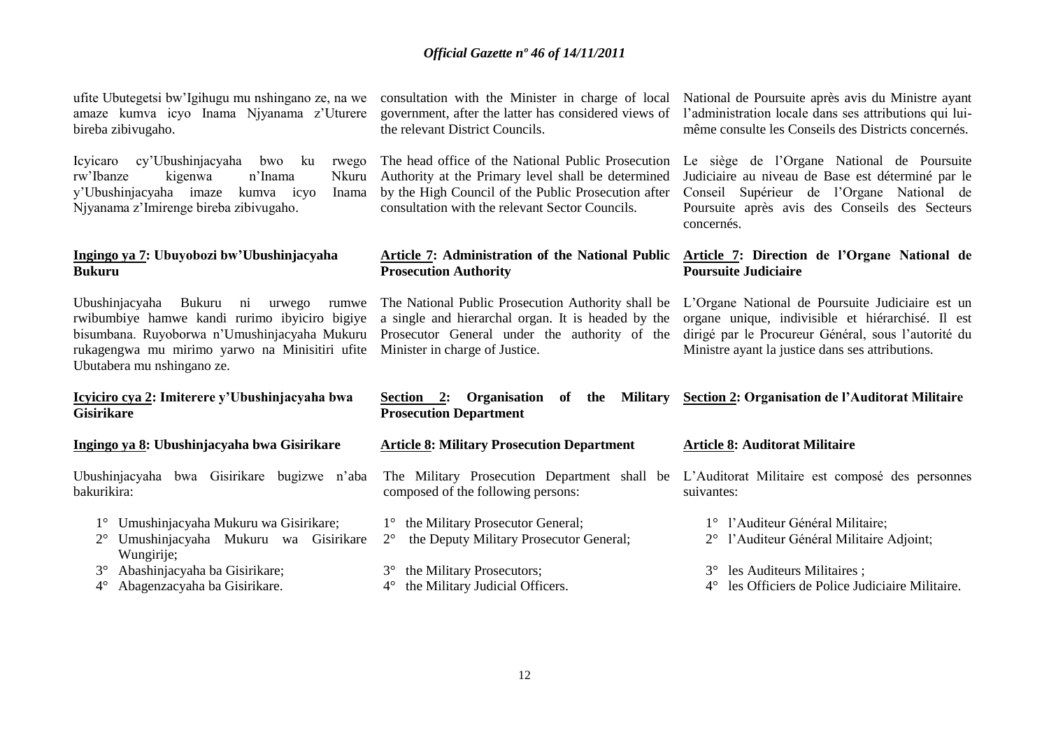ufite Ubutegetsi bw'Igihugu mu nshingano ze, na we amaze kumva icyo Inama Njyanama z'Uturere bireba zibivugaho.

Icyicaro cy'Ubushinjacyaha bwo ku rwego rw'Ibanze kigenwa n'Inama Nkuru y'Ubushinjacyaha imaze kumva icyo Inama Njyanama z'Imirenge bireba zibivugaho.

**Ingingo ya 7: Ubuyobozi bw'Ubushinjacyaha Bukuru**

Ubushinjacyaha Bukuru ni urwego rumwe rwibumbiye hamwe kandi rurimo ibyiciro bigiye bisumbana. Ruyoborwa n'Umushinjacyaha Mukuru rukagengwa mu mirimo yarwo na Minisitiri ufite Ubutabera mu nshingano ze.

**Icyiciro cya 2: Imiterere y'Ubushinjacyaha bwa Gisirikare**

**Ingingo ya 8: Ubushinjacyaha bwa Gisirikare**

Ubushinjacyaha bwa Gisirikare bugizwe n'aba bakurikira:

1° Umushinjacyaha Mukuru wa Gisirikare;
2° Umushinjacyaha Mukuru wa Gisirikare Wungirije;
3° Abashinjacyaha ba Gisirikare;
4° Abagenzacyaha ba Gisirikare.

consultation with the Minister in charge of local government, after the latter has considered views of the relevant District Councils.

The head office of the National Public Prosecution Authority at the Primary level shall be determined by the High Council of the Public Prosecution after consultation with the relevant Sector Councils.

**Article 7: Administration of the National Public Prosecution Authority**

The National Public Prosecution Authority shall be a single and hierarchal organ. It is headed by the Prosecutor General under the authority of the Minister in charge of Justice.

**Section 2: Organisation of the Military Prosecution Department**

**Article 8: Military Prosecution Department**

The Military Prosecution Department shall be composed of the following persons:

1° the Military Prosecutor General;
2° the Deputy Military Prosecutor General;
3° the Military Prosecutors;
4° the Military Judicial Officers.

National de Poursuite après avis du Ministre ayant l'administration locale dans ses attributions qui lui-même consulte les Conseils des Districts concernés.

Le siège de l'Organe National de Poursuite Judiciaire au niveau de Base est déterminé par le Conseil Supérieur de l'Organe National de Poursuite après avis des Conseils des Secteurs concernés.

**Article 7: Direction de l'Organe National de Poursuite Judiciaire**

L'Organe National de Poursuite Judiciaire est un organe unique, indivisible et hiérarchisé. Il est dirigé par le Procureur Général, sous l'autorité du Ministre ayant la justice dans ses attributions.

**Section 2: Organisation de l'Auditorat Militaire**

**Article 8: Auditorat Militaire**

L'Auditorat Militaire est composé des personnes suivantes:

1° l'Auditeur Général Militaire;
2° l'Auditeur Général Militaire Adjoint;
3° les Auditeurs Militaires ;
4° les Officiers de Police Judiciaire Militaire.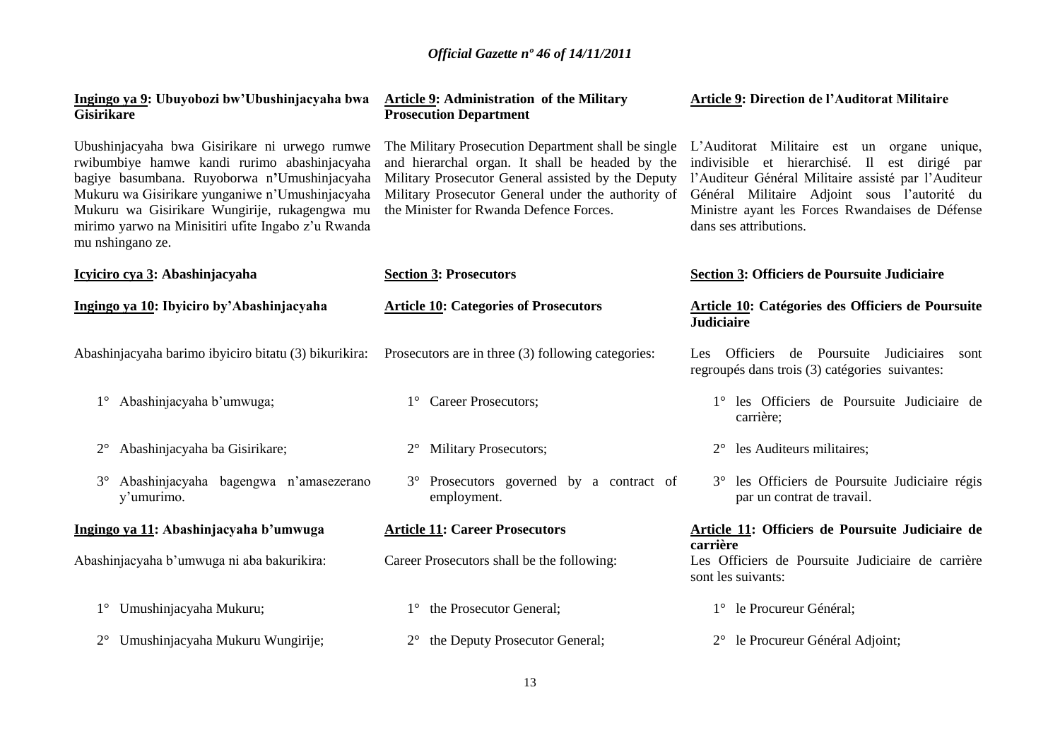**Ingingo ya 9: Ubuyobozi bw'Ubushinjacyaha bwa Gisirikare**

Ubushinjacyaha bwa Gisirikare ni urwego rumwe rwibumbiye hamwe kandi rurimo abashinjacyaha bagiye basumbana. Ruyoborwa n'Umushinjacyaha Mukuru wa Gisirikare yunganiwe n'Umushinjacyaha Mukuru wa Gisirikare Wungirije, rukagengwa mu mirimo yarwo na Minisitiri ufite Ingabo z'u Rwanda mu nshingano ze.

**Icyiciro cya 3: Abashinjacyaha**

**Ingingo ya 10: Ibyiciro by'Abashinjacyaha**

Abashinjacyaha barimo ibyiciro bitatu (3) bikurikira:

1° Abashinjacyaha b'umwuga;

2° Abashinjacyaha ba Gisirikare;

3° Abashinjacyaha bagengwa n'amasezerano y'umurimo.

**Ingingo ya 11: Abashinjacyaha b'umwuga**

Abashinjacyaha b'umwuga ni aba bakurikira:

1° Umushinjacyaha Mukuru;

2° Umushinjacyaha Mukuru Wungirije;

**Article 9: Administration of the Military Prosecution Department**

The Military Prosecution Department shall be single and hierarchal organ. It shall be headed by the Military Prosecutor General assisted by the Deputy Military Prosecutor General under the authority of the Minister for Rwanda Defence Forces.

**Section 3: Prosecutors**

**Article 10: Categories of Prosecutors**

Prosecutors are in three (3) following categories:

1° Career Prosecutors;

2° Military Prosecutors;

3° Prosecutors governed by a contract of employment.

**Article 11: Career Prosecutors**

Career Prosecutors shall be the following:

1° the Prosecutor General;

2° the Deputy Prosecutor General;

**Article 9: Direction de l'Auditorat Militaire**

L'Auditorat Militaire est un organe unique, indivisible et hierarchisé. Il est dirigé par l'Auditeur Général Militaire assisté par l'Auditeur Général Militaire Adjoint sous l'autorité du Ministre ayant les Forces Rwandaises de Défense dans ses attributions.

**Section 3: Officiers de Poursuite Judiciaire**

**Article 10: Catégories des Officiers de Poursuite Judiciaire**

Les Officiers de Poursuite Judiciaires sont regroupés dans trois (3) catégories suivantes:

1° les Officiers de Poursuite Judiciaire de carrière;

2° les Auditeurs militaires;

3° les Officiers de Poursuite Judiciaire régis par un contrat de travail.

**Article 11: Officiers de Poursuite Judiciaire de carrière**

Les Officiers de Poursuite Judiciaire de carrière sont les suivants:

1° le Procureur Général;

2° le Procureur Général Adjoint;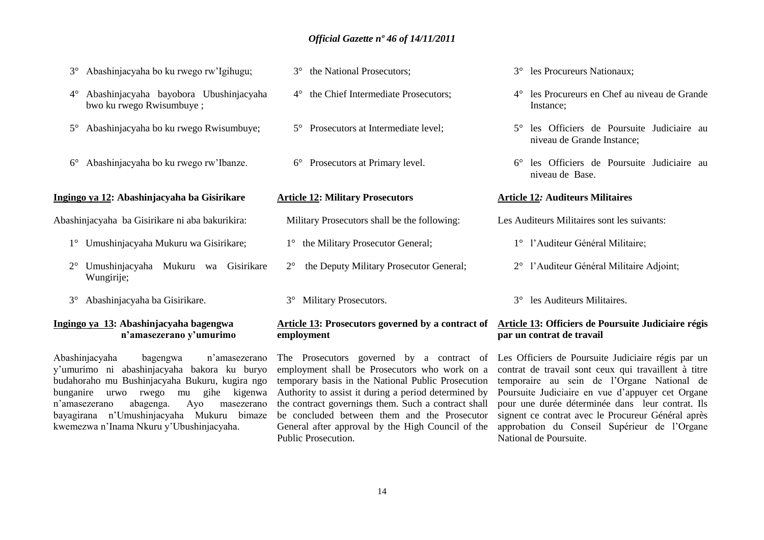3° Abashinjacyaha bo ku rwego rw'Igihugu;

4° Abashinjacyaha bayobora Ubushinjacyaha bwo ku rwego Rwisumbuye ;

5° Abashinjacyaha bo ku rwego Rwisumbuye;

6° Abashinjacyaha bo ku rwego rw'Ibanze.

**Ingingo ya 12: Abashinjacyaha ba Gisirikare**

Abashinjacyaha ba Gisirikare ni aba bakurikira:

1° Umushinjacyaha Mukuru wa Gisirikare;

2° Umushinjacyaha Mukuru wa Gisirikare Wungirije;

3° Abashinjacyaha ba Gisirikare.

**Ingingo ya 13: Abashinjacyaha bagengwa n'amasezerano y'umurimo**

Abashinjacyaha bagengwa n'amasezerano y'umurimo ni abashinjacyaha bakora ku buryo budahoraho mu Bushinjacyaha Bukuru, kugira ngo bunganire urwo rwego mu gihe kigenwa n'amasezerano abagenga. Ayo masezerano bayagirana n'Umushinjacyaha Mukuru bimaze kwemezwa n'Inama Nkuru y'Ubushinjacyaha.

3° the National Prosecutors;

4° the Chief Intermediate Prosecutors;

5° Prosecutors at Intermediate level;

6° Prosecutors at Primary level.

**Article 12: Military Prosecutors**

Military Prosecutors shall be the following:

1° the Military Prosecutor General;

2° the Deputy Military Prosecutor General;

3° Military Prosecutors.

**Article 13: Prosecutors governed by a contract of employment**

The Prosecutors governed by a contract of employment shall be Prosecutors who work on a temporary basis in the National Public Prosecution Authority to assist it during a period determined by the contract governings them. Such a contract shall be concluded between them and the Prosecutor General after approval by the High Council of the Public Prosecution.

3° les Procureurs Nationaux;

4° les Procureurs en Chef au niveau de Grande Instance;

5° les Officiers de Poursuite Judiciaire au niveau de Grande Instance;

6° les Officiers de Poursuite Judiciaire au niveau de Base.

**Article 12: Auditeurs Militaires**

Les Auditeurs Militaires sont les suivants:

1° l'Auditeur Général Militaire;

2° l'Auditeur Général Militaire Adjoint;

3° les Auditeurs Militaires.

**Article 13: Officiers de Poursuite Judiciaire régis par un contrat de travail**

Les Officiers de Poursuite Judiciaire régis par un contrat de travail sont ceux qui travaillent à titre temporaire au sein de l'Organe National de Poursuite Judiciaire en vue d'appuyer cet Organe pour une durée déterminée dans leur contrat. Ils signent ce contrat avec le Procureur Général après approbation du Conseil Supérieur de l'Organe National de Poursuite.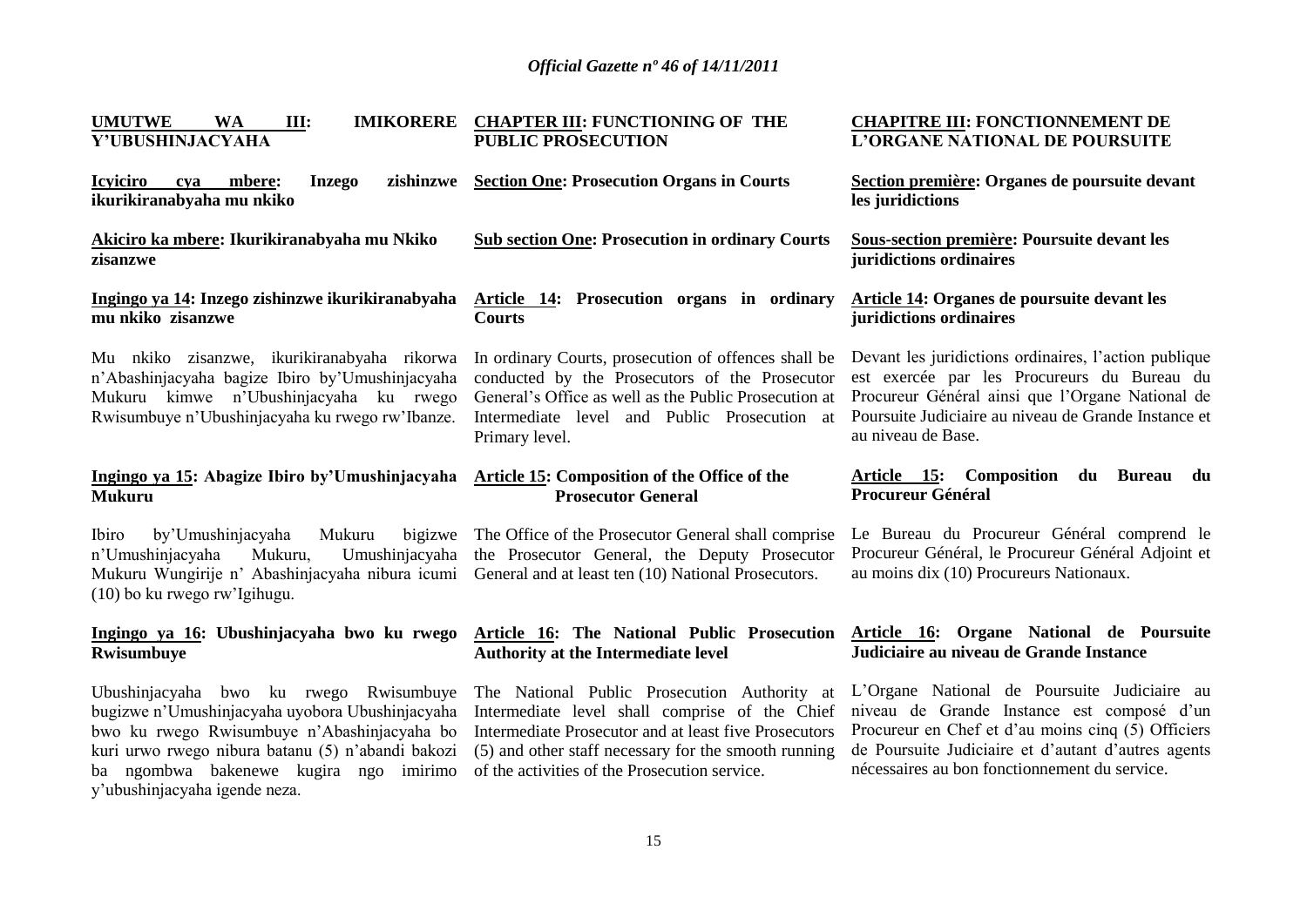**UMUTWE WA III: IMIKORERE Y'UBUSHINJACYAHA**

**Icyiciro cya mbere: Inzego zishinzwe ikurikiranabyaha mu nkiko**

**Akiciro ka mbere: Ikurikiranabyaha mu Nkiko zisanzwe**

**Ingingo ya 14: Inzego zishinzwe ikurikiranabyaha mu nkiko zisanzwe**

Mu nkiko zisanzwe, ikurikiranabyaha rikorwa n'Abashinjacyaha bagize Ibiro by'Umushinjacyaha Mukuru kimwe n'Ubushinjacyaha ku rwego Rwisumbuye n'Ubushinjacyaha ku rwego rw'Ibanze.

**Ingingo ya 15: Abagize Ibiro by'Umushinjacyaha Mukuru**

Ibiro by'Umushinjacyaha Mukuru bigizwe n'Umushinjacyaha Mukuru, Umushinjacyaha Mukuru Wungirije n' Abashinjacyaha nibura icumi (10) bo ku rwego rw'Igihugu.

**Ingingo ya 16: Ubushinjacyaha bwo ku rwego Rwisumbuye**

Ubushinjacyaha bwo ku rwego Rwisumbuye bugizwe n'Umushinjacyaha uyobora Ubushinjacyaha bwo ku rwego Rwisumbuye n'Abashinjacyaha bo kuri urwo rwego nibura batanu (5) n'abandi bakozi ba ngombwa bakenewe kugira ngo imirimo y'ubushinjacyaha igende neza.

**CHAPTER III: FUNCTIONING OF THE PUBLIC PROSECUTION**

**Section One: Prosecution Organs in Courts**

**Sub section One: Prosecution in ordinary Courts**

**Article 14: Prosecution organs in ordinary Courts**

In ordinary Courts, prosecution of offences shall be conducted by the Prosecutors of the Prosecutor General's Office as well as the Public Prosecution at Intermediate level and Public Prosecution at Primary level.

**Article 15: Composition of the Office of the Prosecutor General**

The Office of the Prosecutor General shall comprise the Prosecutor General, the Deputy Prosecutor General and at least ten (10) National Prosecutors.

**Article 16: The National Public Prosecution Authority at the Intermediate level**

The National Public Prosecution Authority at Intermediate level shall comprise of the Chief Intermediate Prosecutor and at least five Prosecutors (5) and other staff necessary for the smooth running of the activities of the Prosecution service.

**CHAPITRE III: FONCTIONNEMENT DE L'ORGANE NATIONAL DE POURSUITE**

**Section première: Organes de poursuite devant les juridictions**

**Sous-section première: Poursuite devant les juridictions ordinaires**

**Article 14: Organes de poursuite devant les juridictions ordinaires**

Devant les juridictions ordinaires, l'action publique est exercée par les Procureurs du Bureau du Procureur Général ainsi que l'Organe National de Poursuite Judiciaire au niveau de Grande Instance et au niveau de Base.

**Article 15: Composition du Bureau du Procureur Général**

Le Bureau du Procureur Général comprend le Procureur Général, le Procureur Général Adjoint et au moins dix (10) Procureurs Nationaux.

**Article 16: Organe National de Poursuite Judiciaire au niveau de Grande Instance**

L'Organe National de Poursuite Judiciaire au niveau de Grande Instance est composé d'un Procureur en Chef et d'au moins cinq (5) Officiers de Poursuite Judiciaire et d'autant d'autres agents nécessaires au bon fonctionnement du service.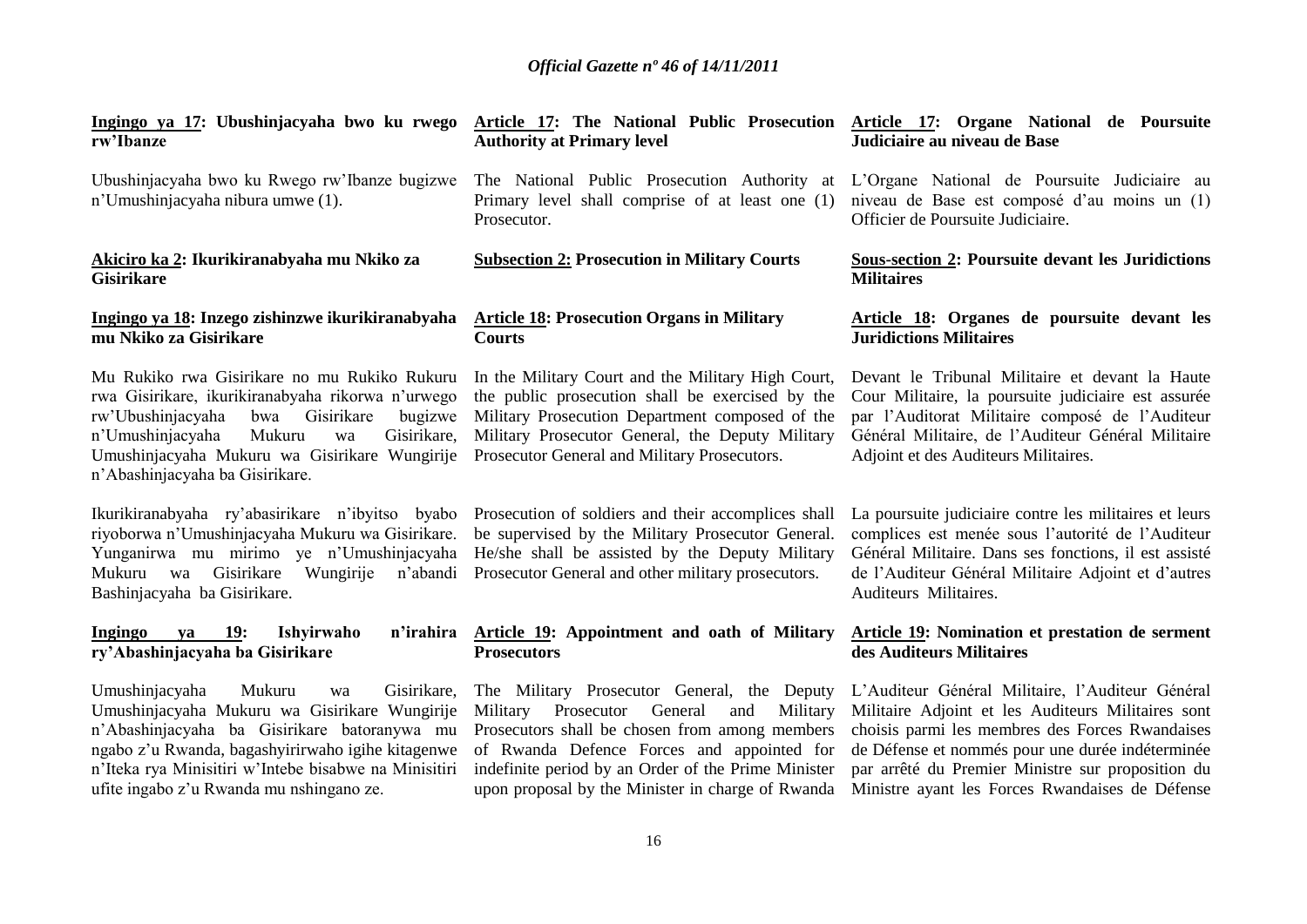**Ingingo ya 17: Ubushinjacyaha bwo ku rwego rw'Ibanze**

Ubushinjacyaha bwo ku Rwego rw'Ibanze bugizwe n'Umushinjacyaha nibura umwe (1).

**Akiciro ka 2: Ikurikiranabyaha mu Nkiko za Gisirikare**

**Ingingo ya 18: Inzego zishinzwe ikurikiranabyaha mu Nkiko za Gisirikare**

Mu Rukiko rwa Gisirikare no mu Rukiko Rukuru rwa Gisirikare, ikurikiranabyaha rikorwa n'urwego rw'Ubushinjacyaha bwa Gisirikare bugizwe n'Umushinjacyaha Mukuru wa Gisirikare, Umushinjacyaha Mukuru wa Gisirikare Wungirije n'Abashinjacyaha ba Gisirikare.

Ikurikiranabyaha ry'abasirikare n'ibyitso byabo riyoborwa n'Umushinjacyaha Mukuru wa Gisirikare. Yunganirwa mu mirimo ye n'Umushinjacyaha Mukuru wa Gisirikare Wungirije n'abandi Bashinjacyaha ba Gisirikare.

**Ingingo ya 19: Ishyirwaho n'irahira ry'Abashinjacyaha ba Gisirikare**

Umushinjacyaha Mukuru wa Gisirikare, Umushinjacyaha Mukuru wa Gisirikare Wungirije n'Abashinjacyaha ba Gisirikare batoranywa mu ngabo z'u Rwanda, bagashyirirwaho igihe kitagenwe n'Iteka rya Minisitiri w'Intebe bisabwe na Minisitiri ufite ingabo z'u Rwanda mu nshingano ze.

**Article 17: The National Public Prosecution Authority at Primary level**

The National Public Prosecution Authority at Primary level shall comprise of at least one (1) Prosecutor.

**Subsection 2: Prosecution in Military Courts**

**Article 18: Prosecution Organs in Military Courts**

In the Military Court and the Military High Court, the public prosecution shall be exercised by the Military Prosecution Department composed of the Military Prosecutor General, the Deputy Military Prosecutor General and Military Prosecutors.

Prosecution of soldiers and their accomplices shall be supervised by the Military Prosecutor General. He/she shall be assisted by the Deputy Military Prosecutor General and other military prosecutors.

**Article 19: Appointment and oath of Military Prosecutors**

The Military Prosecutor General, the Deputy Military Prosecutor General and Military Prosecutors shall be chosen from among members of Rwanda Defence Forces and appointed for indefinite period by an Order of the Prime Minister upon proposal by the Minister in charge of Rwanda

**Article 17: Organe National de Poursuite Judiciaire au niveau de Base**

L'Organe National de Poursuite Judiciaire au niveau de Base est composé d'au moins un (1) Officier de Poursuite Judiciaire.

**Sous-section 2: Poursuite devant les Juridictions Militaires**

**Article 18: Organes de poursuite devant les Juridictions Militaires**

Devant le Tribunal Militaire et devant la Haute Cour Militaire, la poursuite judiciaire est assurée par l'Auditorat Militaire composé de l'Auditeur Général Militaire, de l'Auditeur Général Militaire Adjoint et des Auditeurs Militaires.

La poursuite judiciaire contre les militaires et leurs complices est menée sous l'autorité de l'Auditeur Général Militaire. Dans ses fonctions, il est assisté de l'Auditeur Général Militaire Adjoint et d'autres Auditeurs Militaires.

**Article 19: Nomination et prestation de serment des Auditeurs Militaires**

L'Auditeur Général Militaire, l'Auditeur Général Militaire Adjoint et les Auditeurs Militaires sont choisis parmi les membres des Forces Rwandaises de Défense et nommés pour une durée indéterminée par arrêté du Premier Ministre sur proposition du Ministre ayant les Forces Rwandaises de Défense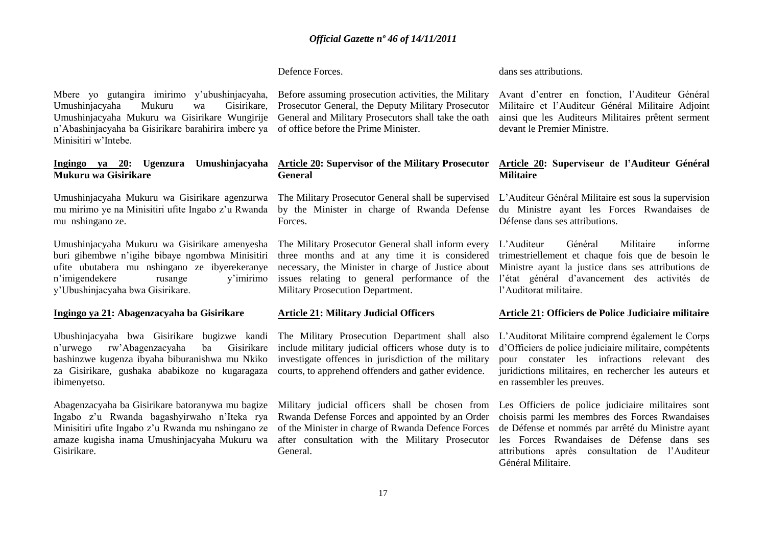Defence Forces.

dans ses attributions.

Mbere yo gutangira imirimo y'ubushinjacyaha, Umushinjacyaha Mukuru wa Gisirikare, Umushinjacyaha Mukuru wa Gisirikare Wungirije n'Abashinjacyaha ba Gisirikare barahirira imbere ya Minisitiri w'Intebe.

Before assuming prosecution activities, the Military Prosecutor General, the Deputy Military Prosecutor General and Military Prosecutors shall take the oath of office before the Prime Minister.

Avant d'entrer en fonction, l'Auditeur Général Militaire et l'Auditeur Général Militaire Adjoint ainsi que les Auditeurs Militaires prêtent serment devant le Premier Ministre.

**Ingingo ya 20: Ugenzura Umushinjacyaha Mukuru wa Gisirikare**

Umushinjacyaha Mukuru wa Gisirikare agenzurwa mu mirimo ye na Minisitiri ufite Ingabo z'u Rwanda mu nshingano ze.

Umushinjacyaha Mukuru wa Gisirikare amenyesha buri gihembwe n'igihe bibaye ngombwa Minisitiri ufite ubutabera mu nshingano ze ibyerekeranye n'imigendekere rusange y'imirimo y'Ubushinjacyaha bwa Gisirikare.

**Article 20: Supervisor of the Military Prosecutor General**

The Military Prosecutor General shall be supervised by the Minister in charge of Rwanda Defense Forces.

The Military Prosecutor General shall inform every three months and at any time it is considered necessary, the Minister in charge of Justice about issues relating to general performance of the Military Prosecution Department.

**Article 20: Superviseur de l'Auditeur Général Militaire**

L'Auditeur Général Militaire est sous la supervision du Ministre ayant les Forces Rwandaises de Défense dans ses attributions.

L'Auditeur Général Militaire informe trimestriellement et chaque fois que de besoin le Ministre ayant la justice dans ses attributions de l'état général d'avancement des activités de l'Auditorat militaire.

**Ingingo ya 21: Abagenzacyaha ba Gisirikare**

Ubushinjacyaha bwa Gisirikare bugizwe kandi n'urwego rw'Abagenzacyaha ba Gisirikare bashinzwe kugenza ibyaha biburanishwa mu Nkiko za Gisirikare, gushaka ababikoze no kugaragaza ibimenyetso.

Abagenzacyaha ba Gisirikare batoranywa mu bagize Ingabo z'u Rwanda bagashyirwaho n'Iteka rya Minisitiri ufite Ingabo z'u Rwanda mu nshingano ze amaze kugisha inama Umushinjacyaha Mukuru wa Gisirikare.

**Article 21: Military Judicial Officers**

The Military Prosecution Department shall also include military judicial officers whose duty is to investigate offences in jurisdiction of the military courts, to apprehend offenders and gather evidence.

Military judicial officers shall be chosen from Rwanda Defense Forces and appointed by an Order of the Minister in charge of Rwanda Defence Forces after consultation with the Military Prosecutor General.

**Article 21: Officiers de Police Judiciaire militaire**

L'Auditorat Militaire comprend également le Corps d'Officiers de police judiciaire militaire, compétents pour constater les infractions relevant des juridictions militaires, en rechercher les auteurs et en rassembler les preuves.

Les Officiers de police judiciaire militaires sont choisis parmi les membres des Forces Rwandaises de Défense et nommés par arrêté du Ministre ayant les Forces Rwandaises de Défense dans ses attributions après consultation de l'Auditeur Général Militaire.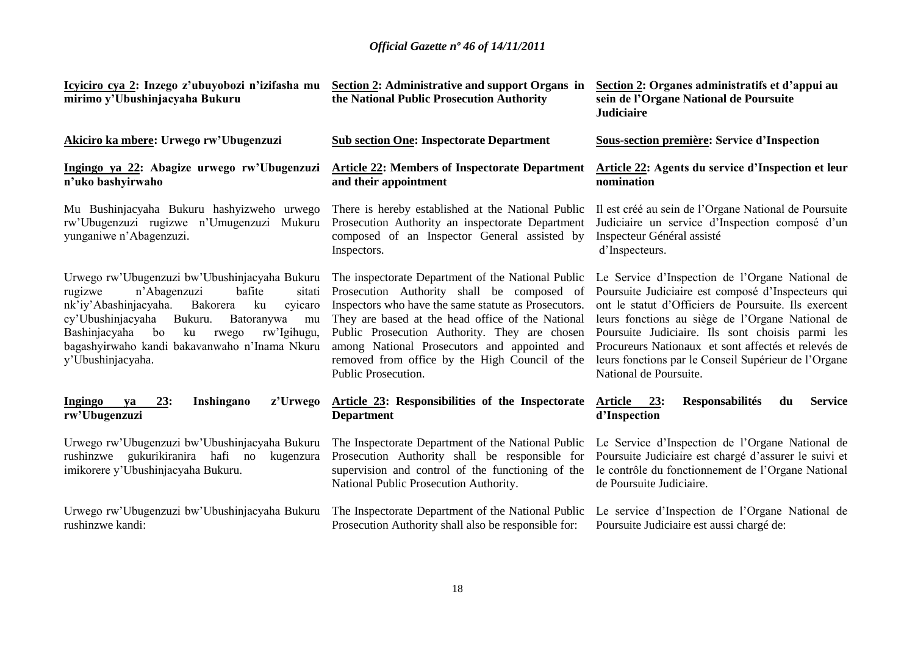**Icyiciro cya 2: Inzego z'ubuyobozi n'izifasha mu mirimo y'Ubushinjacyaha Bukuru**

**Akiciro ka mbere: Urwego rw'Ubugenzuzi**

**Ingingo ya 22: Abagize urwego rw'Ubugenzuzi n'uko bashyirwaho**

Mu Bushinjacyaha Bukuru hashyizweho urwego rw'Ubugenzuzi rugizwe n'Umugenzuzi Mukuru yunganiwe n'Abagenzuzi.

Urwego rw'Ubugenzuzi bw'Ubushinjacyaha Bukuru rugizwe n'Abagenzuzi bafite sitati nk'iy'Abashinjacyaha. Bakorera ku cyicaro cy'Ubushinjacyaha Bukuru. Batoranywa mu Bashinjacyaha bo ku rwego rw'Igihugu, bagashyirwaho kandi bakavanwaho n'Inama Nkuru y'Ubushinjacyaha.

**Ingingo ya 23: Inshingano z'Urwego rw'Ubugenzuzi**

Urwego rw'Ubugenzuzi bw'Ubushinjacyaha Bukuru rushinzwe gukurikiranira hafi no kugenzura imikorere y'Ubushinjacyaha Bukuru.

Urwego rw'Ubugenzuzi bw'Ubushinjacyaha Bukuru rushinzwe kandi:

**Section 2: Administrative and support Organs in the National Public Prosecution Authority**

**Sub section One: Inspectorate Department**

**Article 22: Members of Inspectorate Department and their appointment**

There is hereby established at the National Public Prosecution Authority an inspectorate Department composed of an Inspector General assisted by Inspectors.

The inspectorate Department of the National Public Prosecution Authority shall be composed of Inspectors who have the same statute as Prosecutors. They are based at the head office of the National Public Prosecution Authority. They are chosen among National Prosecutors and appointed and removed from office by the High Council of the Public Prosecution.

**Article 23: Responsibilities of the Inspectorate Department**

The Inspectorate Department of the National Public Prosecution Authority shall be responsible for supervision and control of the functioning of the National Public Prosecution Authority.

The Inspectorate Department of the National Public Prosecution Authority shall also be responsible for:

**Section 2: Organes administratifs et d'appui au sein de l'Organe National de Poursuite Judiciaire**

**Sous-section première: Service d'Inspection**

**Article 22: Agents du service d'Inspection et leur nomination**

Il est créé au sein de l'Organe National de Poursuite Judiciaire un service d'Inspection composé d'un Inspecteur Général assisté d'Inspecteurs.

Le Service d'Inspection de l'Organe National de Poursuite Judiciaire est composé d'Inspecteurs qui ont le statut d'Officiers de Poursuite. Ils exercent leurs fonctions au siège de l'Organe National de Poursuite Judiciaire. Ils sont choisis parmi les Procureurs Nationaux et sont affectés et relevés de leurs fonctions par le Conseil Supérieur de l'Organe National de Poursuite.

**Article 23: Responsabilités du Service d'Inspection**

Le Service d'Inspection de l'Organe National de Poursuite Judiciaire est chargé d'assurer le suivi et le contrôle du fonctionnement de l'Organe National de Poursuite Judiciaire.

Le service d'Inspection de l'Organe National de Poursuite Judiciaire est aussi chargé de: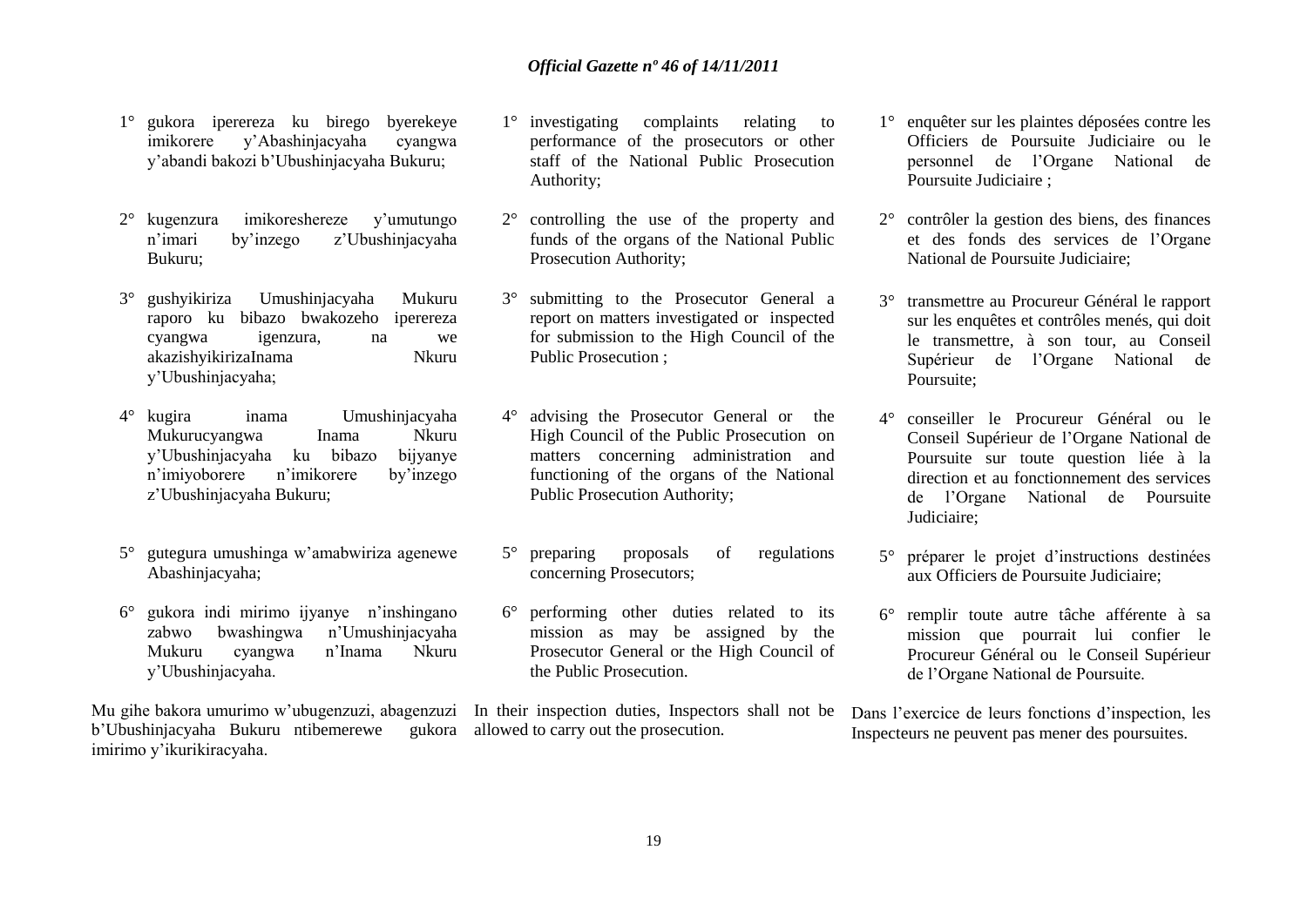1° gukora iperereza ku birego byerekeye imikorere y'Abashinjacyaha cyangwa y'abandi bakozi b'Ubushinjacyaha Bukuru;

2° kugenzura imikoreshereze y'umutungo n'imari by'inzego z'Ubushinjacyaha Bukuru;

3° gushyikiriza Umushinjacyaha Mukuru raporo ku bibazo bwakozeho iperereza cyangwa igenzura, na we akazishyikirizaInama Nkuru y'Ubushinjacyaha;

4° kugira inama Umushinjacyaha Mukurucyangwa Inama Nkuru y'Ubushinjacyaha ku bibazo bijyanye n'imiyoborere n'imikorere by'inzego z'Ubushinjacyaha Bukuru;

5° gutegura umushinga w'amabwiriza agenewe Abashinjacyaha;

6° gukora indi mirimo ijyanye n'inshingano zabwo bwashingwa n'Umushinjacyaha Mukuru cyangwa n'Inama Nkuru y'Ubushinjacyaha.

Mu gihe bakora umurimo w'ubugenzuzi, abagenzuzi b'Ubushinjacyaha Bukuru ntibemerewe gukora imirimo y'ikurikiracyaha.

1° investigating complaints relating to performance of the prosecutors or other staff of the National Public Prosecution Authority;

2° controlling the use of the property and funds of the organs of the National Public Prosecution Authority;

3° submitting to the Prosecutor General a report on matters investigated or inspected for submission to the High Council of the Public Prosecution ;

4° advising the Prosecutor General or the High Council of the Public Prosecution on matters concerning administration and functioning of the organs of the National Public Prosecution Authority;

5° preparing proposals of regulations concerning Prosecutors;

6° performing other duties related to its mission as may be assigned by the Prosecutor General or the High Council of the Public Prosecution.

In their inspection duties, Inspectors shall not be allowed to carry out the prosecution.

1° enquêter sur les plaintes déposées contre les Officiers de Poursuite Judiciaire ou le personnel de l'Organe National de Poursuite Judiciaire ;

2° contrôler la gestion des biens, des finances et des fonds des services de l'Organe National de Poursuite Judiciaire;

3° transmettre au Procureur Général le rapport sur les enquêtes et contrôles menés, qui doit le transmettre, à son tour, au Conseil Supérieur de l'Organe National de Poursuite;

4° conseiller le Procureur Général ou le Conseil Supérieur de l'Organe National de Poursuite sur toute question liée à la direction et au fonctionnement des services de l'Organe National de Poursuite Judiciaire;

5° préparer le projet d'instructions destinées aux Officiers de Poursuite Judiciaire;

6° remplir toute autre tâche afférente à sa mission que pourrait lui confier le Procureur Général ou le Conseil Supérieur de l'Organe National de Poursuite.

Dans l'exercice de leurs fonctions d'inspection, les Inspecteurs ne peuvent pas mener des poursuites.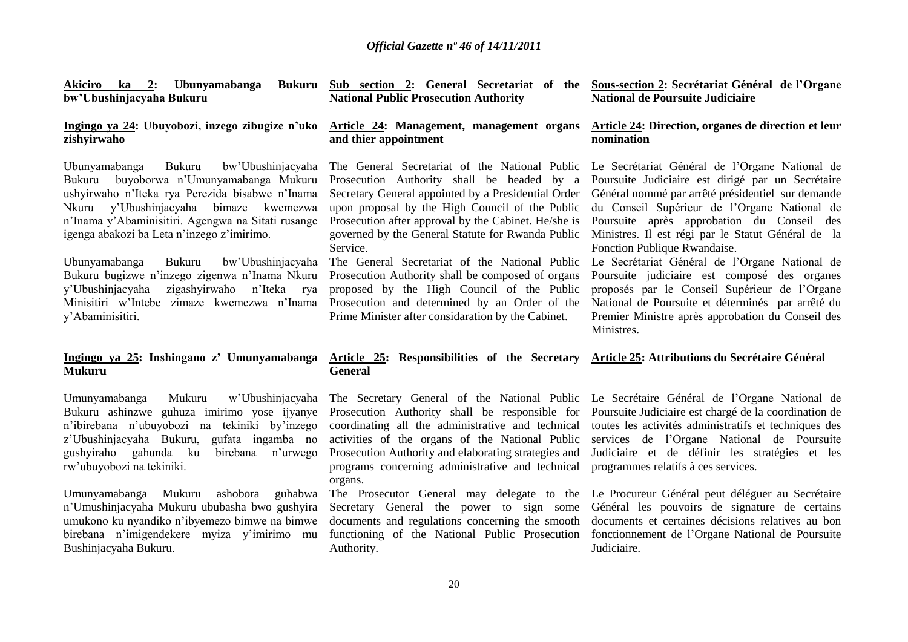**Akiciro ka 2: Ubunyamabanga Bukuru bw'Ubushinjacyaha Bukuru**

**Ingingo ya 24: Ubuyobozi, inzego zibugize n'uko zishyirwaho**

Ubunyamabanga Bukuru bw'Ubushinjacyaha Bukuru buyoborwa n'Umunyamabanga Mukuru ushyirwaho n'Iteka rya Perezida bisabwe n'Inama Nkuru y'Ubushinjacyaha bimaze kwemezwa n'Inama y'Abaminisitiri. Agengwa na Sitati rusange igenga abakozi ba Leta n'inzego z'imirimo.

Ubunyamabanga Bukuru bw'Ubushinjacyaha Bukuru bugizwe n'inzego zigenwa n'Inama Nkuru y'Ubushinjacyaha zigashyirwaho n'Iteka rya Minisitiri w'Intebe zimaze kwemezwa n'Inama y'Abaminisitiri.

**Ingingo ya 25: Inshingano z' Umunyamabanga Mukuru**

Umunyamabanga Mukuru w'Ubushinjacyaha Bukuru ashinzwe guhuza imirimo yose ijyanye n'ibirebana n'ubuyobozi na tekiniki by'inzego z'Ubushinjacyaha Bukuru, gufata ingamba no gushyiraho gahunda ku birebana n'urwego rw'ubuyobozi na tekiniki.

Umunyamabanga Mukuru ashobora guhabwa n'Umushinjacyaha Mukuru ububasha bwo gushyira umukono ku nyandiko n'ibyemezo bimwe na bimwe birebana n'imigendekere myiza y'imirimo mu Bushinjacyaha Bukuru.

**Sub section 2: General Secretariat of the National Public Prosecution Authority**

**Article 24: Management, management organs and thier appointment**

The General Secretariat of the National Public Prosecution Authority shall be headed by a Secretary General appointed by a Presidential Order upon proposal by the High Council of the Public Prosecution after approval by the Cabinet. He/she is governed by the General Statute for Rwanda Public Service.

The General Secretariat of the National Public Prosecution Authority shall be composed of organs proposed by the High Council of the Public Prosecution and determined by an Order of the Prime Minister after considaration by the Cabinet.

**Article 25: Responsibilities of the Secretary General**

The Secretary General of the National Public Prosecution Authority shall be responsible for coordinating all the administrative and technical activities of the organs of the National Public Prosecution Authority and elaborating strategies and programs concerning administrative and technical organs.

The Prosecutor General may delegate to the Secretary General the power to sign some documents and regulations concerning the smooth functioning of the National Public Prosecution Authority.

**Sous-section 2: Secrétariat Général de l'Organe National de Poursuite Judiciaire**

**Article 24: Direction, organes de direction et leur nomination**

Le Secrétariat Général de l'Organe National de Poursuite Judiciaire est dirigé par un Secrétaire Général nommé par arrêté présidentiel sur demande du Conseil Supérieur de l'Organe National de Poursuite après approbation du Conseil des Ministres. Il est régi par le Statut Général de la Fonction Publique Rwandaise.

Le Secrétariat Général de l'Organe National de Poursuite judiciaire est composé des organes proposés par le Conseil Supérieur de l'Organe National de Poursuite et déterminés par arrêté du Premier Ministre après approbation du Conseil des Ministres.

**Article 25: Attributions du Secrétaire Général**

Le Secrétaire Général de l'Organe National de Poursuite Judiciaire est chargé de la coordination de toutes les activités administratifs et techniques des services de l'Organe National de Poursuite Judiciaire et de définir les stratégies et les programmes relatifs à ces services.

Le Procureur Général peut déléguer au Secrétaire Général les pouvoirs de signature de certains documents et certaines décisions relatives au bon fonctionnement de l'Organe National de Poursuite Judiciaire.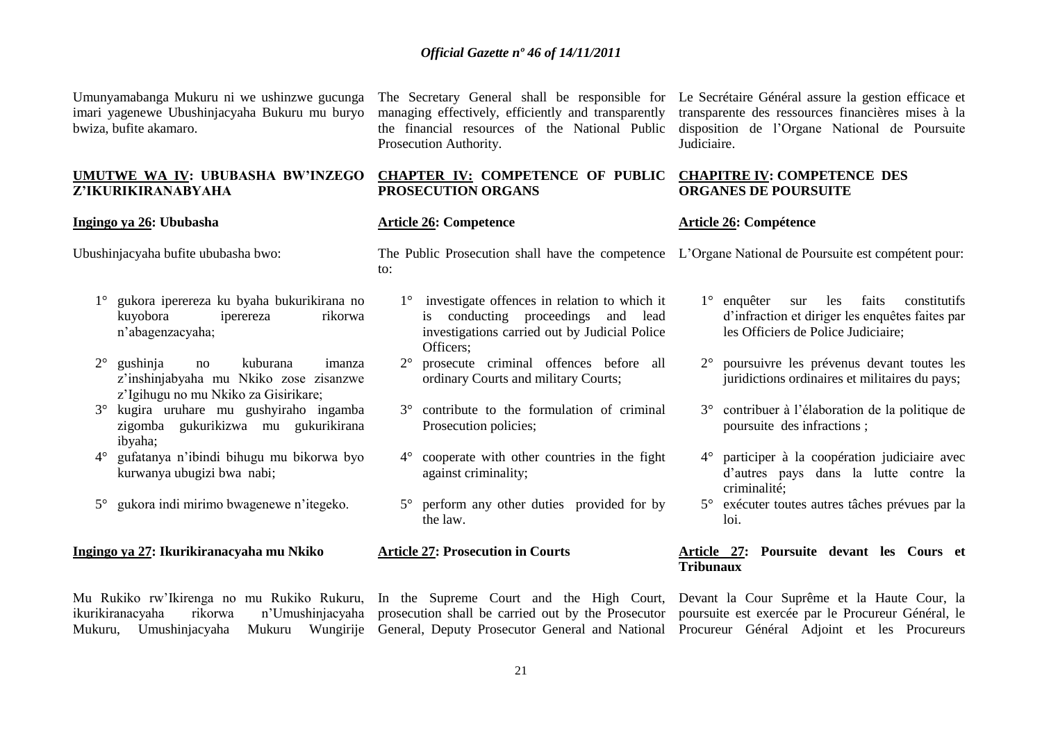Umunyamabanga Mukuru ni we ushinzwe gucunga imari yagenewe Ubushinjacyaha Bukuru mu buryo bwiza, bufite akamaro.

**UMUTWE WA IV: UBUBASHA BW'INZEGO Z'IKURIKIRANABYAHA**

**Ingingo ya 26: Ububasha**

Ubushinjacyaha bufite ububasha bwo:

1° gukora iperereza ku byaha bukurikirana no kuyobora iperereza rikorwa n'abagenzacyaha;

2° gushinja no kuburana imanza z'inshinjabyaha mu Nkiko zose zisanzwe z'Igihugu no mu Nkiko za Gisirikare;

3° kugira uruhare mu gushyiraho ingamba zigomba gukurikizwa mu gukurikirana ibyaha;

4° gufatanya n'ibindi bihugu mu bikorwa byo kurwanya ubugizi bwa nabi;

5° gukora indi mirimo bwagenewe n'itegeko.

**Ingingo ya 27: Ikurikiranacyaha mu Nkiko**

Mu Rukiko rw'Ikirenga no mu Rukiko Rukuru, ikurikiranacyaha rikorwa n'Umushinjacyaha Mukuru, Umushinjacyaha Mukuru Wungirije

The Secretary General shall be responsible for managing effectively, efficiently and transparently the financial resources of the National Public Prosecution Authority.

**CHAPTER IV: COMPETENCE OF PUBLIC PROSECUTION ORGANS**

**Article 26: Competence**

The Public Prosecution shall have the competence to:

1° investigate offences in relation to which it is conducting proceedings and lead investigations carried out by Judicial Police Officers;

2° prosecute criminal offences before all ordinary Courts and military Courts;

3° contribute to the formulation of criminal Prosecution policies;

4° cooperate with other countries in the fight against criminality;

5° perform any other duties provided for by the law.

**Article 27: Prosecution in Courts**

In the Supreme Court and the High Court, prosecution shall be carried out by the Prosecutor General, Deputy Prosecutor General and National

Le Secrétaire Général assure la gestion efficace et transparente des ressources financières mises à la disposition de l'Organe National de Poursuite Judiciaire.

**CHAPITRE IV: COMPETENCE DES ORGANES DE POURSUITE**

**Article 26: Compétence**

L'Organe National de Poursuite est compétent pour:

1° enquêter sur les faits constitutifs d'infraction et diriger les enquêtes faites par les Officiers de Police Judiciaire;

2° poursuivre les prévenus devant toutes les juridictions ordinaires et militaires du pays;

3° contribuer à l'élaboration de la politique de poursuite des infractions ;

4° participer à la coopération judiciaire avec d'autres pays dans la lutte contre la criminalité;

5° exécuter toutes autres tâches prévues par la loi.

**Article 27: Poursuite devant les Cours et Tribunaux**

Devant la Cour Suprême et la Haute Cour, la poursuite est exercée par le Procureur Général, le Procureur Général Adjoint et les Procureurs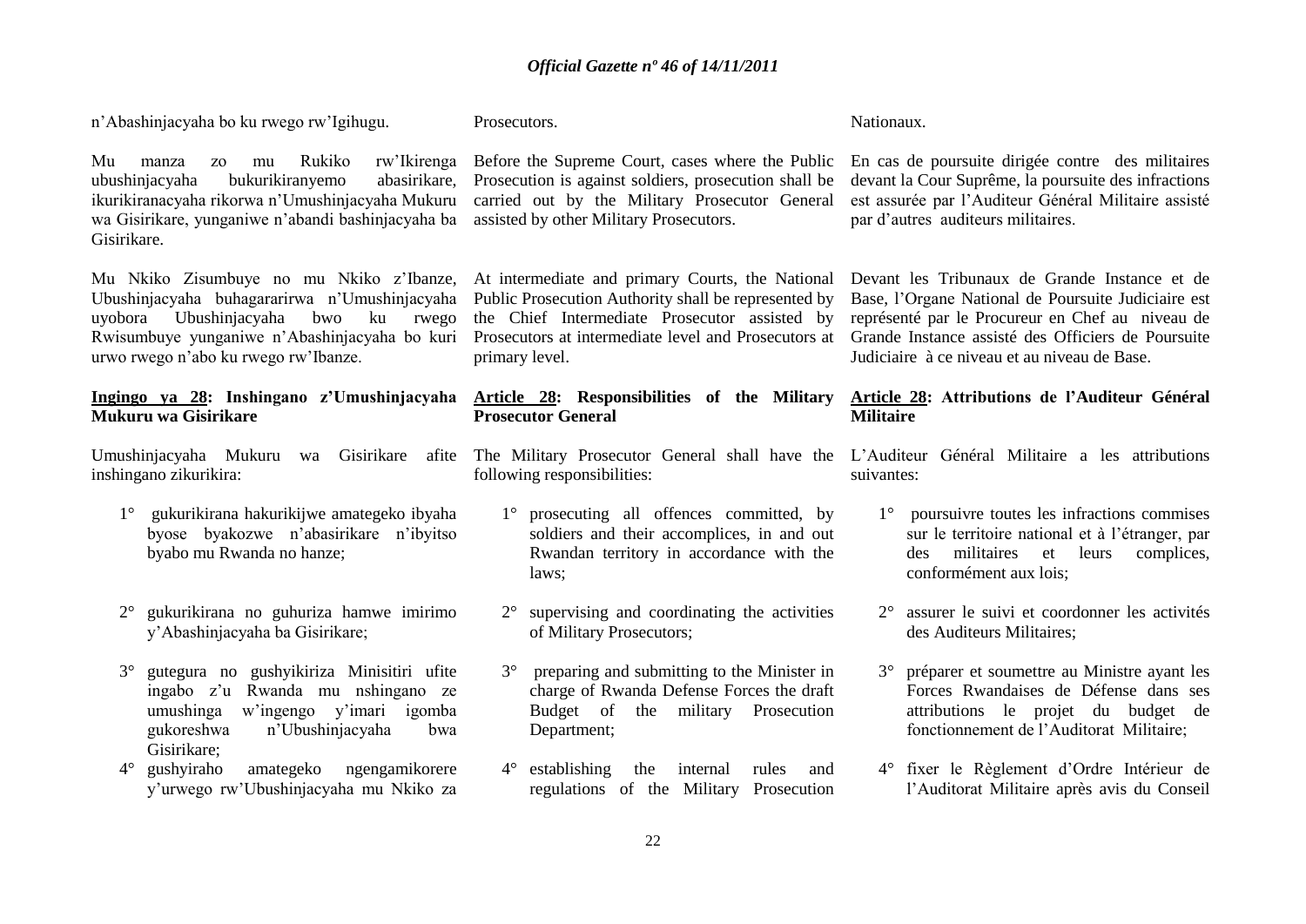n'Abashinjacyaha bo ku rwego rw'Igihugu.

Mu manza zo mu Rukiko rw'Ikirenga ubushinjacyaha bukurikiranyemo abasirikare, ikurikiranacyaha rikorwa n'Umushinjacyaha Mukuru wa Gisirikare, yunganiwe n'abandi bashinjacyaha ba Gisirikare.

Mu Nkiko Zisumbuye no mu Nkiko z'Ibanze, Ubushinjacyaha buhagararirwa n'Umushinjacyaha uyobora Ubushinjacyaha bwo ku rwego Rwisumbuye yunganiwe n'Abashinjacyaha bo kuri urwo rwego n'abo ku rwego rw'Ibanze.

**Ingingo ya 28: Inshingano z'Umushinjacyaha Mukuru wa Gisirikare**

Umushinjacyaha Mukuru wa Gisirikare afite inshingano zikurikira:

1° gukurikirana hakurikijwe amategeko ibyaha byose byakozwe n'abasirikare n'ibyitso byabo mu Rwanda no hanze;

2° gukurikirana no guhuriza hamwe imirimo y'Abashinjacyaha ba Gisirikare;

3° gutegura no gushyikiriza Minisitiri ufite ingabo z'u Rwanda mu nshingano ze umushinga w'ingengo y'imari igomba gukoreshwa n'Ubushinjacyaha bwa Gisirikare;

4° gushyiraho amategeko ngengamikorere y'urwego rw'Ubushinjacyaha mu Nkiko za

Prosecutors.

Before the Supreme Court, cases where the Public Prosecution is against soldiers, prosecution shall be carried out by the Military Prosecutor General assisted by other Military Prosecutors.

At intermediate and primary Courts, the National Public Prosecution Authority shall be represented by the Chief Intermediate Prosecutor assisted by Prosecutors at intermediate level and Prosecutors at primary level.

**Article 28: Responsibilities of the Military Prosecutor General**

The Military Prosecutor General shall have the following responsibilities:

1° prosecuting all offences committed, by soldiers and their accomplices, in and out Rwandan territory in accordance with the laws;

2° supervising and coordinating the activities of Military Prosecutors;

3° preparing and submitting to the Minister in charge of Rwanda Defense Forces the draft Budget of the military Prosecution Department;

4° establishing the internal rules and regulations of the Military Prosecution

Nationaux.

En cas de poursuite dirigée contre des militaires devant la Cour Suprême, la poursuite des infractions est assurée par l'Auditeur Général Militaire assisté par d'autres auditeurs militaires.

Devant les Tribunaux de Grande Instance et de Base, l'Organe National de Poursuite Judiciaire est représenté par le Procureur en Chef au niveau de Grande Instance assisté des Officiers de Poursuite Judiciaire à ce niveau et au niveau de Base.

**Article 28: Attributions de l'Auditeur Général Militaire**

L'Auditeur Général Militaire a les attributions suivantes:

1° poursuivre toutes les infractions commises sur le territoire national et à l'étranger, par des militaires et leurs complices, conformément aux lois;

2° assurer le suivi et coordonner les activités des Auditeurs Militaires;

3° préparer et soumettre au Ministre ayant les Forces Rwandaises de Défense dans ses attributions le projet du budget de fonctionnement de l'Auditorat Militaire;

4° fixer le Règlement d'Ordre Intérieur de l'Auditorat Militaire après avis du Conseil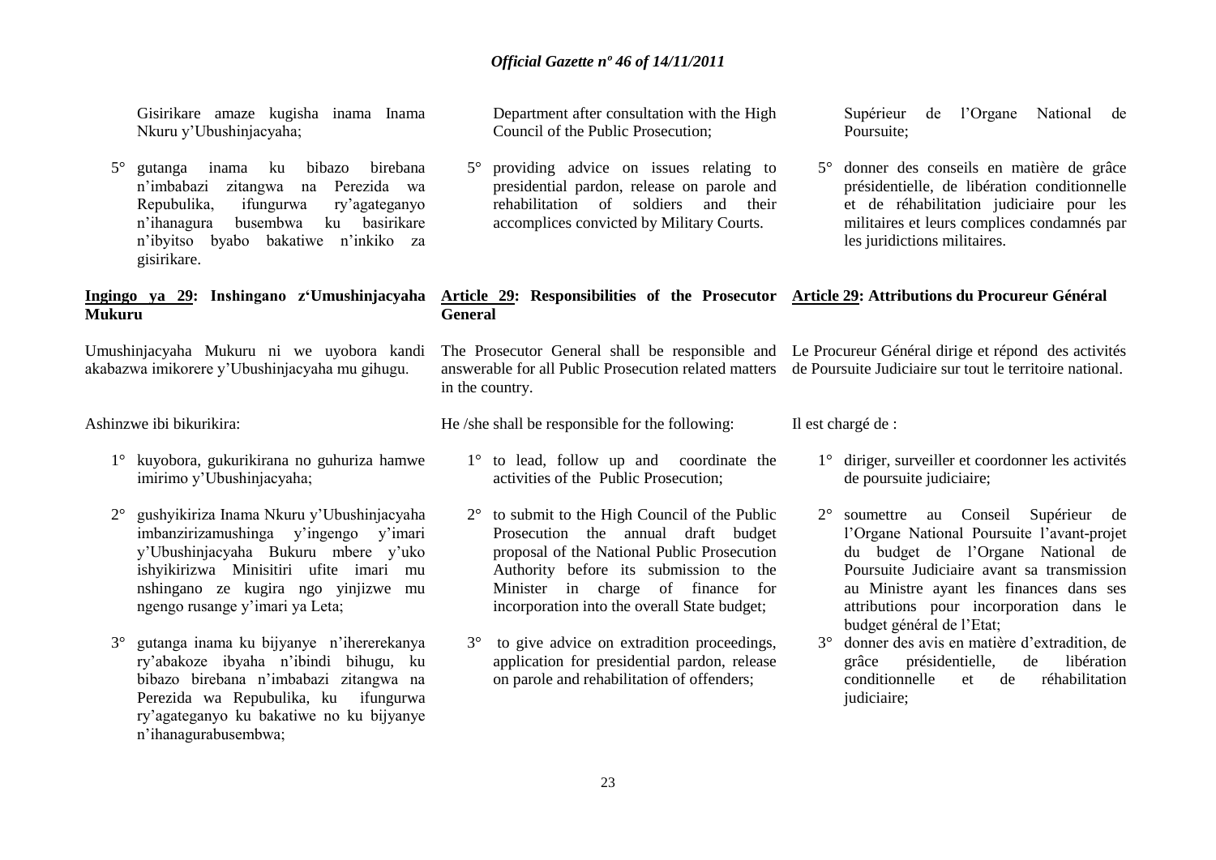Gisirikare amaze kugisha inama Inama Nkuru y'Ubushinjacyaha;

5° gutanga inama ku bibazo birebana n'imbabazi zitangwa na Perezida wa Repubulika, ifungurwa ry'agateganyo n'ihanagura busembwa ku basirikare n'ibyitso byabo bakatiwe n'inkiko za gisirikare.

**Ingingo ya 29: Inshingano z'Umushinjacyaha Mukuru**

Umushinjacyaha Mukuru ni we uyobora kandi akabazwa imikorere y'Ubushinjacyaha mu gihugu.

Ashinzwe ibi bikurikira:

1° kuyobora, gukurikirana no guhuriza hamwe imirimo y'Ubushinjacyaha;

2° gushyikiriza Inama Nkuru y'Ubushinjacyaha imbanzirizamushinga y'ingengo y'imari y'Ubushinjacyaha Bukuru mbere y'uko ishyikirizwa Minisitiri ufite imari mu nshingano ze kugira ngo yinjizwe mu ngengo rusange y'imari ya Leta;

3° gutanga inama ku bijyanye n'ihererekanya ry'abakoze ibyaha n'ibindi bihugu, ku bibazo birebana n'imbabazi zitangwa na Perezida wa Repubulika, ku ifungurwa ry'agateganyo ku bakatiwe no ku bijyanye n'ihanagurabusembwa;

Department after consultation with the High Council of the Public Prosecution;

5° providing advice on issues relating to presidential pardon, release on parole and rehabilitation of soldiers and their accomplices convicted by Military Courts.

**Article 29: Responsibilities of the Prosecutor General**

The Prosecutor General shall be responsible and answerable for all Public Prosecution related matters in the country.

He /she shall be responsible for the following:

1° to lead, follow up and coordinate the activities of the Public Prosecution;

2° to submit to the High Council of the Public Prosecution the annual draft budget proposal of the National Public Prosecution Authority before its submission to the Minister in charge of finance for incorporation into the overall State budget;

3° to give advice on extradition proceedings, application for presidential pardon, release on parole and rehabilitation of offenders;

Supérieur de l'Organe National de Poursuite;

5° donner des conseils en matière de grâce présidentielle, de libération conditionnelle et de réhabilitation judiciaire pour les militaires et leurs complices condamnés par les juridictions militaires.

**Article 29: Attributions du Procureur Général**

Le Procureur Général dirige et répond des activités de Poursuite Judiciaire sur tout le territoire national.

Il est chargé de :

1° diriger, surveiller et coordonner les activités de poursuite judiciaire;

2° soumettre au Conseil Supérieur de l'Organe National Poursuite l'avant-projet du budget de l'Organe National de Poursuite Judiciaire avant sa transmission au Ministre ayant les finances dans ses attributions pour incorporation dans le budget général de l'Etat;

3° donner des avis en matière d'extradition, de grâce présidentielle, de libération conditionnelle et de réhabilitation judiciaire;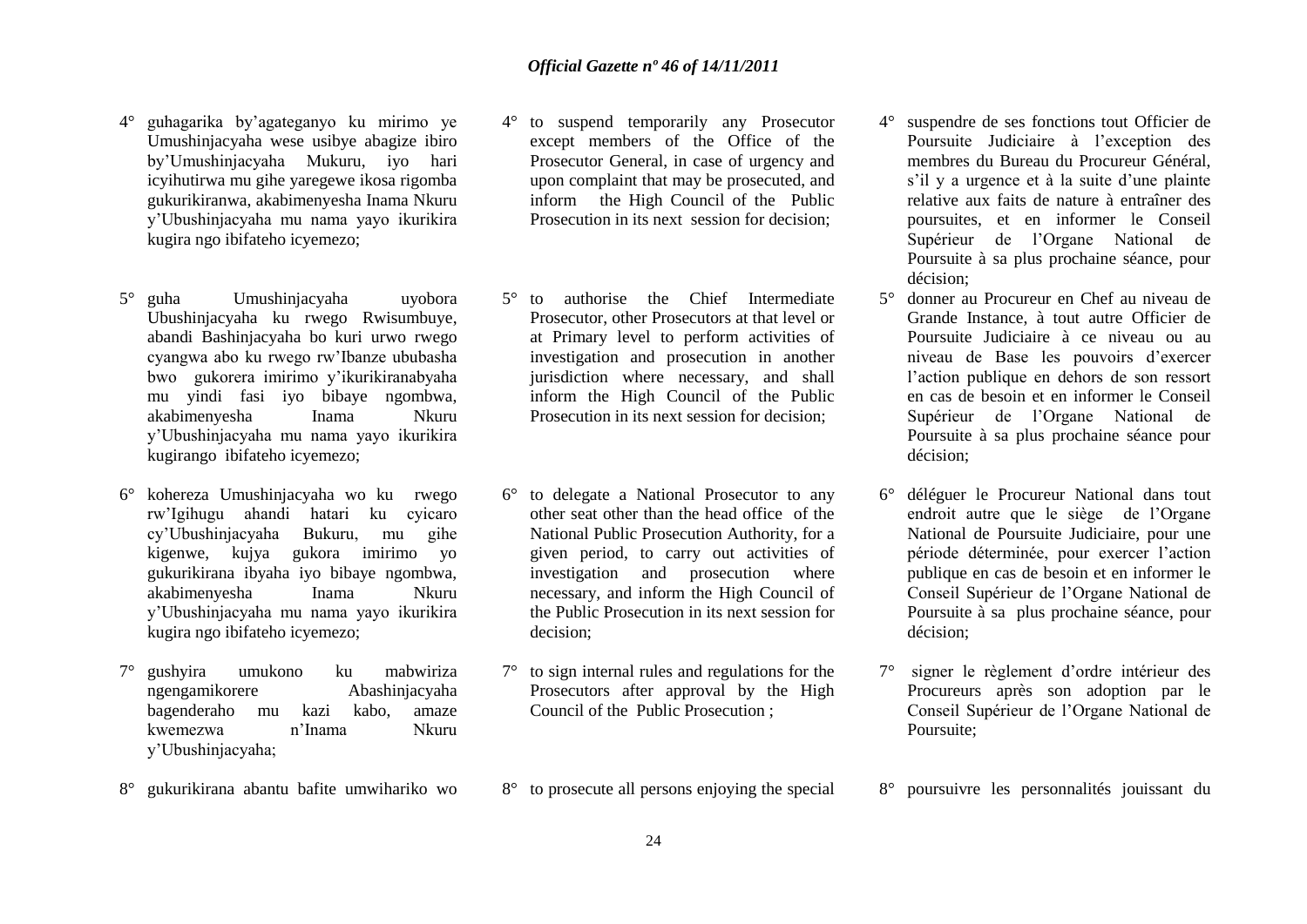4° guhagarika by'agateganyo ku mirimo ye Umushinjacyaha wese usibye abagize ibiro by'Umushinjacyaha Mukuru, iyo hari icyihutirwa mu gihe yaregewe ikosa rigomba gukurikiranwa, akabimenyesha Inama Nkuru y'Ubushinjacyaha mu nama yayo ikurikira kugira ngo ibifateho icyemezo;

5° guha Umushinjacyaha uyobora Ubushinjacyaha ku rwego Rwisumbuye, abandi Bashinjacyaha bo kuri urwo rwego cyangwa abo ku rwego rw'Ibanze ububasha bwo gukorera imirimo y'ikurikiranabyaha mu yindi fasi iyo bibaye ngombwa, akabimenyesha Inama Nkuru y'Ubushinjacyaha mu nama yayo ikurikira kugirango ibifateho icyemezo;

6° kohereza Umushinjacyaha wo ku rwego rw'Igihugu ahandi hatari ku cyicaro cy'Ubushinjacyaha Bukuru, mu gihe kigenwe, kujya gukora imirimo yo gukurikirana ibyaha iyo bibaye ngombwa, akabimenyesha Inama Nkuru y'Ubushinjacyaha mu nama yayo ikurikira kugira ngo ibifateho icyemezo;

7° gushyira umukono ku mabwiriza ngengamikorere Abashinjacyaha bagenderaho mu kazi kabo, amaze kwemezwa n'Inama Nkuru y'Ubushinjacyaha;

8° gukurikirana abantu bafite umwihariko wo

4° to suspend temporarily any Prosecutor except members of the Office of the Prosecutor General, in case of urgency and upon complaint that may be prosecuted, and inform the High Council of the Public Prosecution in its next session for decision;

5° to authorise the Chief Intermediate Prosecutor, other Prosecutors at that level or at Primary level to perform activities of investigation and prosecution in another jurisdiction where necessary, and shall inform the High Council of the Public Prosecution in its next session for decision;

6° to delegate a National Prosecutor to any other seat other than the head office of the National Public Prosecution Authority, for a given period, to carry out activities of investigation and prosecution where necessary, and inform the High Council of the Public Prosecution in its next session for decision;

7° to sign internal rules and regulations for the Prosecutors after approval by the High Council of the Public Prosecution ;

8° to prosecute all persons enjoying the special

4° suspendre de ses fonctions tout Officier de Poursuite Judiciaire à l'exception des membres du Bureau du Procureur Général, s'il y a urgence et à la suite d'une plainte relative aux faits de nature à entraîner des poursuites, et en informer le Conseil Supérieur de l'Organe National de Poursuite à sa plus prochaine séance, pour décision;

5° donner au Procureur en Chef au niveau de Grande Instance, à tout autre Officier de Poursuite Judiciaire à ce niveau ou au niveau de Base les pouvoirs d'exercer l'action publique en dehors de son ressort en cas de besoin et en informer le Conseil Supérieur de l'Organe National de Poursuite à sa plus prochaine séance pour décision;

6° déléguer le Procureur National dans tout endroit autre que le siège de l'Organe National de Poursuite Judiciaire, pour une période déterminée, pour exercer l'action publique en cas de besoin et en informer le Conseil Supérieur de l'Organe National de Poursuite à sa plus prochaine séance, pour décision;

7° signer le règlement d'ordre intérieur des Procureurs après son adoption par le Conseil Supérieur de l'Organe National de Poursuite;

8° poursuivre les personnalités jouissant du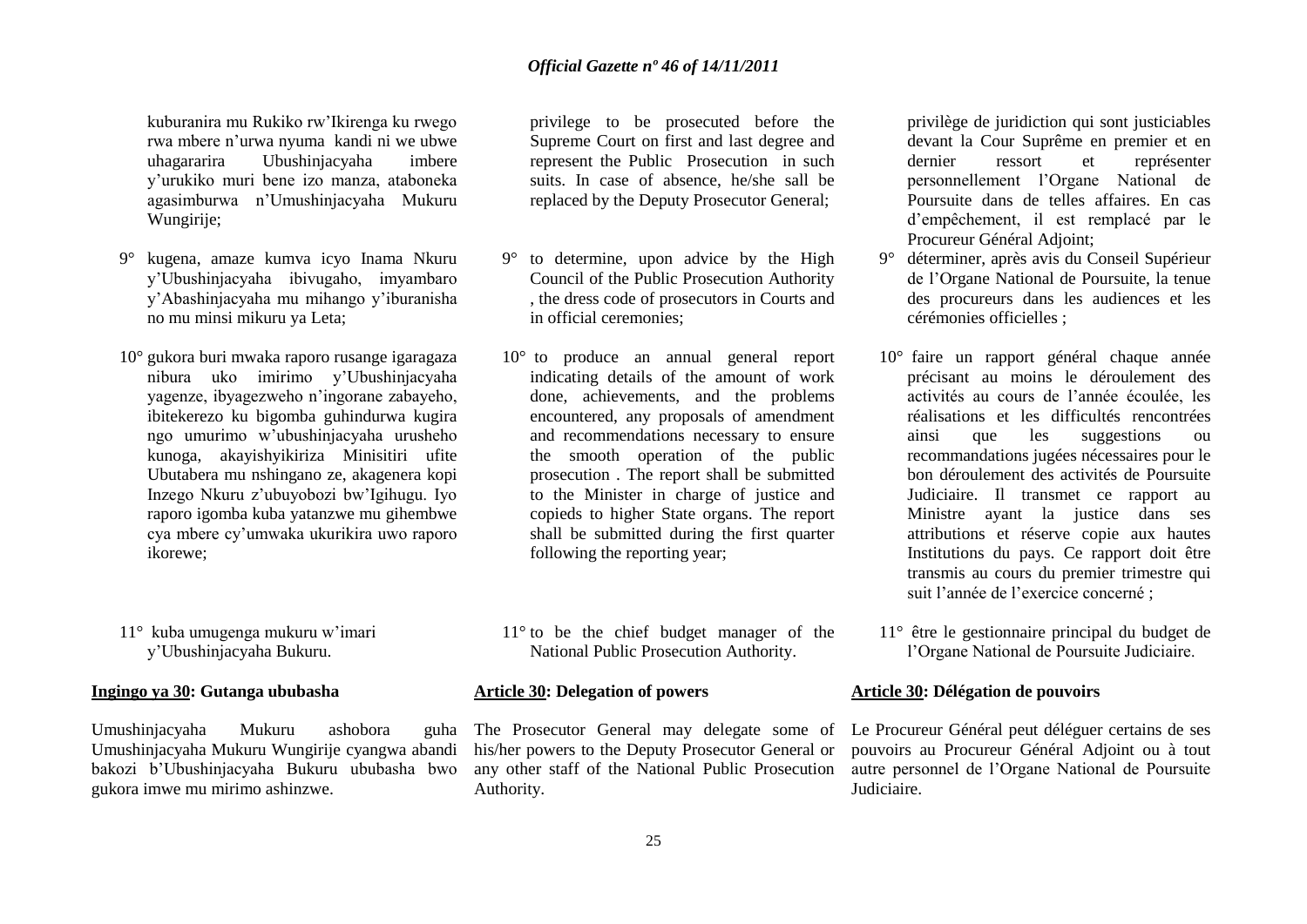kuburanira mu Rukiko rw'Ikirenga ku rwego rwa mbere n'urwa nyuma kandi ni we ubwe uhagararira Ubushinjacyaha imbere y'urukiko muri bene izo manza, ataboneka agasimburwa n'Umushinjacyaha Mukuru Wungirije;

9° kugena, amaze kumva icyo Inama Nkuru y'Ubushinjacyaha ibivugaho, imyambaro y'Abashinjacyaha mu mihango y'iburanisha no mu minsi mikuru ya Leta;

10° gukora buri mwaka raporo rusange igaragaza nibura uko imirimo y'Ubushinjacyaha yagenze, ibyagezweho n'ingorane zabayeho, ibitekerezo ku bigomba guhindurwa kugira ngo umurimo w'ubushinjacyaha urusheho kunoga, akayishyikiriza Minisitiri ufite Ubutabera mu nshingano ze, akagenera kopi Inzego Nkuru z'ubuyobozi bw'Igihugu. Iyo raporo igomba kuba yatanzwe mu gihembwe cya mbere cy'umwaka ukurikira uwo raporo ikorewe;

11° kuba umugenga mukuru w'imari y'Ubushinjacyaha Bukuru.

**Ingingo ya 30: Gutanga ububasha**

Umushinjacyaha Mukuru ashobora guha Umushinjacyaha Mukuru Wungirije cyangwa abandi bakozi b'Ubushinjacyaha Bukuru ububasha bwo gukora imwe mu mirimo ashinzwe.

privilege to be prosecuted before the Supreme Court on first and last degree and represent the Public Prosecution in such suits. In case of absence, he/she sall be replaced by the Deputy Prosecutor General;

9° to determine, upon advice by the High Council of the Public Prosecution Authority , the dress code of prosecutors in Courts and in official ceremonies;

10° to produce an annual general report indicating details of the amount of work done, achievements, and the problems encountered, any proposals of amendment and recommendations necessary to ensure the smooth operation of the public prosecution . The report shall be submitted to the Minister in charge of justice and copieds to higher State organs. The report shall be submitted during the first quarter following the reporting year;

11° to be the chief budget manager of the National Public Prosecution Authority.

**Article 30: Delegation of powers**

The Prosecutor General may delegate some of his/her powers to the Deputy Prosecutor General or any other staff of the National Public Prosecution Authority.

privilège de juridiction qui sont justiciables devant la Cour Suprême en premier et en dernier ressort et représenter personnellement l'Organe National de Poursuite dans de telles affaires. En cas d'empêchement, il est remplacé par le Procureur Général Adjoint;

9° déterminer, après avis du Conseil Supérieur de l'Organe National de Poursuite, la tenue des procureurs dans les audiences et les cérémonies officielles ;

10° faire un rapport général chaque année précisant au moins le déroulement des activités au cours de l'année écoulée, les réalisations et les difficultés rencontrées ainsi que les suggestions ou recommandations jugées nécessaires pour le bon déroulement des activités de Poursuite Judiciaire. Il transmet ce rapport au Ministre ayant la justice dans ses attributions et réserve copie aux hautes Institutions du pays. Ce rapport doit être transmis au cours du premier trimestre qui suit l'année de l'exercice concerné ;

11° être le gestionnaire principal du budget de l'Organe National de Poursuite Judiciaire.

**Article 30: Délégation de pouvoirs**

Le Procureur Général peut déléguer certains de ses pouvoirs au Procureur Général Adjoint ou à tout autre personnel de l'Organe National de Poursuite Judiciaire.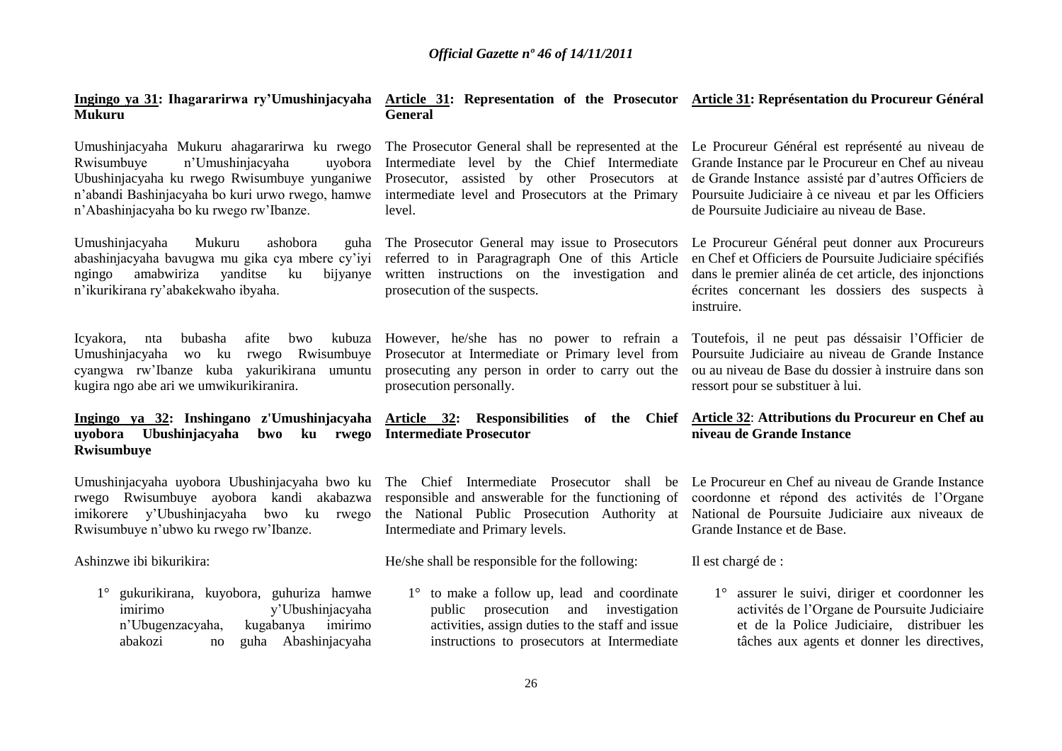**Ingingo ya 31: Ihagararirwa ry'Umushinjacyaha Mukuru**

Umushinjacyaha Mukuru ahagararirwa ku rwego Rwisumbuye n'Umushinjacyaha uyobora Ubushinjacyaha ku rwego Rwisumbuye yunganiwe n'abandi Bashinjacyaha bo kuri urwo rwego, hamwe n'Abashinjacyaha bo ku rwego rw'Ibanze.

Umushinjacyaha Mukuru ashobora guha abashinjacyaha bavugwa mu gika cya mbere cy'iyi ngingo amabwiriza yanditse ku bijyanye n'ikurikirana ry'abakekwaho ibyaha.

Icyakora, nta bubasha afite bwo kubuza Umushinjacyaha wo ku rwego Rwisumbuye cyangwa rw'Ibanze kuba yakurikirana umuntu kugira ngo abe ari we umwikurikiranira.

**Ingingo ya 32: Inshingano z'Umushinjacyaha uyobora Ubushinjacyaha bwo ku rwego Rwisumbuye**

Umushinjacyaha uyobora Ubushinjacyaha bwo ku rwego Rwisumbuye ayobora kandi akabazwa imikorere y'Ubushinjacyaha bwo ku rwego Rwisumbuye n'ubwo ku rwego rw'Ibanze.

Ashinzwe ibi bikurikira:

1° gukurikirana, kuyobora, guhuriza hamwe imirimo y'Ubushinjacyaha n'Ubugenzacyaha, kugabanya imirimo abakozi no guha Abashinjacyaha

**Article 31: Representation of the Prosecutor General**

The Prosecutor General shall be represented at the Intermediate level by the Chief Intermediate Prosecutor, assisted by other Prosecutors at intermediate level and Prosecutors at the Primary level.

The Prosecutor General may issue to Prosecutors referred to in Paragragraph One of this Article written instructions on the investigation and prosecution of the suspects.

However, he/she has no power to refrain a Prosecutor at Intermediate or Primary level from prosecuting any person in order to carry out the prosecution personally.

**Article 32: Responsibilities of the Chief Intermediate Prosecutor**

The Chief Intermediate Prosecutor shall be responsible and answerable for the functioning of the National Public Prosecution Authority at Intermediate and Primary levels.

He/she shall be responsible for the following:

1° to make a follow up, lead and coordinate public prosecution and investigation activities, assign duties to the staff and issue instructions to prosecutors at Intermediate

**Article 32: Attributions du Procureur en Chef au niveau de Grande Instance**

**Article 31: Représentation du Procureur Général**

Le Procureur Général est représenté au niveau de Grande Instance par le Procureur en Chef au niveau de Grande Instance assisté par d'autres Officiers de Poursuite Judiciaire à ce niveau et par les Officiers de Poursuite Judiciaire au niveau de Base.

Le Procureur Général peut donner aux Procureurs en Chef et Officiers de Poursuite Judiciaire spécifiés dans le premier alinéa de cet article, des injonctions écrites concernant les dossiers des suspects à instruire.

Toutefois, il ne peut pas déssaisir l'Officier de Poursuite Judiciaire au niveau de Grande Instance ou au niveau de Base du dossier à instruire dans son ressort pour se substituer à lui.

**Article 32: Attributions du Procureur en Chef au niveau de Grande Instance**

Le Procureur en Chef au niveau de Grande Instance coordonne et répond des activités de l'Organe National de Poursuite Judiciaire aux niveaux de Grande Instance et de Base.

Il est chargé de :

1° assurer le suivi, diriger et coordonner les activités de l'Organe de Poursuite Judiciaire et de la Police Judiciaire, distribuer les tâches aux agents et donner les directives,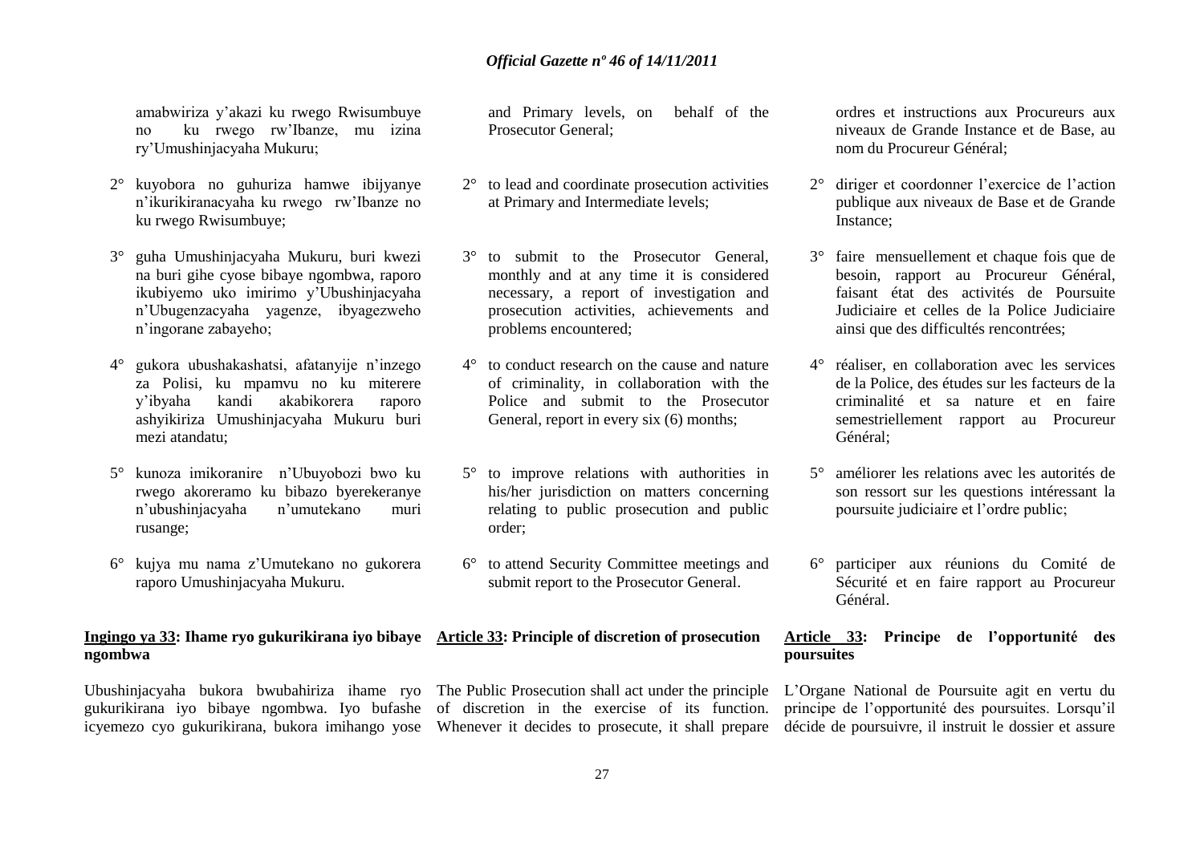amabwiriza y'akazi ku rwego Rwisumbuye no ku rwego rw'Ibanze, mu izina ry'Umushinjacyaha Mukuru;

2° kuyobora no guhuriza hamwe ibijyanye n'ikurikiranacyaha ku rwego rw'Ibanze no ku rwego Rwisumbuye;

3° guha Umushinjacyaha Mukuru, buri kwezi na buri gihe cyose bibaye ngombwa, raporo ikubiyemo uko imirimo y'Ubushinjacyaha n'Ubugenzacyaha yagenze, ibyagezweho n'ingorane zabayeho;

4° gukora ubushakashatsi, afatanyije n'inzego za Polisi, ku mpamvu no ku miterere y'ibyaha kandi akabikorera raporo ashyikiriza Umushinjacyaha Mukuru buri mezi atandatu;

5° kunoza imikoranire n'Ubuyobozi bwo ku rwego akoreramo ku bibazo byerekeranye n'ubushinjacyaha n'umutekano muri rusange;

6° kujya mu nama z'Umutekano no gukorera raporo Umushinjacyaha Mukuru.

**Ingingo ya 33: Ihame ryo gukurikirana iyo bibaye ngombwa**

Ubushinjacyaha bukora bwubahiriza ihame ryo gukurikirana iyo bibaye ngombwa. Iyo bufashe icyemezo cyo gukurikirana, bukora imihango yose

and Primary levels, on behalf of the Prosecutor General;

2° to lead and coordinate prosecution activities at Primary and Intermediate levels;

3° to submit to the Prosecutor General, monthly and at any time it is considered necessary, a report of investigation and prosecution activities, achievements and problems encountered;

4° to conduct research on the cause and nature of criminality, in collaboration with the Police and submit to the Prosecutor General, report in every six (6) months;

5° to improve relations with authorities in his/her jurisdiction on matters concerning relating to public prosecution and public order;

6° to attend Security Committee meetings and submit report to the Prosecutor General.

**Article 33: Principle of discretion of prosecution**

The Public Prosecution shall act under the principle of discretion in the exercise of its function. Whenever it decides to prosecute, it shall prepare

ordres et instructions aux Procureurs aux niveaux de Grande Instance et de Base, au nom du Procureur Général;

2° diriger et coordonner l'exercice de l'action publique aux niveaux de Base et de Grande Instance;

3° faire mensuellement et chaque fois que de besoin, rapport au Procureur Général, faisant état des activités de Poursuite Judiciaire et celles de la Police Judiciaire ainsi que des difficultés rencontrées;

4° réaliser, en collaboration avec les services de la Police, des études sur les facteurs de la criminalité et sa nature et en faire semestriellement rapport au Procureur Général;

5° améliorer les relations avec les autorités de son ressort sur les questions intéressant la poursuite judiciaire et l'ordre public;

6° participer aux réunions du Comité de Sécurité et en faire rapport au Procureur Général.

**Article 33: Principe de l'opportunité des poursuites**

L'Organe National de Poursuite agit en vertu du principe de l'opportunité des poursuites. Lorsqu'il décide de poursuivre, il instruit le dossier et assure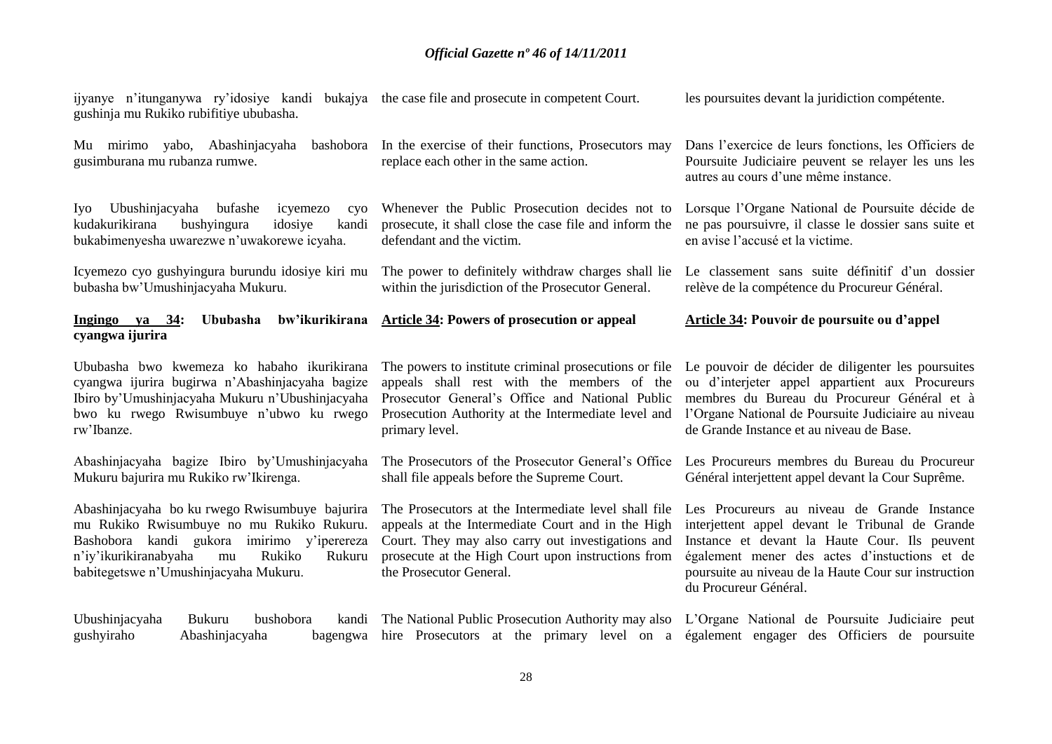ijyanye n'itunganywa ry'idosiye kandi bukajya gushinja mu Rukiko rubifitiye ububasha.

Mu mirimo yabo, Abashinjacyaha bashobora gusimburana mu rubanza rumwe.

Iyo Ubushinjacyaha bufashe icyemezo cyo kudakurikirana bushyingura idosiye kandi bukabimenyesha uwarezwe n'uwakorewe icyaha.

Icyemezo cyo gushyingura burundu idosiye kiri mu bubasha bw'Umushinjacyaha Mukuru.

**Ingingo ya 34: Ububasha bw'ikurikirana cyangwa ijurira**

Ububasha bwo kwemeza ko habaho ikurikirana cyangwa ijurira bugirwa n'Abashinjacyaha bagize Ibiro by'Umushinjacyaha Mukuru n'Ubushinjacyaha bwo ku rwego Rwisumbuye n'ubwo ku rwego rw'Ibanze.

Abashinjacyaha bagize Ibiro by'Umushinjacyaha Mukuru bajurira mu Rukiko rw'Ikirenga.

Abashinjacyaha bo ku rwego Rwisumbuye bajurira mu Rukiko Rwisumbuye no mu Rukiko Rukuru. Bashobora kandi gukora imirimo y'iperereza n'iy'ikurikiranabyaha mu Rukiko Rukuru babitegetswe n'Umushinjacyaha Mukuru.

Ubushinjacyaha Bukuru bushobora kandi gushyiraho Abashinjacyaha bagengwa

---

the case file and prosecute in competent Court.

In the exercise of their functions, Prosecutors may replace each other in the same action.

Whenever the Public Prosecution decides not to prosecute, it shall close the case file and inform the defendant and the victim.

The power to definitely withdraw charges shall lie within the jurisdiction of the Prosecutor General.

**Article 34: Powers of prosecution or appeal**

The powers to institute criminal prosecutions or file appeals shall rest with the members of the Prosecutor General's Office and National Public Prosecution Authority at the Intermediate level and primary level.

The Prosecutors of the Prosecutor General's Office shall file appeals before the Supreme Court.

The Prosecutors at the Intermediate level shall file appeals at the Intermediate Court and in the High Court. They may also carry out investigations and prosecute at the High Court upon instructions from the Prosecutor General.

The National Public Prosecution Authority may also hire Prosecutors at the primary level on a

---

les poursuites devant la juridiction compétente.

Dans l'exercice de leurs fonctions, les Officiers de Poursuite Judiciaire peuvent se relayer les uns les autres au cours d'une même instance.

Lorsque l'Organe National de Poursuite décide de ne pas poursuivre, il classe le dossier sans suite et en avise l'accusé et la victime.

Le classement sans suite définitif d'un dossier relève de la compétence du Procureur Général.

**Article 34: Pouvoir de poursuite ou d'appel**

Le pouvoir de décider de diligenter les poursuites ou d'interjeter appel appartient aux Procureurs membres du Bureau du Procureur Général et à l'Organe National de Poursuite Judiciaire au niveau de Grande Instance et au niveau de Base.

Les Procureurs membres du Bureau du Procureur Général interjettent appel devant la Cour Suprême.

Les Procureurs au niveau de Grande Instance interjettent appel devant le Tribunal de Grande Instance et devant la Haute Cour. Ils peuvent également mener des actes d'instuctions et de poursuite au niveau de la Haute Cour sur instruction du Procureur Général.

L'Organe National de Poursuite Judiciaire peut également engager des Officiers de poursuite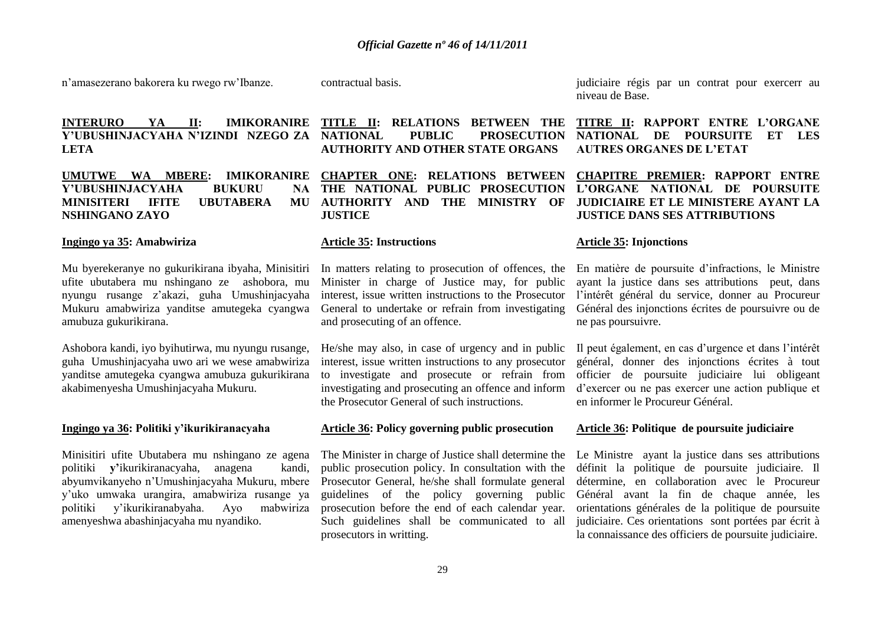n'amasezerano bakorera ku rwego rw'Ibanze.

## INTERURO YA II: IMIKORANIRE Y'UBUSHINJACYAHA N'IZINDI NZEGO ZA LETA

### UMUTWE WA MBERE: IMIKORANIRE Y'UBUSHINJACYAHA BUKURU NA MINISITERI IFITE UBUTABERA MU NSHINGANO ZAYO

**Ingingo ya 35: Amabwiriza**

Mu byerekeranye no gukurikirana ibyaha, Minisitiri ufite ubutabera mu nshingano ze ashobora, mu nyungu rusange z'akazi, guha Umushinjacyaha Mukuru amabwiriza yanditse amutegeka cyangwa amubuza gukurikirana.

Ashobora kandi, iyo byihutirwa, mu nyungu rusange, guha Umushinjacyaha uwo ari we wese amabwiriza yanditse amutegeka cyangwa amubuza gukurikirana akabimenyesha Umushinjacyaha Mukuru.

**Ingingo ya 36: Politiki y'ikurikiranacyaha**

Minisitiri ufite Ubutabera mu nshingano ze agena politiki y'ikurikiranacyaha, anagena kandi, abyumvikanyeho n'Umushinjacyaha Mukuru, mbere y'uko umwaka urangira, amabwiriza rusange ya politiki y'ikurikiranabyaha. Ayo mabwiriza amenyeshwa abashinjacyaha mu nyandiko.

---

contractual basis.

## TITLE II: RELATIONS BETWEEN THE NATIONAL PUBLIC PROSECUTION AUTHORITY AND OTHER STATE ORGANS

### CHAPTER ONE: RELATIONS BETWEEN THE NATIONAL PUBLIC PROSECUTION AUTHORITY AND THE MINISTRY OF JUSTICE

**Article 35: Instructions**

In matters relating to prosecution of offences, the Minister in charge of Justice may, for public interest, issue written instructions to the Prosecutor General to undertake or refrain from investigating and prosecuting of an offence.

He/she may also, in case of urgency and in public interest, issue written instructions to any prosecutor to investigate and prosecute or refrain from investigating and prosecuting an offence and inform the Prosecutor General of such instructions.

**Article 36: Policy governing public prosecution**

The Minister in charge of Justice shall determine the public prosecution policy. In consultation with the Prosecutor General, he/she shall formulate general guidelines of the policy governing public prosecution before the end of each calendar year. Such guidelines shall be communicated to all prosecutors in writting.

---

judiciaire régis par un contrat pour exercerr au niveau de Base.

## TITRE II: RAPPORT ENTRE L'ORGANE NATIONAL DE POURSUITE ET LES AUTRES ORGANES DE L'ETAT

### CHAPITRE PREMIER: RAPPORT ENTRE L'ORGANE NATIONAL DE POURSUITE JUDICIAIRE ET LE MINISTERE AYANT LA JUSTICE DANS SES ATTRIBUTIONS

**Article 35: Injonctions**

En matière de poursuite d'infractions, le Ministre ayant la justice dans ses attributions peut, dans l'intérêt général du service, donner au Procureur Général des injonctions écrites de poursuivre ou de ne pas poursuivre.

Il peut également, en cas d'urgence et dans l'intérêt général, donner des injonctions écrites à tout officier de poursuite judiciaire lui obligeant d'exercer ou ne pas exercer une action publique et en informer le Procureur Général.

**Article 36: Politique de poursuite judiciaire**

Le Ministre ayant la justice dans ses attributions définit la politique de poursuite judiciaire. Il détermine, en collaboration avec le Procureur Général avant la fin de chaque année, les orientations générales de la politique de poursuite judiciaire. Ces orientations sont portées par écrit à la connaissance des officiers de poursuite judiciaire.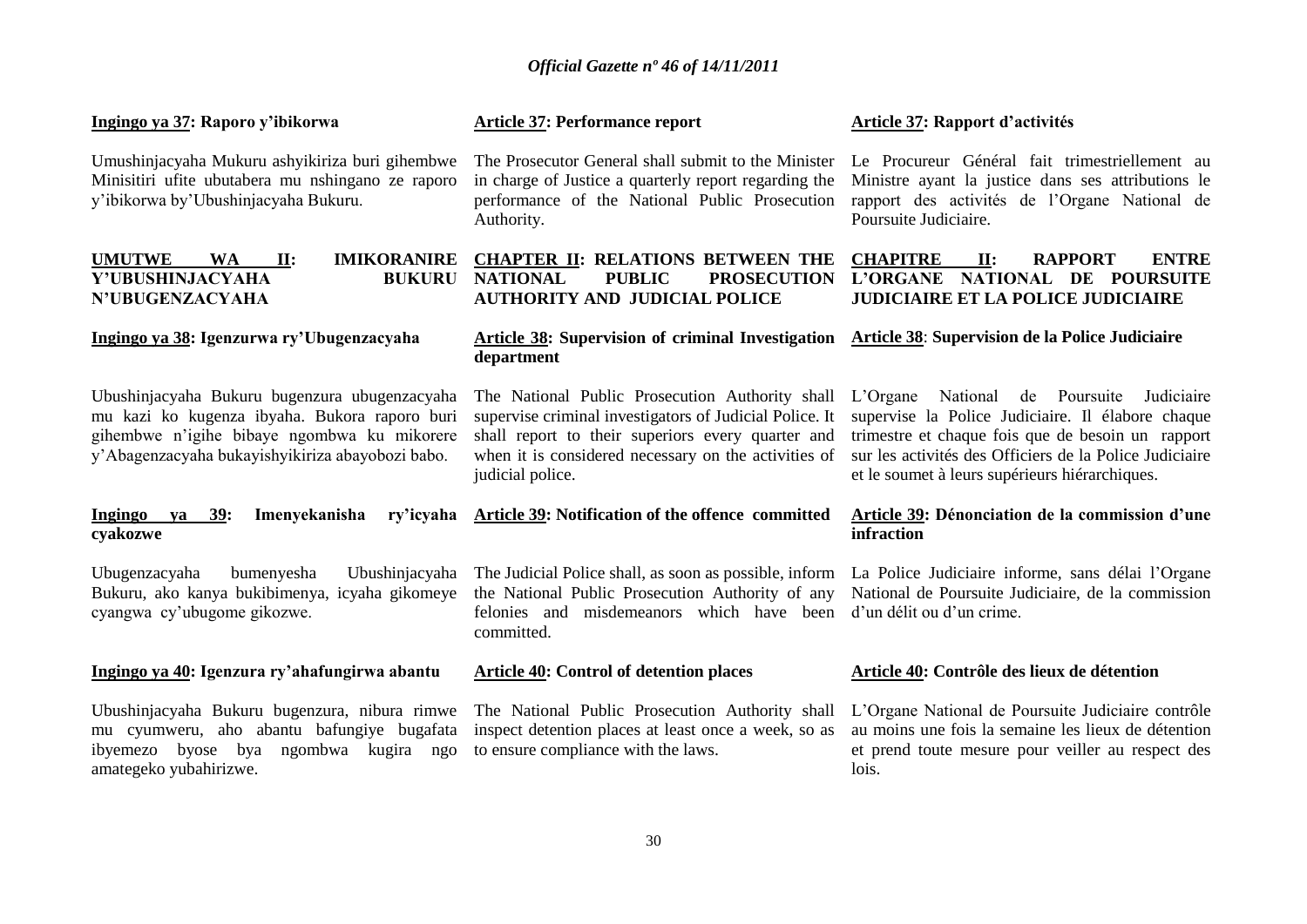**Ingingo ya 37: Raporo y'ibikorwa**

Umushinjacyaha Mukuru ashyikiriza buri gihembwe Minisitiri ufite ubutabera mu nshingano ze raporo y'ibikorwa by'Ubushinjacyaha Bukuru.

**UMUTWE WA II: IMIKORANIRE Y'UBUSHINJACYAHA BUKURU N'UBUGENZACYAHA**

**Ingingo ya 38: Igenzurwa ry'Ubugenzacyaha**

Ubushinjacyaha Bukuru bugenzura ubugenzacyaha mu kazi ko kugenza ibyaha. Bukora raporo buri gihembwe n'igihe bibaye ngombwa ku mikorere y'Abagenzacyaha bukayishyikiriza abayobozi babo.

**Ingingo ya 39: Imenyekanisha ry'icyaha cyakozwe**

Ubugenzacyaha bumenyesha Ubushinjacyaha Bukuru, ako kanya bukibimenya, icyaha gikomeye cyangwa cy'ubugome gikozwe.

**Ingingo ya 40: Igenzura ry'ahafungirwa abantu**

Ubushinjacyaha Bukuru bugenzura, nibura rimwe mu cyumweru, aho abantu bafungiye bugafata ibyemezo byose bya ngombwa kugira ngo amategeko yubahirizwe.

**Article 37: Performance report**

The Prosecutor General shall submit to the Minister in charge of Justice a quarterly report regarding the performance of the National Public Prosecution Authority.

**CHAPTER II: RELATIONS BETWEEN THE NATIONAL PUBLIC PROSECUTION AUTHORITY AND JUDICIAL POLICE**

**Article 38: Supervision of criminal Investigation department**

The National Public Prosecution Authority shall supervise criminal investigators of Judicial Police. It shall report to their superiors every quarter and when it is considered necessary on the activities of judicial police.

**Article 39: Notification of the offence committed**

The Judicial Police shall, as soon as possible, inform the National Public Prosecution Authority of any felonies and misdemeanors which have been committed.

**Article 40: Control of detention places**

The National Public Prosecution Authority shall inspect detention places at least once a week, so as to ensure compliance with the laws.

**Article 37: Rapport d'activités**

Le Procureur Général fait trimestriellement au Ministre ayant la justice dans ses attributions le rapport des activités de l'Organe National de Poursuite Judiciaire.

**CHAPITRE II: RAPPORT ENTRE L'ORGANE NATIONAL DE POURSUITE JUDICIAIRE ET LA POLICE JUDICIAIRE**

**Article 38: Supervision de la Police Judiciaire**

L'Organe National de Poursuite Judiciaire supervise la Police Judiciaire. Il élabore chaque trimestre et chaque fois que de besoin un rapport sur les activités des Officiers de la Police Judiciaire et le soumet à leurs supérieurs hiérarchiques.

**Article 39: Dénonciation de la commission d'une infraction**

La Police Judiciaire informe, sans délai l'Organe National de Poursuite Judiciaire, de la commission d'un délit ou d'un crime.

**Article 40: Contrôle des lieux de détention**

L'Organe National de Poursuite Judiciaire contrôle au moins une fois la semaine les lieux de détention et prend toute mesure pour veiller au respect des lois.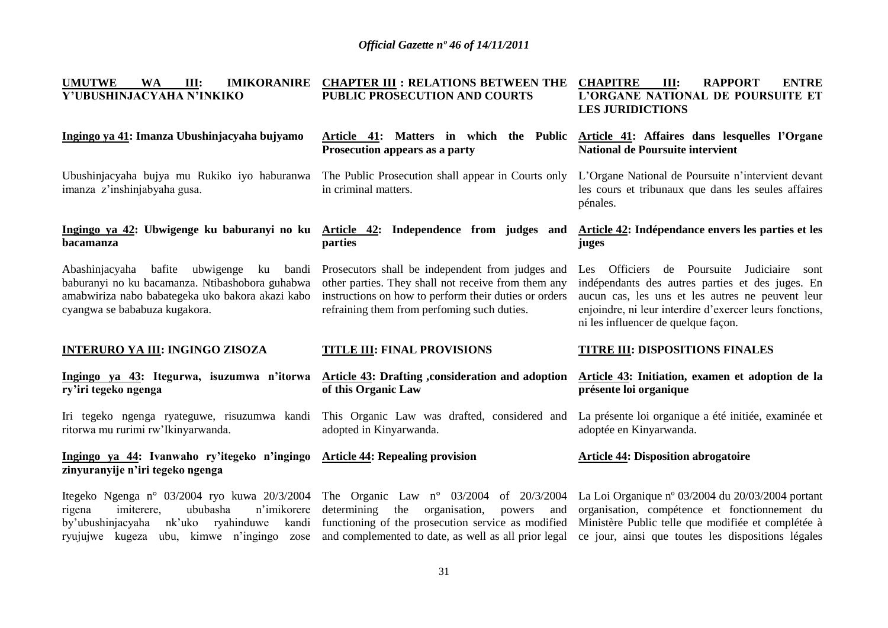**UMUTWE WA III: IMIKORANIRE Y'UBUSHINJACYAHA N'INKIKO**

**Ingingo ya 41: Imanza Ubushinjacyaha bujyamo**

Ubushinjacyaha bujya mu Rukiko iyo haburanwa imanza z'inshinjabyaha gusa.

**Ingingo ya 42: Ubwigenge ku baburanyi no ku bacamanza**

Abashinjacyaha bafite ubwigenge ku bandi baburanyi no ku bacamanza. Ntibashobora guhabwa amabwiriza nabo babategeka uko bakora akazi kabo cyangwa se bababuza kugakora.

**INTERURO YA III: INGINGO ZISOZA**

**Ingingo ya 43: Itegurwa, isuzumwa n'itorwa ry'iri tegeko ngenga**

Iri tegeko ngenga ryateguwe, risuzumwa kandi ritorwa mu rurimi rw'Ikinyarwanda.

**Ingingo ya 44: Ivanwaho ry'itegeko n'ingingo zinyuranyije n'iri tegeko ngenga**

Itegeko Ngenga n° 03/2004 ryo kuwa 20/3/2004 rigena imiterere, ububasha n'imikorere by'ubushinjacyaha nk'uko ryahinduwe kandi ryujujwe kugeza ubu, kimwe n'ingingo zose

**CHAPTER III : RELATIONS BETWEEN THE PUBLIC PROSECUTION AND COURTS**

**Article 41: Matters in which the Public Prosecution appears as a party**

The Public Prosecution shall appear in Courts only in criminal matters.

**Article 42: Independence from judges and parties**

Prosecutors shall be independent from judges and other parties. They shall not receive from them any instructions on how to perform their duties or orders refraining them from perfoming such duties.

**TITLE III: FINAL PROVISIONS**

**Article 43: Drafting ,consideration and adoption of this Organic Law**

This Organic Law was drafted, considered and adopted in Kinyarwanda.

**Article 44: Repealing provision**

The Organic Law n° 03/2004 of 20/3/2004 determining the organisation, powers and functioning of the prosecution service as modified and complemented to date, as well as all prior legal

**CHAPITRE III: RAPPORT ENTRE L'ORGANE NATIONAL DE POURSUITE ET LES JURIDICTIONS**

**Article 41: Affaires dans lesquelles l'Organe National de Poursuite intervient**

L'Organe National de Poursuite n'intervient devant les cours et tribunaux que dans les seules affaires pénales.

**Article 42: Indépendance envers les parties et les juges**

Les Officiers de Poursuite Judiciaire sont indépendants des autres parties et des juges. En aucun cas, les uns et les autres ne peuvent leur enjoindre, ni leur interdire d'exercer leurs fonctions, ni les influencer de quelque façon.

**TITRE III: DISPOSITIONS FINALES**

**Article 43: Initiation, examen et adoption de la présente loi organique**

La présente loi organique a été initiée, examinée et adoptée en Kinyarwanda.

**Article 44: Disposition abrogatoire**

La Loi Organique nº 03/2004 du 20/03/2004 portant organisation, compétence et fonctionnement du Ministère Public telle que modifiée et complétée à ce jour, ainsi que toutes les dispositions légales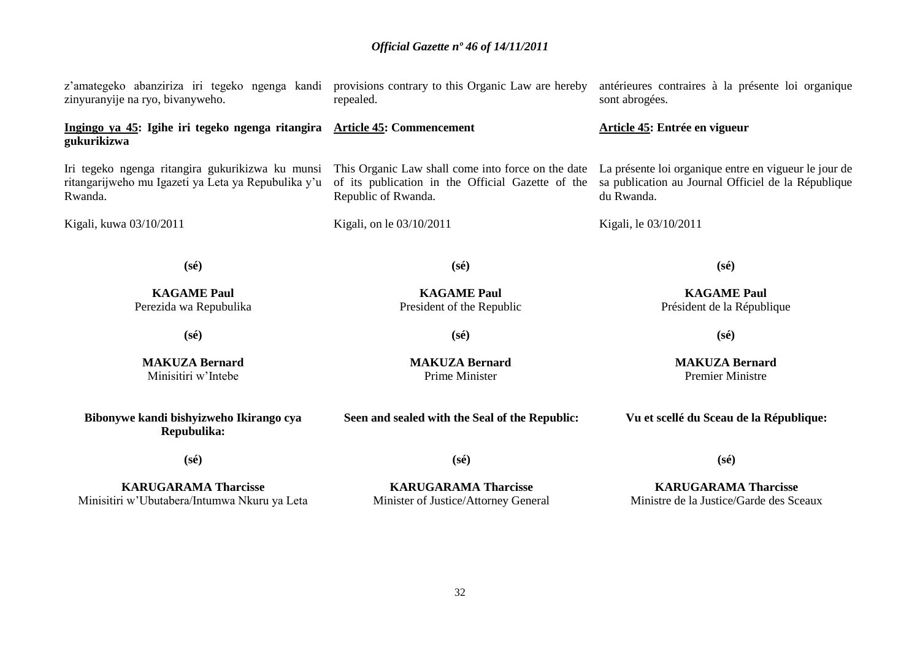z'amategeko abanziriza iri tegeko ngenga kandi zinyuranyije na ryo, bivanyweho.

**<u>Ingingo ya 45</u>: Igihe iri tegeko ngenga ritangira gukurikizwa**

Iri tegeko ngenga ritangira gukurikizwa ku munsi ritangarijweho mu Igazeti ya Leta ya Repubulika y'u Rwanda.

Kigali, kuwa 03/10/2011

**(sé)**

**KAGAME Paul**
Perezida wa Repubulika

**(sé)**

**MAKUZA Bernard**
Minisitiri w'Intebe

**Bibonywe kandi bishyizweho Ikirango cya Repubulika:**

**(sé)**

**KARUGARAMA Tharcisse**
Minisitiri w'Ubutabera/Intumwa Nkuru ya Leta

provisions contrary to this Organic Law are hereby repealed.

**<u>Article 45</u>: Commencement**

This Organic Law shall come into force on the date of its publication in the Official Gazette of the Republic of Rwanda.

Kigali, on le 03/10/2011

**(sé)**

**KAGAME Paul**
President of the Republic

**(sé)**

**MAKUZA Bernard**
Prime Minister

**Seen and sealed with the Seal of the Republic:**

**(sé)**

**KARUGARAMA Tharcisse**
Minister of Justice/Attorney General

antérieures contraires à la présente loi organique sont abrogées.

**<u>Article 45</u>: Entrée en vigueur**

La présente loi organique entre en vigueur le jour de sa publication au Journal Officiel de la République du Rwanda.

Kigali, le 03/10/2011

**(sé)**

**KAGAME Paul**
Président de la République

**(sé)**

**MAKUZA Bernard**
Premier Ministre

**Vu et scellé du Sceau de la République:**

**(sé)**

**KARUGARAMA Tharcisse**
Ministre de la Justice/Garde des Sceaux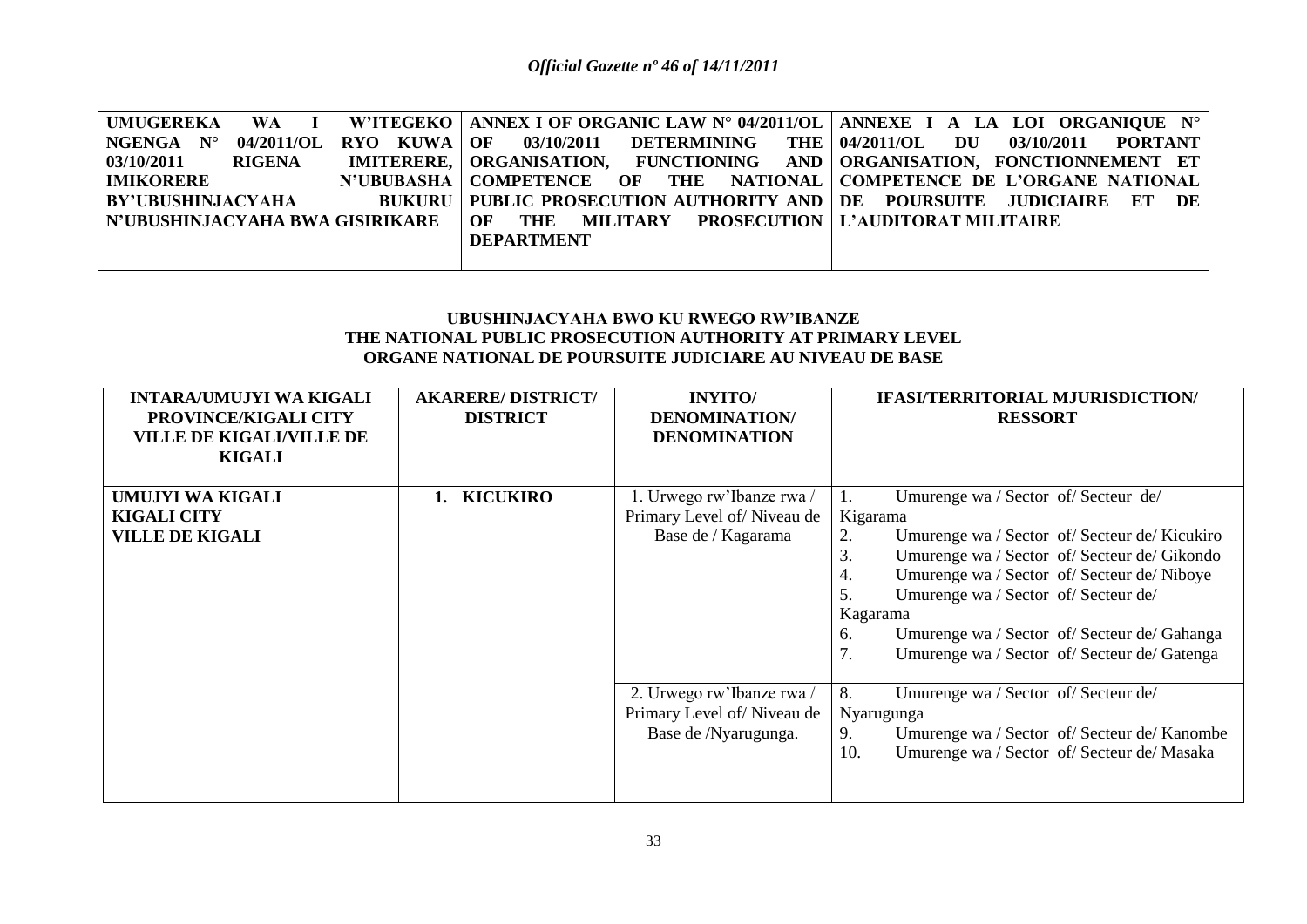| UMUGEREKA WA I W'ITEGEKO NGENGA N° 04/2011/OL RYO KUWA 03/10/2011 RIGENA IMITERERE, IMIKORERE N'UBUBASHA BY'UBUSHINJACYAHA BUKURU N'UBUSHINJACYAHA BWA GISIRIKARE | ANNEX I OF ORGANIC LAW N° 04/2011/OL OF 03/10/2011 DETERMINING THE ORGANISATION, FUNCTIONING AND COMPETENCE OF THE NATIONAL PUBLIC PROSECUTION AUTHORITY AND OF THE MILITARY PROSECUTION DEPARTMENT | ANNEXE I A LA LOI ORGANIQUE N° 04/2011/OL DU 03/10/2011 PORTANT ORGANISATION, FONCTIONNEMENT ET COMPETENCE DE L'ORGANE NATIONAL DE POURSUITE JUDICIAIRE ET DE L'AUDITORAT MILITAIRE |
|---|---|---|

**UBUSHINJACYAHA BWO KU RWEGO RW'IBANZE**
**THE NATIONAL PUBLIC PROSECUTION AUTHORITY AT PRIMARY LEVEL**
**ORGANE NATIONAL DE POURSUITE JUDICIARE AU NIVEAU DE BASE**

| INTARA/UMUJYI WA KIGALI PROVINCE/KIGALI CITY VILLE DE KIGALI/VILLE DE KIGALI | AKARERE/ DISTRICT/ DISTRICT | INYITO/ DENOMINATION/ DENOMINATION | IFASI/TERRITORIAL MJURISDICTION/ RESSORT |
|---|---|---|---|
| **UMUJYI WA KIGALI KIGALI CITY VILLE DE KIGALI** | **1. KICUKIRO** | 1. Urwego rw'Ibanze rwa / Primary Level of/ Niveau de Base de / Kagarama | 1. Umurenge wa / Sector of/ Secteur de/ Kigarama<br>2. Umurenge wa / Sector of/ Secteur de/ Kicukiro<br>3. Umurenge wa / Sector of/ Secteur de/ Gikondo<br>4. Umurenge wa / Sector of/ Secteur de/ Niboye<br>5. Umurenge wa / Sector of/ Secteur de/ Kagarama<br>6. Umurenge wa / Sector of/ Secteur de/ Gahanga<br>7. Umurenge wa / Sector of/ Secteur de/ Gatenga |
| | | 2. Urwego rw'Ibanze rwa / Primary Level of/ Niveau de Base de /Nyarugunga. | 8. Umurenge wa / Sector of/ Secteur de/ Nyarugunga<br>9. Umurenge wa / Sector of/ Secteur de/ Kanombe<br>10. Umurenge wa / Sector of/ Secteur de/ Masaka |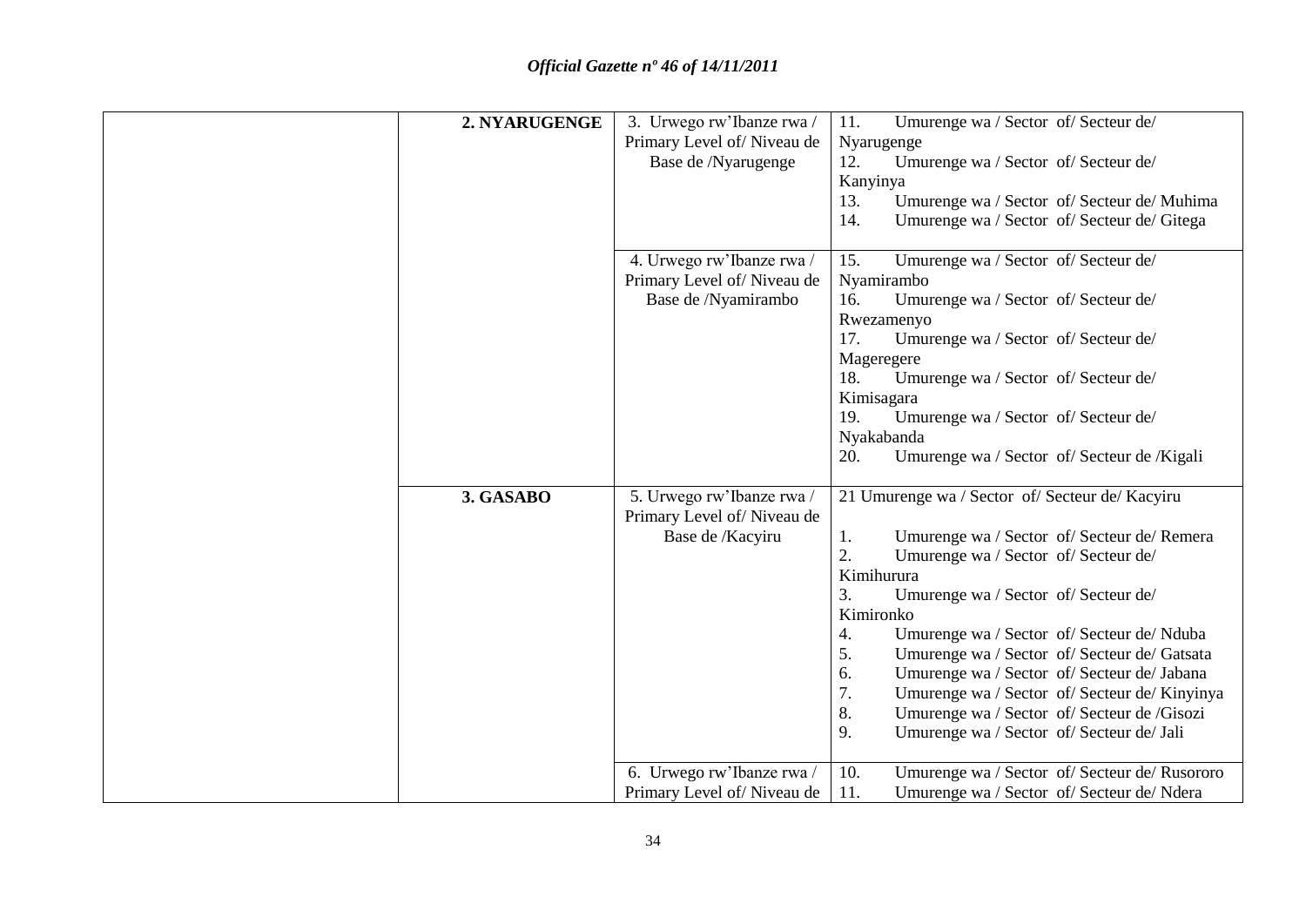|  |  |  |  |
|---|---|---|---|
|  | **2. NYARUGENGE** | 3. Urwego rw'Ibanze rwa / Primary Level of/ Niveau de Base de /Nyarugenge | 11. Umurenge wa / Sector of/ Secteur de/ Nyarugenge<br>12. Umurenge wa / Sector of/ Secteur de/ Kanyinya<br>13. Umurenge wa / Sector of/ Secteur de/ Muhima<br>14. Umurenge wa / Sector of/ Secteur de/ Gitega |
|  |  | 4. Urwego rw'Ibanze rwa / Primary Level of/ Niveau de Base de /Nyamirambo | 15. Umurenge wa / Sector of/ Secteur de/ Nyamirambo<br>16. Umurenge wa / Sector of/ Secteur de/ Rwezamenyo<br>17. Umurenge wa / Sector of/ Secteur de/ Mageregere<br>18. Umurenge wa / Sector of/ Secteur de/ Kimisagara<br>19. Umurenge wa / Sector of/ Secteur de/ Nyakabanda<br>20. Umurenge wa / Sector of/ Secteur de /Kigali |
|  | **3. GASABO** | 5. Urwego rw'Ibanze rwa / Primary Level of/ Niveau de Base de /Kacyiru | 21 Umurenge wa / Sector of/ Secteur de/ Kacyiru<br>1. Umurenge wa / Sector of/ Secteur de/ Remera<br>2. Umurenge wa / Sector of/ Secteur de/ Kimihurura<br>3. Umurenge wa / Sector of/ Secteur de/ Kimironko<br>4. Umurenge wa / Sector of/ Secteur de/ Nduba<br>5. Umurenge wa / Sector of/ Secteur de/ Gatsata<br>6. Umurenge wa / Sector of/ Secteur de/ Jabana<br>7. Umurenge wa / Sector of/ Secteur de/ Kinyinya<br>8. Umurenge wa / Sector of/ Secteur de /Gisozi<br>9. Umurenge wa / Sector of/ Secteur de/ Jali |
|  |  | 6. Urwego rw'Ibanze rwa / Primary Level of/ Niveau de | 10. Umurenge wa / Sector of/ Secteur de/ Rusororo<br>11. Umurenge wa / Sector of/ Secteur de/ Ndera |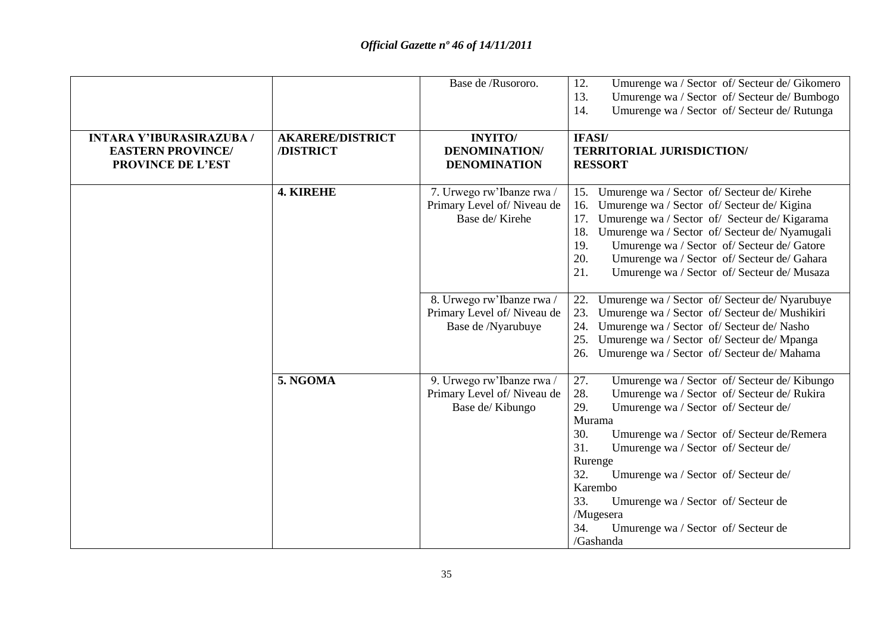| | | Base de /Rusororo. | 12. Umurenge wa / Sector of/ Secteur de/ Gikomero<br>13. Umurenge wa / Sector of/ Secteur de/ Bumbogo<br>14. Umurenge wa / Sector of/ Secteur de/ Rutunga |
|---|---|---|---|
| **INTARA Y'IBURASIRAZUBA / EASTERN PROVINCE/ PROVINCE DE L'EST** | **AKARERE/DISTRICT /DISTRICT** | **INYITO/ DENOMINATION/ DENOMINATION** | **IFASI/ TERRITORIAL JURISDICTION/ RESSORT** |
| | **4. KIREHE** | 7. Urwego rw'Ibanze rwa / Primary Level of/ Niveau de Base de/ Kirehe | 15. Umurenge wa / Sector of/ Secteur de/ Kirehe<br>16. Umurenge wa / Sector of/ Secteur de/ Kigina<br>17. Umurenge wa / Sector of/ Secteur de/ Kigarama<br>18. Umurenge wa / Sector of/ Secteur de/ Nyamugali<br>19. Umurenge wa / Sector of/ Secteur de/ Gatore<br>20. Umurenge wa / Sector of/ Secteur de/ Gahara<br>21. Umurenge wa / Sector of/ Secteur de/ Musaza |
| | | 8. Urwego rw'Ibanze rwa / Primary Level of/ Niveau de Base de /Nyarubuye | 22. Umurenge wa / Sector of/ Secteur de/ Nyarubuye<br>23. Umurenge wa / Sector of/ Secteur de/ Mushikiri<br>24. Umurenge wa / Sector of/ Secteur de/ Nasho<br>25. Umurenge wa / Sector of/ Secteur de/ Mpanga<br>26. Umurenge wa / Sector of/ Secteur de/ Mahama |
| | **5. NGOMA** | 9. Urwego rw'Ibanze rwa / Primary Level of/ Niveau de Base de/ Kibungo | 27. Umurenge wa / Sector of/ Secteur de/ Kibungo<br>28. Umurenge wa / Sector of/ Secteur de/ Rukira<br>29. Umurenge wa / Sector of/ Secteur de/ Murama<br>30. Umurenge wa / Sector of/ Secteur de/Remera<br>31. Umurenge wa / Sector of/ Secteur de/ Rurenge<br>32. Umurenge wa / Sector of/ Secteur de/ Karembo<br>33. Umurenge wa / Sector of/ Secteur de /Mugesera<br>34. Umurenge wa / Sector of/ Secteur de /Gashanda |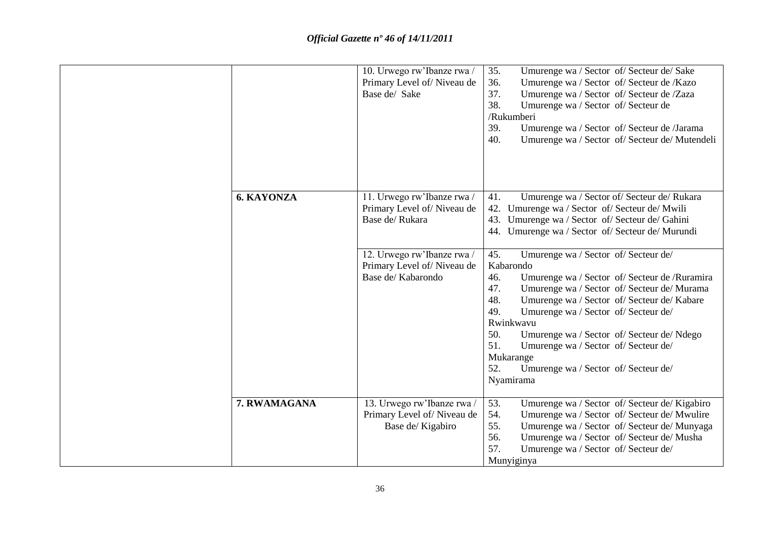| | | | |
|---|---|---|---|
| | | 10. Urwego rw'Ibanze rwa / Primary Level of/ Niveau de Base de/ Sake | 35. Umurenge wa / Sector of/ Secteur de/ Sake<br>36. Umurenge wa / Sector of/ Secteur de /Kazo<br>37. Umurenge wa / Sector of/ Secteur de /Zaza<br>38. Umurenge wa / Sector of/ Secteur de /Rukumberi<br>39. Umurenge wa / Sector of/ Secteur de /Jarama<br>40. Umurenge wa / Sector of/ Secteur de/ Mutendeli |
| | **6. KAYONZA** | 11. Urwego rw'Ibanze rwa / Primary Level of/ Niveau de Base de/ Rukara | 41. Umurenge wa / Sector of/ Secteur de/ Rukara<br>42. Umurenge wa / Sector of/ Secteur de/ Mwili<br>43. Umurenge wa / Sector of/ Secteur de/ Gahini<br>44. Umurenge wa / Sector of/ Secteur de/ Murundi |
| | | 12. Urwego rw'Ibanze rwa / Primary Level of/ Niveau de Base de/ Kabarondo | 45. Umurenge wa / Sector of/ Secteur de/ Kabarondo<br>46. Umurenge wa / Sector of/ Secteur de /Ruramira<br>47. Umurenge wa / Sector of/ Secteur de/ Murama<br>48. Umurenge wa / Sector of/ Secteur de/ Kabare<br>49. Umurenge wa / Sector of/ Secteur de/ Rwinkwavu<br>50. Umurenge wa / Sector of/ Secteur de/ Ndego<br>51. Umurenge wa / Sector of/ Secteur de/ Mukarange<br>52. Umurenge wa / Sector of/ Secteur de/ Nyamirama |
| | **7. RWAMAGANA** | 13. Urwego rw'Ibanze rwa / Primary Level of/ Niveau de Base de/ Kigabiro | 53. Umurenge wa / Sector of/ Secteur de/ Kigabiro<br>54. Umurenge wa / Sector of/ Secteur de/ Mwulire<br>55. Umurenge wa / Sector of/ Secteur de/ Munyaga<br>56. Umurenge wa / Sector of/ Secteur de/ Musha<br>57. Umurenge wa / Sector of/ Secteur de/ Munyiginya |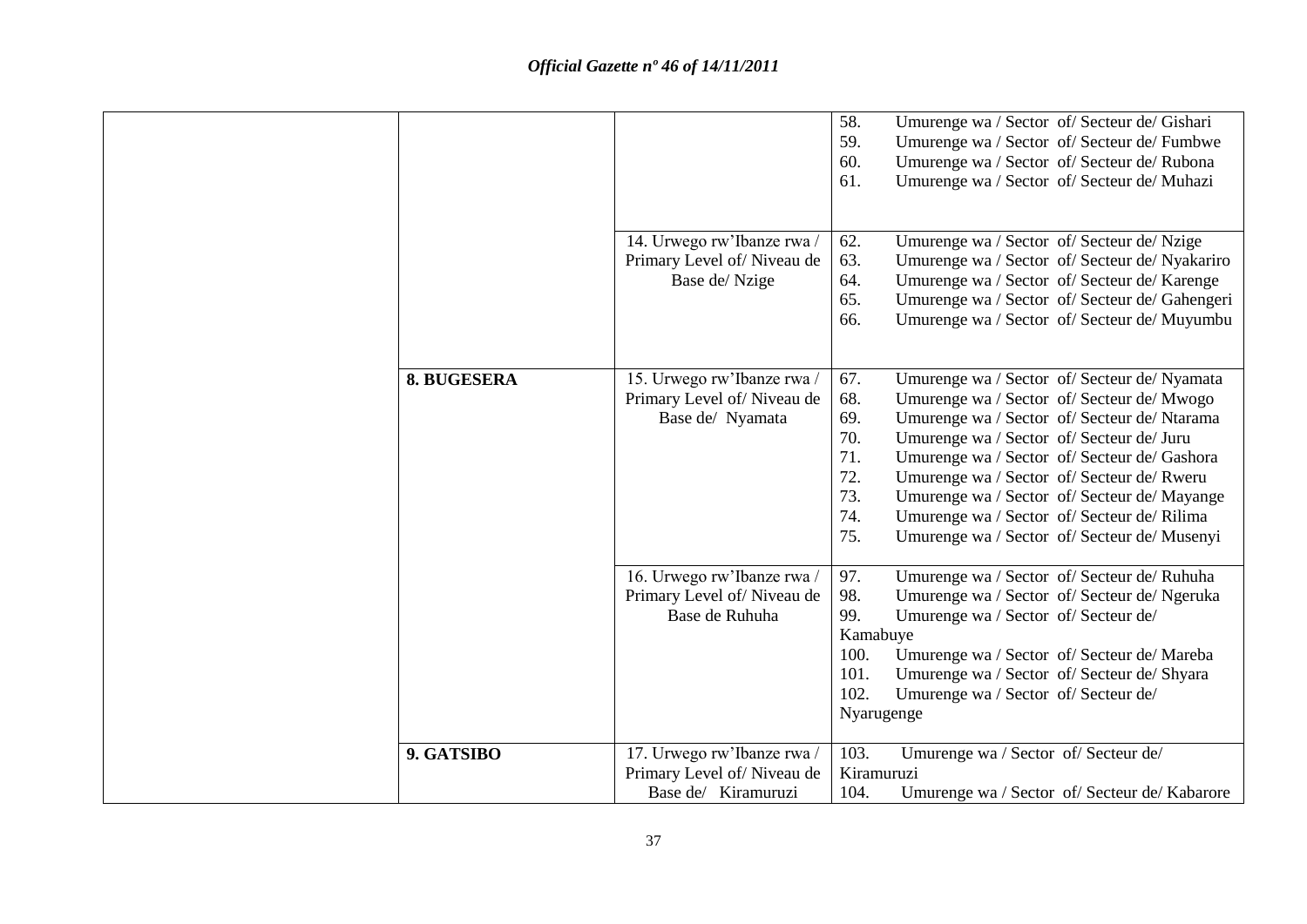| | | | |
|---|---|---|---|
| | | | 58. Umurenge wa / Sector of/ Secteur de/ Gishari<br>59. Umurenge wa / Sector of/ Secteur de/ Fumbwe<br>60. Umurenge wa / Sector of/ Secteur de/ Rubona<br>61. Umurenge wa / Sector of/ Secteur de/ Muhazi |
| | | 14. Urwego rw'Ibanze rwa / Primary Level of/ Niveau de Base de/ Nzige | 62. Umurenge wa / Sector of/ Secteur de/ Nzige<br>63. Umurenge wa / Sector of/ Secteur de/ Nyakariro<br>64. Umurenge wa / Sector of/ Secteur de/ Karenge<br>65. Umurenge wa / Sector of/ Secteur de/ Gahengeri<br>66. Umurenge wa / Sector of/ Secteur de/ Muyumbu |
| | **8. BUGESERA** | 15. Urwego rw'Ibanze rwa / Primary Level of/ Niveau de Base de/ Nyamata | 67. Umurenge wa / Sector of/ Secteur de/ Nyamata<br>68. Umurenge wa / Sector of/ Secteur de/ Mwogo<br>69. Umurenge wa / Sector of/ Secteur de/ Ntarama<br>70. Umurenge wa / Sector of/ Secteur de/ Juru<br>71. Umurenge wa / Sector of/ Secteur de/ Gashora<br>72. Umurenge wa / Sector of/ Secteur de/ Rweru<br>73. Umurenge wa / Sector of/ Secteur de/ Mayange<br>74. Umurenge wa / Sector of/ Secteur de/ Rilima<br>75. Umurenge wa / Sector of/ Secteur de/ Musenyi |
| | | 16. Urwego rw'Ibanze rwa / Primary Level of/ Niveau de Base de Ruhuha | 97. Umurenge wa / Sector of/ Secteur de/ Ruhuha<br>98. Umurenge wa / Sector of/ Secteur de/ Ngeruka<br>99. Umurenge wa / Sector of/ Secteur de/ Kamabuye<br>100. Umurenge wa / Sector of/ Secteur de/ Mareba<br>101. Umurenge wa / Sector of/ Secteur de/ Shyara<br>102. Umurenge wa / Sector of/ Secteur de/ Nyarugenge |
| | **9. GATSIBO** | 17. Urwego rw'Ibanze rwa / Primary Level of/ Niveau de Base de/ Kiramuruzi | 103. Umurenge wa / Sector of/ Secteur de/ Kiramuruzi<br>104. Umurenge wa / Sector of/ Secteur de/ Kabarore |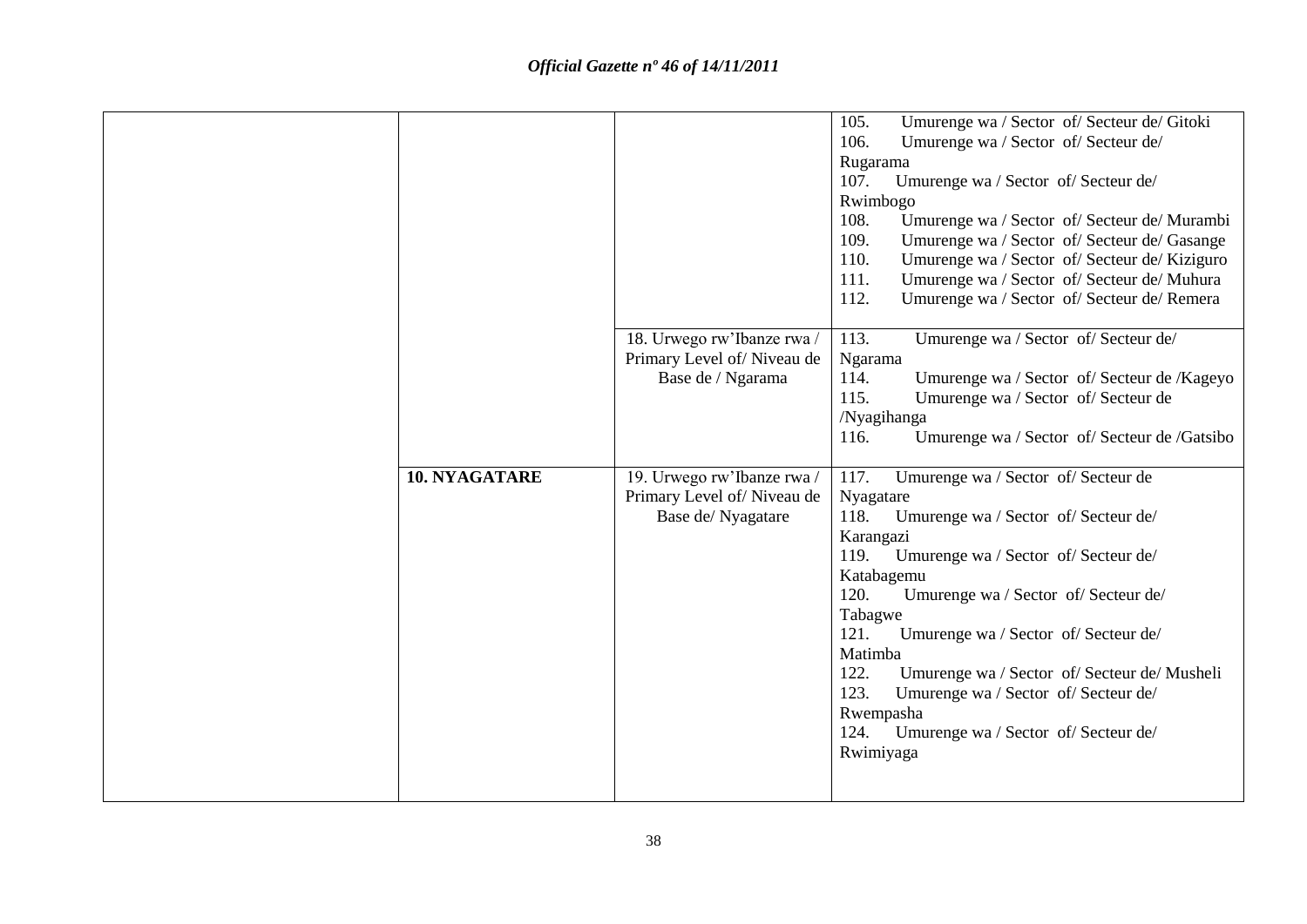| | | | |
|---|---|---|---|
| | | | 105. Umurenge wa / Sector of/ Secteur de/ Gitoki<br>106. Umurenge wa / Sector of/ Secteur de/ Rugarama<br>107. Umurenge wa / Sector of/ Secteur de/ Rwimbogo<br>108. Umurenge wa / Sector of/ Secteur de/ Murambi<br>109. Umurenge wa / Sector of/ Secteur de/ Gasange<br>110. Umurenge wa / Sector of/ Secteur de/ Kiziguro<br>111. Umurenge wa / Sector of/ Secteur de/ Muhura<br>112. Umurenge wa / Sector of/ Secteur de/ Remera |
| | | 18. Urwego rw'Ibanze rwa / Primary Level of/ Niveau de Base de / Ngarama | 113. Umurenge wa / Sector of/ Secteur de/ Ngarama<br>114. Umurenge wa / Sector of/ Secteur de /Kageyo<br>115. Umurenge wa / Sector of/ Secteur de /Nyagihanga<br>116. Umurenge wa / Sector of/ Secteur de /Gatsibo |
| | **10. NYAGATARE** | 19. Urwego rw'Ibanze rwa / Primary Level of/ Niveau de Base de/ Nyagatare | 117. Umurenge wa / Sector of/ Secteur de Nyagatare<br>118. Umurenge wa / Sector of/ Secteur de/ Karangazi<br>119. Umurenge wa / Sector of/ Secteur de/ Katabagemu<br>120. Umurenge wa / Sector of/ Secteur de/ Tabagwe<br>121. Umurenge wa / Sector of/ Secteur de/ Matimba<br>122. Umurenge wa / Sector of/ Secteur de/ Musheli<br>123. Umurenge wa / Sector of/ Secteur de/ Rwempasha<br>124. Umurenge wa / Sector of/ Secteur de/ Rwimiyaga |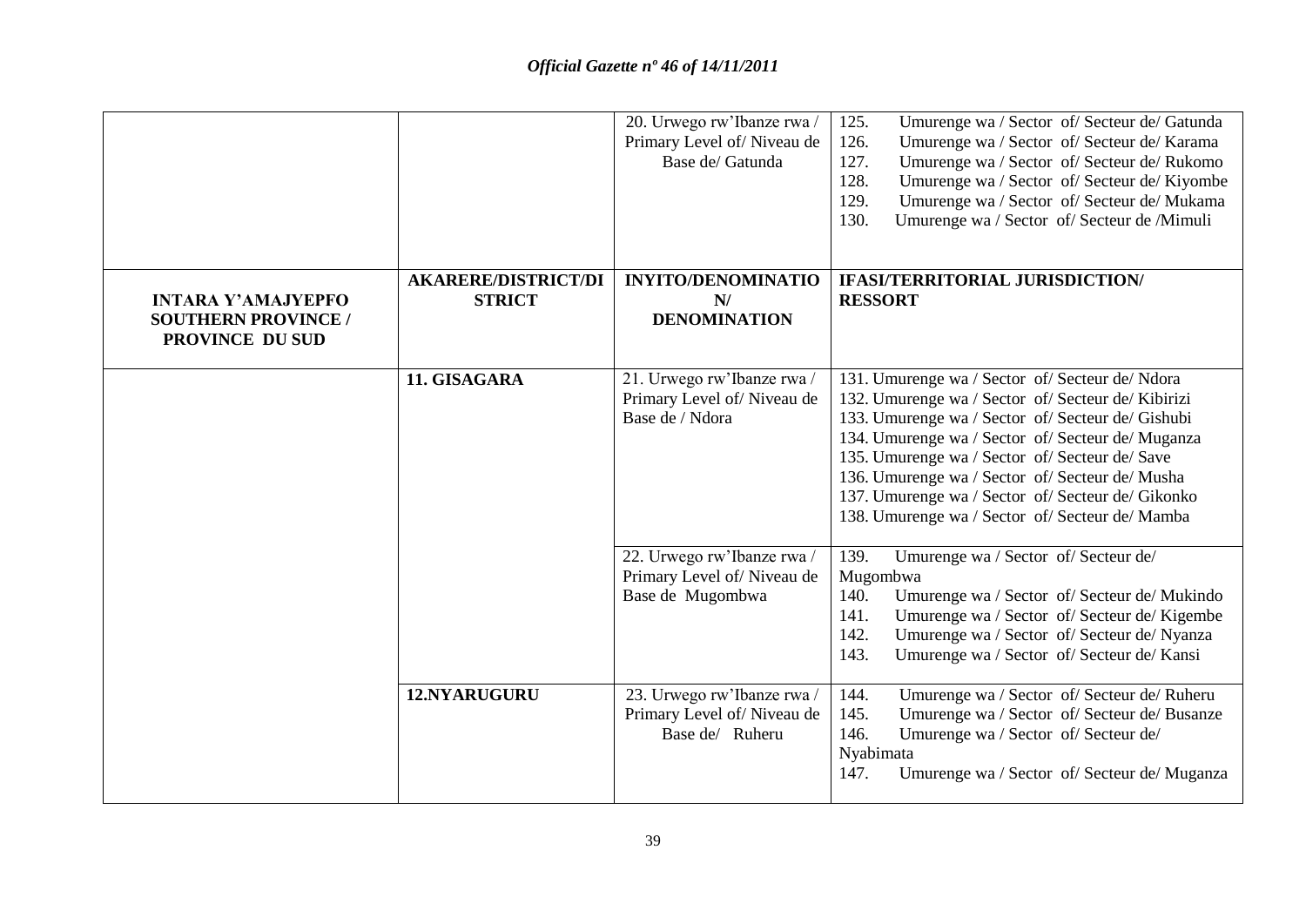| | | | |
|---|---|---|---|
| | | 20. Urwego rw'Ibanze rwa / Primary Level of/ Niveau de Base de/ Gatunda | 125. Umurenge wa / Sector of/ Secteur de/ Gatunda<br>126. Umurenge wa / Sector of/ Secteur de/ Karama<br>127. Umurenge wa / Sector of/ Secteur de/ Rukomo<br>128. Umurenge wa / Sector of/ Secteur de/ Kiyombe<br>129. Umurenge wa / Sector of/ Secteur de/ Mukama<br>130. Umurenge wa / Sector of/ Secteur de /Mimuli |
| **INTARA Y'AMAJYEPFO SOUTHERN PROVINCE / PROVINCE DU SUD** | **AKARERE/DISTRICT/DISTRICT** | **INYITO/DENOMINATION/ DENOMINATION** | **IFASI/TERRITORIAL JURISDICTION/ RESSORT** |
| | **11. GISAGARA** | 21. Urwego rw'Ibanze rwa / Primary Level of/ Niveau de Base de / Ndora | 131. Umurenge wa / Sector of/ Secteur de/ Ndora<br>132. Umurenge wa / Sector of/ Secteur de/ Kibirizi<br>133. Umurenge wa / Sector of/ Secteur de/ Gishubi<br>134. Umurenge wa / Sector of/ Secteur de/ Muganza<br>135. Umurenge wa / Sector of/ Secteur de/ Save<br>136. Umurenge wa / Sector of/ Secteur de/ Musha<br>137. Umurenge wa / Sector of/ Secteur de/ Gikonko<br>138. Umurenge wa / Sector of/ Secteur de/ Mamba |
| | | 22. Urwego rw'Ibanze rwa / Primary Level of/ Niveau de Base de Mugombwa | 139. Umurenge wa / Sector of/ Secteur de/ Mugombwa<br>140. Umurenge wa / Sector of/ Secteur de/ Mukindo<br>141. Umurenge wa / Sector of/ Secteur de/ Kigembe<br>142. Umurenge wa / Sector of/ Secteur de/ Nyanza<br>143. Umurenge wa / Sector of/ Secteur de/ Kansi |
| | **12.NYARUGURU** | 23. Urwego rw'Ibanze rwa / Primary Level of/ Niveau de Base de/ Ruheru | 144. Umurenge wa / Sector of/ Secteur de/ Ruheru<br>145. Umurenge wa / Sector of/ Secteur de/ Busanze<br>146. Umurenge wa / Sector of/ Secteur de/ Nyabimata<br>147. Umurenge wa / Sector of/ Secteur de/ Muganza |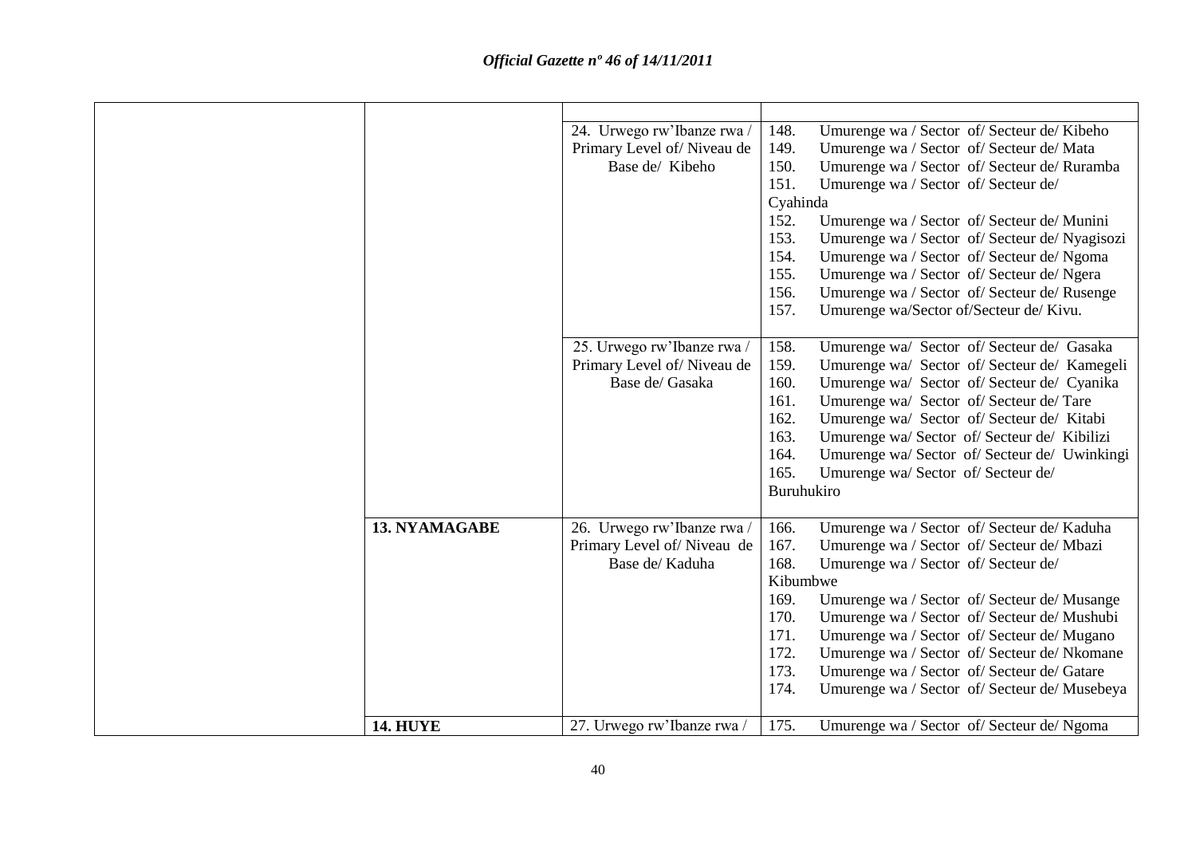| | | | |
|---|---|---|---|
| | | 24. Urwego rw'Ibanze rwa / Primary Level of/ Niveau de Base de/ Kibeho | 148. Umurenge wa / Sector of/ Secteur de/ Kibeho<br>149. Umurenge wa / Sector of/ Secteur de/ Mata<br>150. Umurenge wa / Sector of/ Secteur de/ Ruramba<br>151. Umurenge wa / Sector of/ Secteur de/ Cyahinda<br>152. Umurenge wa / Sector of/ Secteur de/ Munini<br>153. Umurenge wa / Sector of/ Secteur de/ Nyagisozi<br>154. Umurenge wa / Sector of/ Secteur de/ Ngoma<br>155. Umurenge wa / Sector of/ Secteur de/ Ngera<br>156. Umurenge wa / Sector of/ Secteur de/ Rusenge<br>157. Umurenge wa/Sector of/Secteur de/ Kivu. |
| | | 25. Urwego rw'Ibanze rwa / Primary Level of/ Niveau de Base de/ Gasaka | 158. Umurenge wa/ Sector of/ Secteur de/ Gasaka<br>159. Umurenge wa/ Sector of/ Secteur de/ Kamegeli<br>160. Umurenge wa/ Sector of/ Secteur de/ Cyanika<br>161. Umurenge wa/ Sector of/ Secteur de/ Tare<br>162. Umurenge wa/ Sector of/ Secteur de/ Kitabi<br>163. Umurenge wa/ Sector of/ Secteur de/ Kibilizi<br>164. Umurenge wa/ Sector of/ Secteur de/ Uwinkingi<br>165. Umurenge wa/ Sector of/ Secteur de/ Buruhukiro |
| | **13. NYAMAGABE** | 26. Urwego rw'Ibanze rwa / Primary Level of/ Niveau de Base de/ Kaduha | 166. Umurenge wa / Sector of/ Secteur de/ Kaduha<br>167. Umurenge wa / Sector of/ Secteur de/ Mbazi<br>168. Umurenge wa / Sector of/ Secteur de/ Kibumbwe<br>169. Umurenge wa / Sector of/ Secteur de/ Musange<br>170. Umurenge wa / Sector of/ Secteur de/ Mushubi<br>171. Umurenge wa / Sector of/ Secteur de/ Mugano<br>172. Umurenge wa / Sector of/ Secteur de/ Nkomane<br>173. Umurenge wa / Sector of/ Secteur de/ Gatare<br>174. Umurenge wa / Sector of/ Secteur de/ Musebeya |
| | **14. HUYE** | 27. Urwego rw'Ibanze rwa / | 175. Umurenge wa / Sector of/ Secteur de/ Ngoma |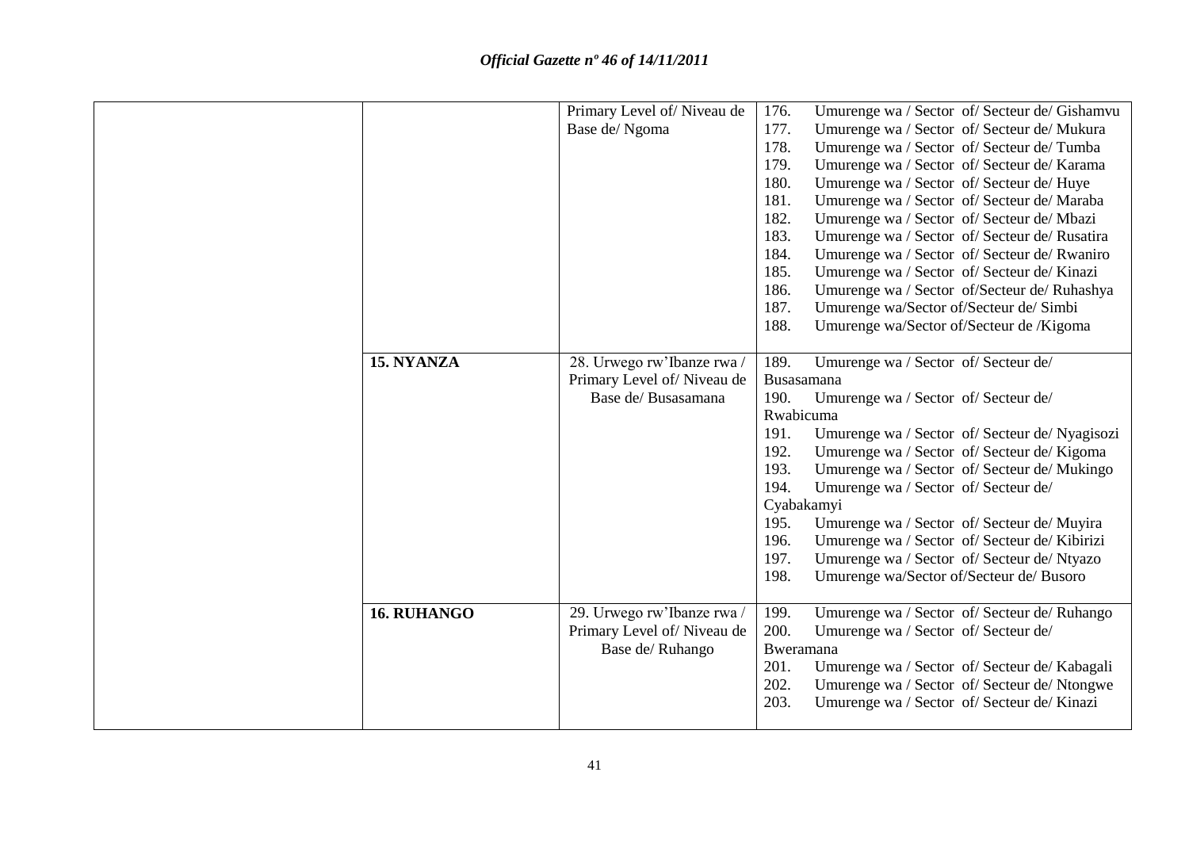*Official Gazette nº 46 of 14/11/2011*

| | | | |
|---|---|---|---|
| | | Primary Level of/ Niveau de Base de/ Ngoma | 176. Umurenge wa / Sector of/ Secteur de/ Gishamvu<br>177. Umurenge wa / Sector of/ Secteur de/ Mukura<br>178. Umurenge wa / Sector of/ Secteur de/ Tumba<br>179. Umurenge wa / Sector of/ Secteur de/ Karama<br>180. Umurenge wa / Sector of/ Secteur de/ Huye<br>181. Umurenge wa / Sector of/ Secteur de/ Maraba<br>182. Umurenge wa / Sector of/ Secteur de/ Mbazi<br>183. Umurenge wa / Sector of/ Secteur de/ Rusatira<br>184. Umurenge wa / Sector of/ Secteur de/ Rwaniro<br>185. Umurenge wa / Sector of/ Secteur de/ Kinazi<br>186. Umurenge wa / Sector of/Secteur de/ Ruhashya<br>187. Umurenge wa/Sector of/Secteur de/ Simbi<br>188. Umurenge wa/Sector of/Secteur de /Kigoma |
| | **15. NYANZA** | 28. Urwego rw'Ibanze rwa / Primary Level of/ Niveau de Base de/ Busasamana | 189. Umurenge wa / Sector of/ Secteur de/ Busasamana<br>190. Umurenge wa / Sector of/ Secteur de/ Rwabicuma<br>191. Umurenge wa / Sector of/ Secteur de/ Nyagisozi<br>192. Umurenge wa / Sector of/ Secteur de/ Kigoma<br>193. Umurenge wa / Sector of/ Secteur de/ Mukingo<br>194. Umurenge wa / Sector of/ Secteur de/ Cyabakamyi<br>195. Umurenge wa / Sector of/ Secteur de/ Muyira<br>196. Umurenge wa / Sector of/ Secteur de/ Kibirizi<br>197. Umurenge wa / Sector of/ Secteur de/ Ntyazo<br>198. Umurenge wa/Sector of/Secteur de/ Busoro |
| | **16. RUHANGO** | 29. Urwego rw'Ibanze rwa / Primary Level of/ Niveau de Base de/ Ruhango | 199. Umurenge wa / Sector of/ Secteur de/ Ruhango<br>200. Umurenge wa / Sector of/ Secteur de/ Bweramana<br>201. Umurenge wa / Sector of/ Secteur de/ Kabagali<br>202. Umurenge wa / Sector of/ Secteur de/ Ntongwe<br>203. Umurenge wa / Sector of/ Secteur de/ Kinazi |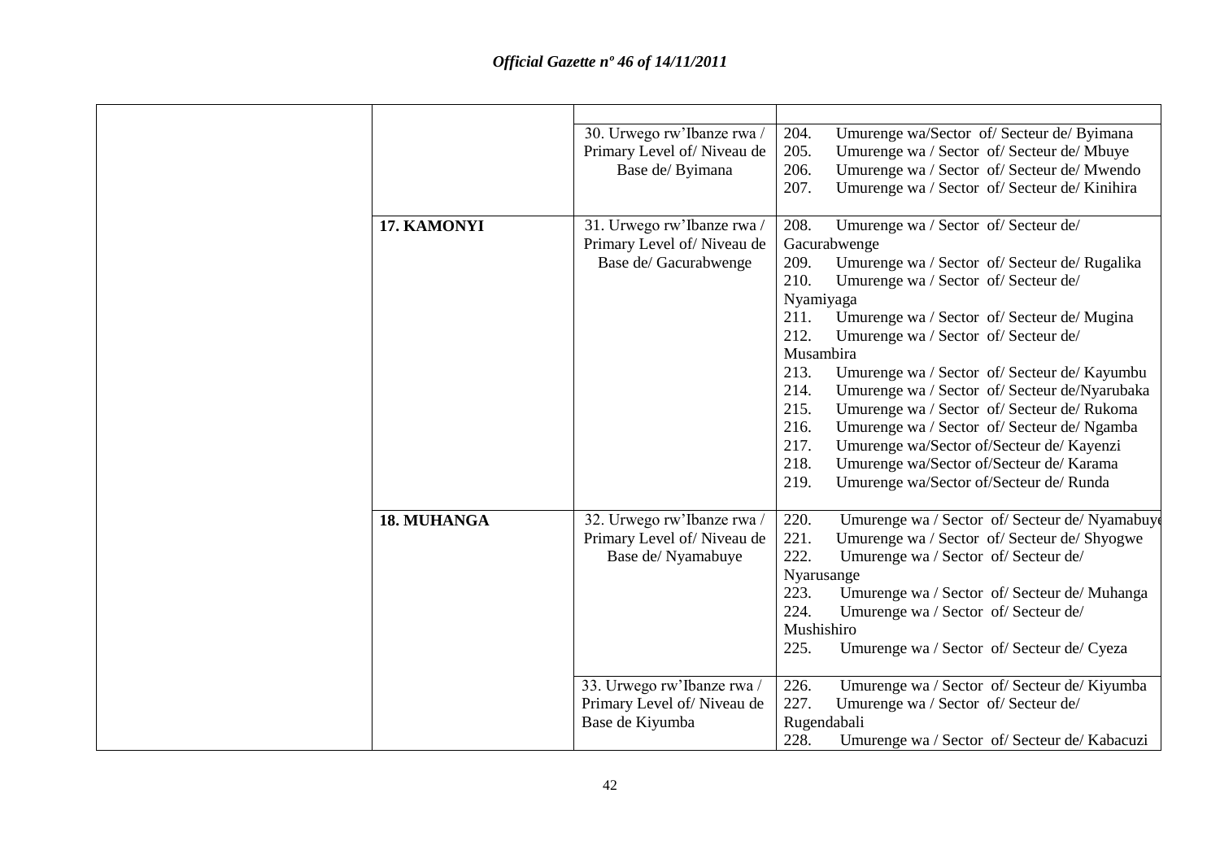| | | | |
|---|---|---|---|
| | | 30. Urwego rw'Ibanze rwa / Primary Level of/ Niveau de Base de/ Byimana | 204. Umurenge wa/Sector of/ Secteur de/ Byimana<br>205. Umurenge wa / Sector of/ Secteur de/ Mbuye<br>206. Umurenge wa / Sector of/ Secteur de/ Mwendo<br>207. Umurenge wa / Sector of/ Secteur de/ Kinihira |
| | **17. KAMONYI** | 31. Urwego rw'Ibanze rwa / Primary Level of/ Niveau de Base de/ Gacurabwenge | 208. Umurenge wa / Sector of/ Secteur de/ Gacurabwenge<br>209. Umurenge wa / Sector of/ Secteur de/ Rugalika<br>210. Umurenge wa / Sector of/ Secteur de/ Nyamiyaga<br>211. Umurenge wa / Sector of/ Secteur de/ Mugina<br>212. Umurenge wa / Sector of/ Secteur de/ Musambira<br>213. Umurenge wa / Sector of/ Secteur de/ Kayumbu<br>214. Umurenge wa / Sector of/ Secteur de/Nyarubaka<br>215. Umurenge wa / Sector of/ Secteur de/ Rukoma<br>216. Umurenge wa / Sector of/ Secteur de/ Ngamba<br>217. Umurenge wa/Sector of/Secteur de/ Kayenzi<br>218. Umurenge wa/Sector of/Secteur de/ Karama<br>219. Umurenge wa/Sector of/Secteur de/ Runda |
| | **18. MUHANGA** | 32. Urwego rw'Ibanze rwa / Primary Level of/ Niveau de Base de/ Nyamabuye | 220. Umurenge wa / Sector of/ Secteur de/ Nyamabuye<br>221. Umurenge wa / Sector of/ Secteur de/ Shyogwe<br>222. Umurenge wa / Sector of/ Secteur de/ Nyarusange<br>223. Umurenge wa / Sector of/ Secteur de/ Muhanga<br>224. Umurenge wa / Sector of/ Secteur de/ Mushishiro<br>225. Umurenge wa / Sector of/ Secteur de/ Cyeza |
| | | 33. Urwego rw'Ibanze rwa / Primary Level of/ Niveau de Base de Kiyumba | 226. Umurenge wa / Sector of/ Secteur de/ Kiyumba<br>227. Umurenge wa / Sector of/ Secteur de/ Rugendabali<br>228. Umurenge wa / Sector of/ Secteur de/ Kabacuzi |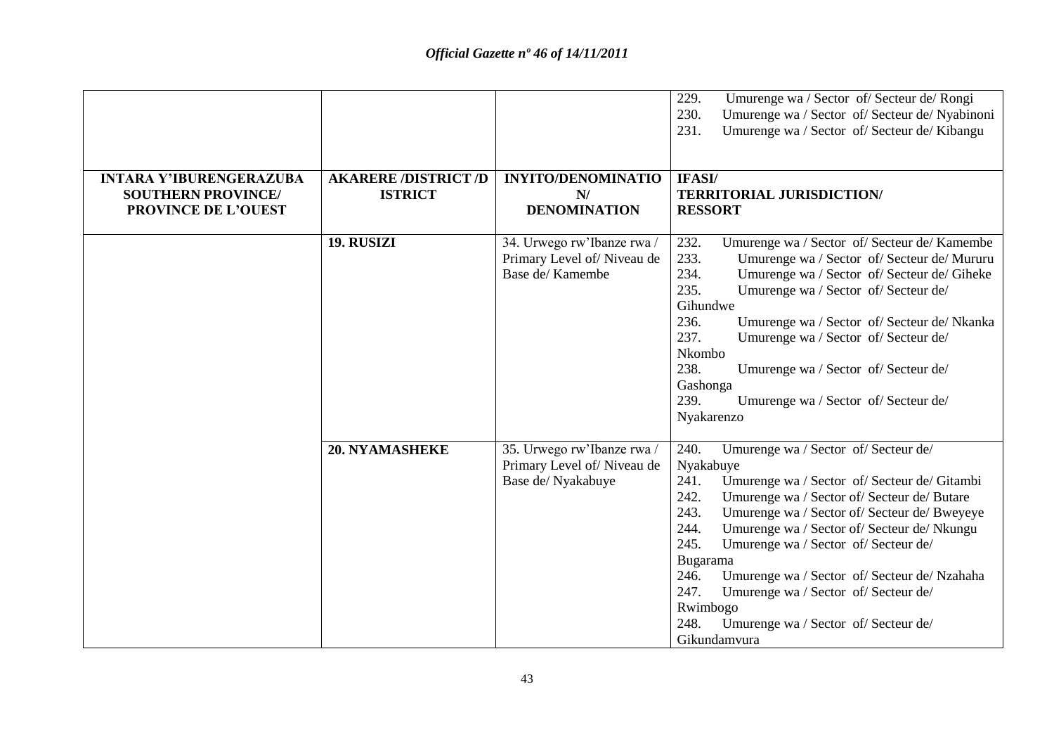| | | | 229. Umurenge wa / Sector of/ Secteur de/ Rongi<br>230. Umurenge wa / Sector of/ Secteur de/ Nyabinoni<br>231. Umurenge wa / Sector of/ Secteur de/ Kibangu |
|---|---|---|---|
| **INTARA Y'IBURENGERAZUBA SOUTHERN PROVINCE/ PROVINCE DE L'OUEST** | **AKARERE /DISTRICT /DISTRICT** | **INYITO/DENOMINATION/ DENOMINATION** | **IFASI/ TERRITORIAL JURISDICTION/ RESSORT** |
| | **19. RUSIZI** | 34. Urwego rw'Ibanze rwa / Primary Level of/ Niveau de Base de/ Kamembe | 232. Umurenge wa / Sector of/ Secteur de/ Kamembe<br>233. Umurenge wa / Sector of/ Secteur de/ Mururu<br>234. Umurenge wa / Sector of/ Secteur de/ Giheke<br>235. Umurenge wa / Sector of/ Secteur de/ Gihundwe<br>236. Umurenge wa / Sector of/ Secteur de/ Nkanka<br>237. Umurenge wa / Sector of/ Secteur de/ Nkombo<br>238. Umurenge wa / Sector of/ Secteur de/ Gashonga<br>239. Umurenge wa / Sector of/ Secteur de/ Nyakarenzo |
| | **20. NYAMASHEKE** | 35. Urwego rw'Ibanze rwa / Primary Level of/ Niveau de Base de/ Nyakabuye | 240. Umurenge wa / Sector of/ Secteur de/ Nyakabuye<br>241. Umurenge wa / Sector of/ Secteur de/ Gitambi<br>242. Umurenge wa / Sector of/ Secteur de/ Butare<br>243. Umurenge wa / Sector of/ Secteur de/ Bweyeye<br>244. Umurenge wa / Sector of/ Secteur de/ Nkungu<br>245. Umurenge wa / Sector of/ Secteur de/ Bugarama<br>246. Umurenge wa / Sector of/ Secteur de/ Nzahaha<br>247. Umurenge wa / Sector of/ Secteur de/ Rwimbogo<br>248. Umurenge wa / Sector of/ Secteur de/ Gikundamvura |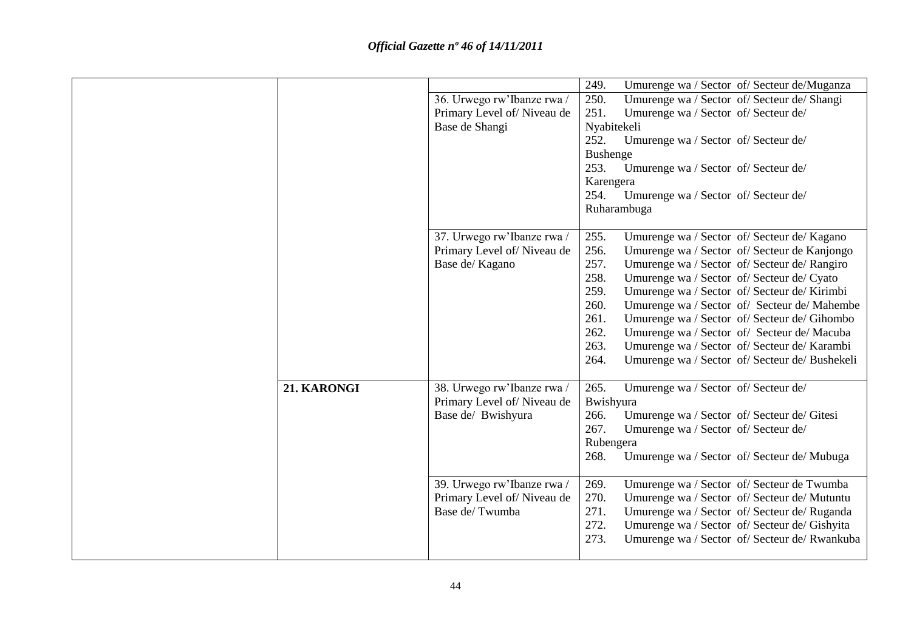| | | | |
|---|---|---|---|
| | | | 249. Umurenge wa / Sector of/ Secteur de/Muganza |
| | | 36. Urwego rw'Ibanze rwa / Primary Level of/ Niveau de Base de Shangi | 250. Umurenge wa / Sector of/ Secteur de/ Shangi<br>251. Umurenge wa / Sector of/ Secteur de/ Nyabitekeli<br>252. Umurenge wa / Sector of/ Secteur de/ Bushenge<br>253. Umurenge wa / Sector of/ Secteur de/ Karengera<br>254. Umurenge wa / Sector of/ Secteur de/ Ruharambuga |
| | | 37. Urwego rw'Ibanze rwa / Primary Level of/ Niveau de Base de/ Kagano | 255. Umurenge wa / Sector of/ Secteur de/ Kagano<br>256. Umurenge wa / Sector of/ Secteur de Kanjongo<br>257. Umurenge wa / Sector of/ Secteur de/ Rangiro<br>258. Umurenge wa / Sector of/ Secteur de/ Cyato<br>259. Umurenge wa / Sector of/ Secteur de/ Kirimbi<br>260. Umurenge wa / Sector of/ Secteur de/ Mahembe<br>261. Umurenge wa / Sector of/ Secteur de/ Gihombo<br>262. Umurenge wa / Sector of/ Secteur de/ Macuba<br>263. Umurenge wa / Sector of/ Secteur de/ Karambi<br>264. Umurenge wa / Sector of/ Secteur de/ Bushekeli |
| | **21. KARONGI** | 38. Urwego rw'Ibanze rwa / Primary Level of/ Niveau de Base de/ Bwishyura | 265. Umurenge wa / Sector of/ Secteur de/ Bwishyura<br>266. Umurenge wa / Sector of/ Secteur de/ Gitesi<br>267. Umurenge wa / Sector of/ Secteur de/ Rubengera<br>268. Umurenge wa / Sector of/ Secteur de/ Mubuga |
| | | 39. Urwego rw'Ibanze rwa / Primary Level of/ Niveau de Base de/ Twumba | 269. Umurenge wa / Sector of/ Secteur de Twumba<br>270. Umurenge wa / Sector of/ Secteur de/ Mutuntu<br>271. Umurenge wa / Sector of/ Secteur de/ Ruganda<br>272. Umurenge wa / Sector of/ Secteur de/ Gishyita<br>273. Umurenge wa / Sector of/ Secteur de/ Rwankuba |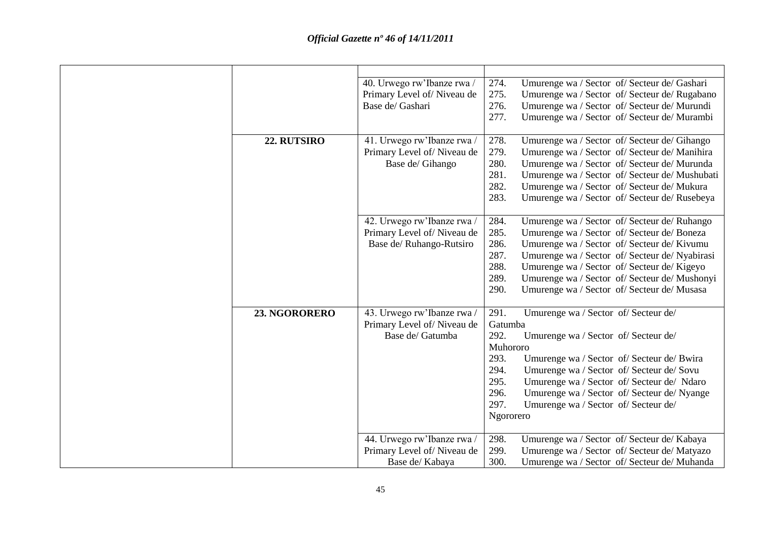| | | | |
|---|---|---|---|
| | | 40. Urwego rw'Ibanze rwa / Primary Level of/ Niveau de Base de/ Gashari | 274. Umurenge wa / Sector of/ Secteur de/ Gashari<br>275. Umurenge wa / Sector of/ Secteur de/ Rugabano<br>276. Umurenge wa / Sector of/ Secteur de/ Murundi<br>277. Umurenge wa / Sector of/ Secteur de/ Murambi |
| | **22. RUTSIRO** | 41. Urwego rw'Ibanze rwa / Primary Level of/ Niveau de Base de/ Gihango | 278. Umurenge wa / Sector of/ Secteur de/ Gihango<br>279. Umurenge wa / Sector of/ Secteur de/ Manihira<br>280. Umurenge wa / Sector of/ Secteur de/ Murunda<br>281. Umurenge wa / Sector of/ Secteur de/ Mushubati<br>282. Umurenge wa / Sector of/ Secteur de/ Mukura<br>283. Umurenge wa / Sector of/ Secteur de/ Rusebeya |
| | | 42. Urwego rw'Ibanze rwa / Primary Level of/ Niveau de Base de/ Ruhango-Rutsiro | 284. Umurenge wa / Sector of/ Secteur de/ Ruhango<br>285. Umurenge wa / Sector of/ Secteur de/ Boneza<br>286. Umurenge wa / Sector of/ Secteur de/ Kivumu<br>287. Umurenge wa / Sector of/ Secteur de/ Nyabirasi<br>288. Umurenge wa / Sector of/ Secteur de/ Kigeyo<br>289. Umurenge wa / Sector of/ Secteur de/ Mushonyi<br>290. Umurenge wa / Sector of/ Secteur de/ Musasa |
| | **23. NGORORERO** | 43. Urwego rw'Ibanze rwa / Primary Level of/ Niveau de Base de/ Gatumba | 291. Umurenge wa / Sector of/ Secteur de/ Gatumba<br>292. Umurenge wa / Sector of/ Secteur de/ Muhororo<br>293. Umurenge wa / Sector of/ Secteur de/ Bwira<br>294. Umurenge wa / Sector of/ Secteur de/ Sovu<br>295. Umurenge wa / Sector of/ Secteur de/ Ndaro<br>296. Umurenge wa / Sector of/ Secteur de/ Nyange<br>297. Umurenge wa / Sector of/ Secteur de/ Ngororero |
| | | 44. Urwego rw'Ibanze rwa / Primary Level of/ Niveau de Base de/ Kabaya | 298. Umurenge wa / Sector of/ Secteur de/ Kabaya<br>299. Umurenge wa / Sector of/ Secteur de/ Matyazo<br>300. Umurenge wa / Sector of/ Secteur de/ Muhanda |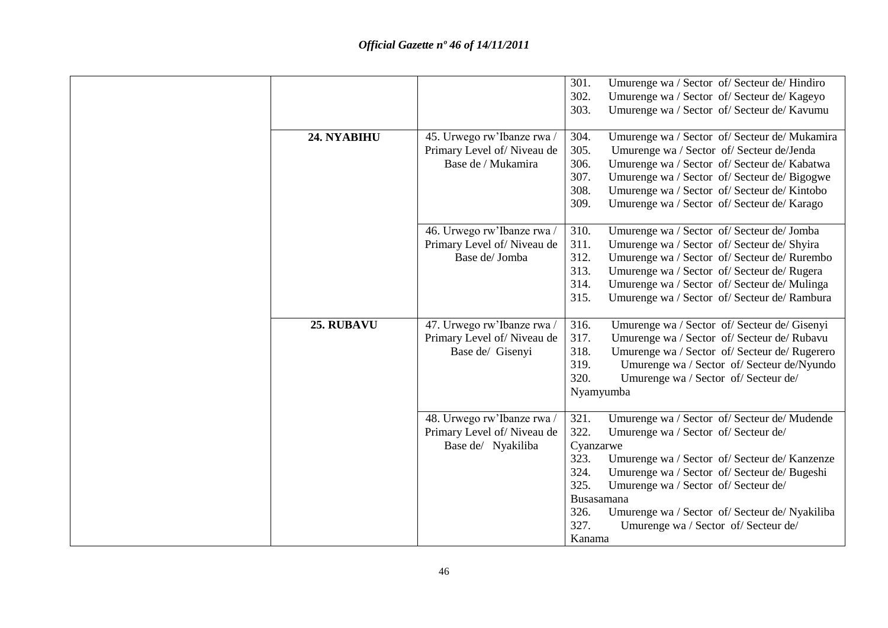| | | | |
|---|---|---|---|
| | | | 301. Umurenge wa / Sector of/ Secteur de/ Hindiro<br>302. Umurenge wa / Sector of/ Secteur de/ Kageyo<br>303. Umurenge wa / Sector of/ Secteur de/ Kavumu |
| | **24. NYABIHU** | 45. Urwego rw'Ibanze rwa / Primary Level of/ Niveau de Base de / Mukamira | 304. Umurenge wa / Sector of/ Secteur de/ Mukamira<br>305. Umurenge wa / Sector of/ Secteur de/Jenda<br>306. Umurenge wa / Sector of/ Secteur de/ Kabatwa<br>307. Umurenge wa / Sector of/ Secteur de/ Bigogwe<br>308. Umurenge wa / Sector of/ Secteur de/ Kintobo<br>309. Umurenge wa / Sector of/ Secteur de/ Karago |
| | | 46. Urwego rw'Ibanze rwa / Primary Level of/ Niveau de Base de/ Jomba | 310. Umurenge wa / Sector of/ Secteur de/ Jomba<br>311. Umurenge wa / Sector of/ Secteur de/ Shyira<br>312. Umurenge wa / Sector of/ Secteur de/ Rurembo<br>313. Umurenge wa / Sector of/ Secteur de/ Rugera<br>314. Umurenge wa / Sector of/ Secteur de/ Mulinga<br>315. Umurenge wa / Sector of/ Secteur de/ Rambura |
| | **25. RUBAVU** | 47. Urwego rw'Ibanze rwa / Primary Level of/ Niveau de Base de/ Gisenyi | 316. Umurenge wa / Sector of/ Secteur de/ Gisenyi<br>317. Umurenge wa / Sector of/ Secteur de/ Rubavu<br>318. Umurenge wa / Sector of/ Secteur de/ Rugerero<br>319. Umurenge wa / Sector of/ Secteur de/Nyundo<br>320. Umurenge wa / Sector of/ Secteur de/ Nyamyumba |
| | | 48. Urwego rw'Ibanze rwa / Primary Level of/ Niveau de Base de/ Nyakiliba | 321. Umurenge wa / Sector of/ Secteur de/ Mudende<br>322. Umurenge wa / Sector of/ Secteur de/ Cyanzarwe<br>323. Umurenge wa / Sector of/ Secteur de/ Kanzenze<br>324. Umurenge wa / Sector of/ Secteur de/ Bugeshi<br>325. Umurenge wa / Sector of/ Secteur de/ Busasamana<br>326. Umurenge wa / Sector of/ Secteur de/ Nyakiliba<br>327. Umurenge wa / Sector of/ Secteur de/ Kanama |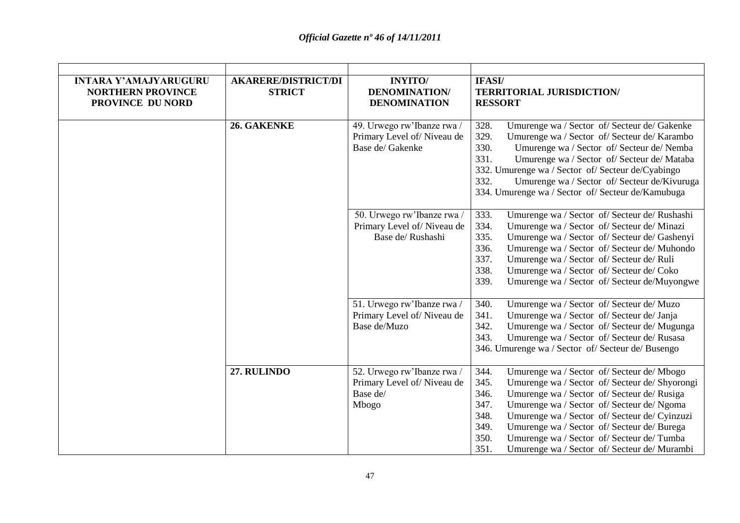| INTARA Y'AMAJYARUGURU NORTHERN PROVINCE PROVINCE DU NORD | AKARERE/DISTRICT/DISTRICT | INYITO/ DENOMINATION/ DENOMINATION | IFASI/ TERRITORIAL JURISDICTION/ RESSORT |
|---|---|---|---|
| | **26. GAKENKE** | 49. Urwego rw'Ibanze rwa / Primary Level of/ Niveau de Base de/ Gakenke | 328. Umurenge wa / Sector of/ Secteur de/ Gakenke<br>329. Umurenge wa / Sector of/ Secteur de/ Karambo<br>330. Umurenge wa / Sector of/ Secteur de/ Nemba<br>331. Umurenge wa / Sector of/ Secteur de/ Mataba<br>332. Umurenge wa / Sector of/ Secteur de/Cyabingo<br>332. Umurenge wa / Sector of/ Secteur de/Kivuruga<br>334. Umurenge wa / Sector of/ Secteur de/Kamubuga |
| | | 50. Urwego rw'Ibanze rwa / Primary Level of/ Niveau de Base de/ Rushashi | 333. Umurenge wa / Sector of/ Secteur de/ Rushashi<br>334. Umurenge wa / Sector of/ Secteur de/ Minazi<br>335. Umurenge wa / Sector of/ Secteur de/ Gashenyi<br>336. Umurenge wa / Sector of/ Secteur de/ Muhondo<br>337. Umurenge wa / Sector of/ Secteur de/ Ruli<br>338. Umurenge wa / Sector of/ Secteur de/ Coko<br>339. Umurenge wa / Sector of/ Secteur de/Muyongwe |
| | | 51. Urwego rw'Ibanze rwa / Primary Level of/ Niveau de Base de/Muzo | 340. Umurenge wa / Sector of/ Secteur de/ Muzo<br>341. Umurenge wa / Sector of/ Secteur de/ Janja<br>342. Umurenge wa / Sector of/ Secteur de/ Mugunga<br>343. Umurenge wa / Sector of/ Secteur de/ Rusasa<br>346. Umurenge wa / Sector of/ Secteur de/ Busengo |
| | **27. RULINDO** | 52. Urwego rw'Ibanze rwa / Primary Level of/ Niveau de Base de/ Mbogo | 344. Umurenge wa / Sector of/ Secteur de/ Mbogo<br>345. Umurenge wa / Sector of/ Secteur de/ Shyorongi<br>346. Umurenge wa / Sector of/ Secteur de/ Rusiga<br>347. Umurenge wa / Sector of/ Secteur de/ Ngoma<br>348. Umurenge wa / Sector of/ Secteur de/ Cyinzuzi<br>349. Umurenge wa / Sector of/ Secteur de/ Burega<br>350. Umurenge wa / Sector of/ Secteur de/ Tumba<br>351. Umurenge wa / Sector of/ Secteur de/ Murambi |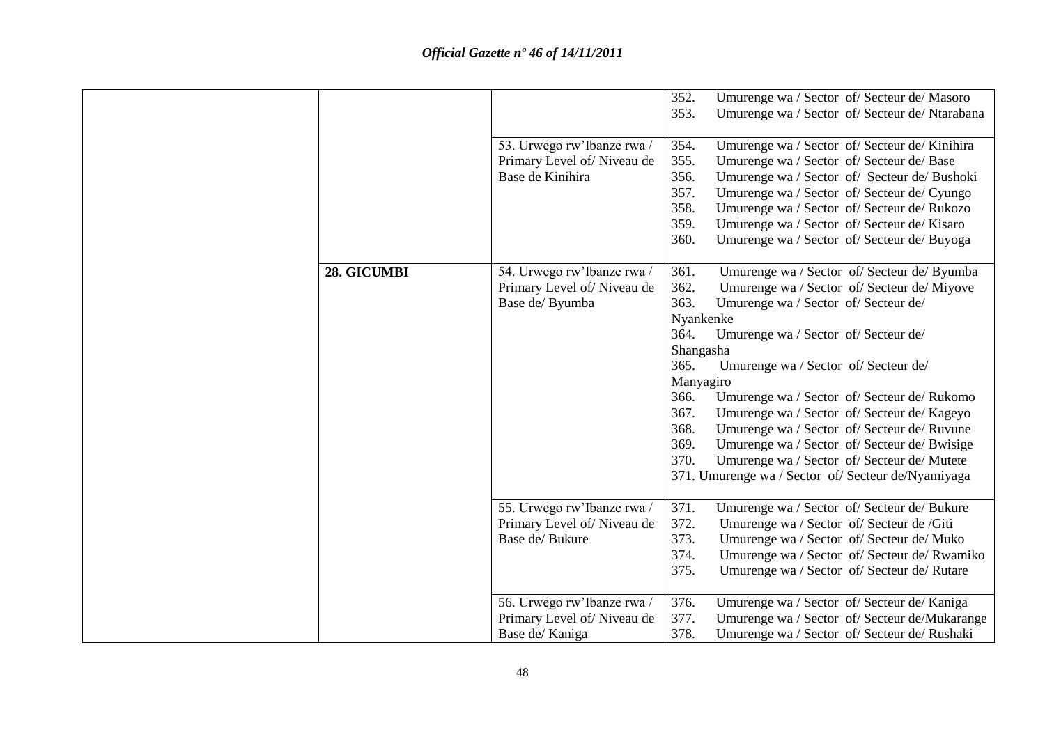| | | | |
|---|---|---|---|
| | | | 352. Umurenge wa / Sector of/ Secteur de/ Masoro<br>353. Umurenge wa / Sector of/ Secteur de/ Ntarabana |
| | | 53. Urwego rw'Ibanze rwa / Primary Level of/ Niveau de Base de Kinihira | 354. Umurenge wa / Sector of/ Secteur de/ Kinihira<br>355. Umurenge wa / Sector of/ Secteur de/ Base<br>356. Umurenge wa / Sector of/ Secteur de/ Bushoki<br>357. Umurenge wa / Sector of/ Secteur de/ Cyungo<br>358. Umurenge wa / Sector of/ Secteur de/ Rukozo<br>359. Umurenge wa / Sector of/ Secteur de/ Kisaro<br>360. Umurenge wa / Sector of/ Secteur de/ Buyoga |
| | **28. GICUMBI** | 54. Urwego rw'Ibanze rwa / Primary Level of/ Niveau de Base de/ Byumba | 361. Umurenge wa / Sector of/ Secteur de/ Byumba<br>362. Umurenge wa / Sector of/ Secteur de/ Miyove<br>363. Umurenge wa / Sector of/ Secteur de/ Nyankenke<br>364. Umurenge wa / Sector of/ Secteur de/ Shangasha<br>365. Umurenge wa / Sector of/ Secteur de/ Manyagiro<br>366. Umurenge wa / Sector of/ Secteur de/ Rukomo<br>367. Umurenge wa / Sector of/ Secteur de/ Kageyo<br>368. Umurenge wa / Sector of/ Secteur de/ Ruvune<br>369. Umurenge wa / Sector of/ Secteur de/ Bwisige<br>370. Umurenge wa / Sector of/ Secteur de/ Mutete<br>371. Umurenge wa / Sector of/ Secteur de/Nyamiyaga |
| | | 55. Urwego rw'Ibanze rwa / Primary Level of/ Niveau de Base de/ Bukure | 371. Umurenge wa / Sector of/ Secteur de/ Bukure<br>372. Umurenge wa / Sector of/ Secteur de /Giti<br>373. Umurenge wa / Sector of/ Secteur de/ Muko<br>374. Umurenge wa / Sector of/ Secteur de/ Rwamiko<br>375. Umurenge wa / Sector of/ Secteur de/ Rutare |
| | | 56. Urwego rw'Ibanze rwa / Primary Level of/ Niveau de Base de/ Kaniga | 376. Umurenge wa / Sector of/ Secteur de/ Kaniga<br>377. Umurenge wa / Sector of/ Secteur de/Mukarange<br>378. Umurenge wa / Sector of/ Secteur de/ Rushaki |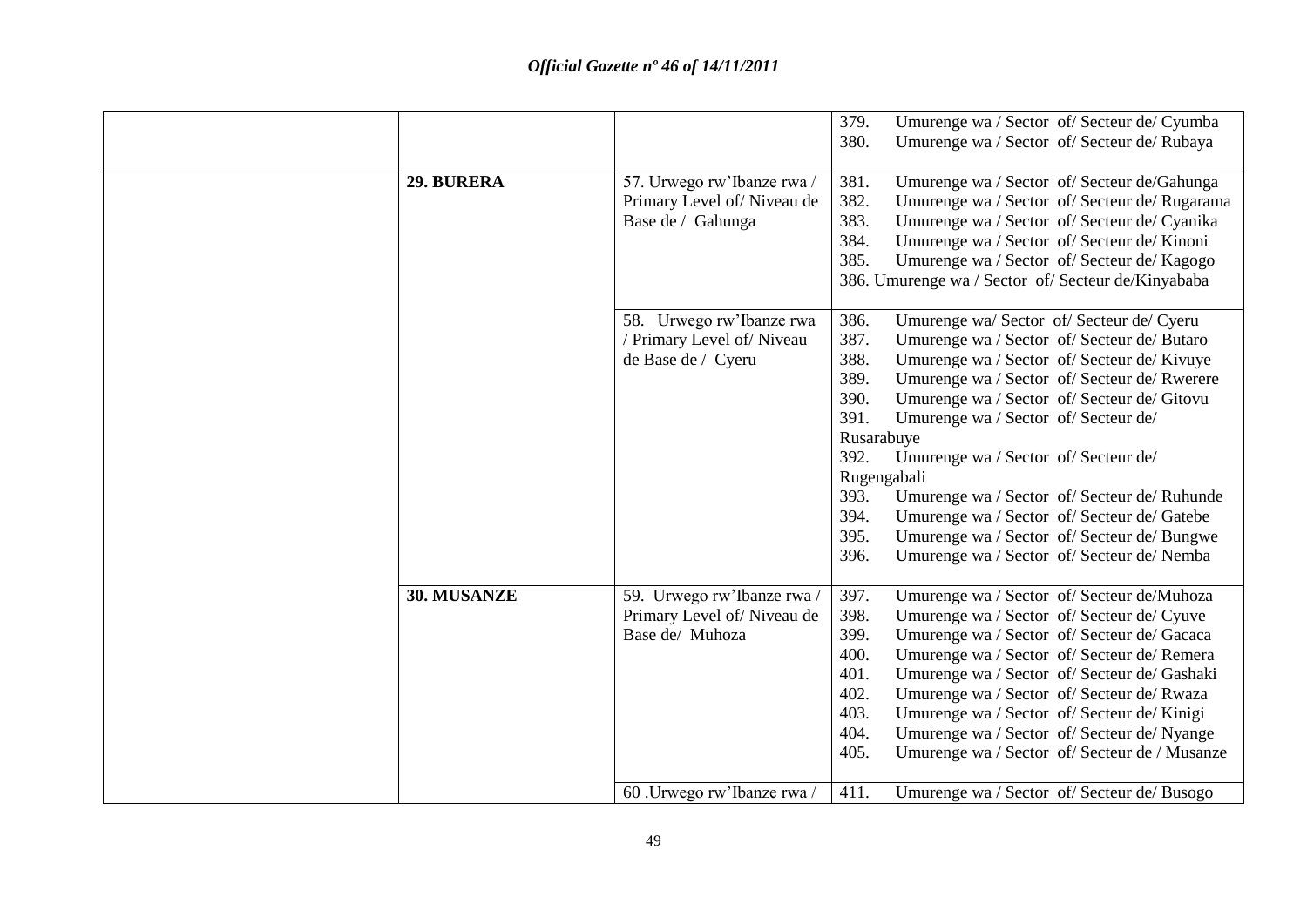| | | | |
|---|---|---|---|
| | | | 379. Umurenge wa / Sector of/ Secteur de/ Cyumba<br>380. Umurenge wa / Sector of/ Secteur de/ Rubaya |
| | **29. BURERA** | 57. Urwego rw'Ibanze rwa / Primary Level of/ Niveau de Base de / Gahunga | 381. Umurenge wa / Sector of/ Secteur de/Gahunga<br>382. Umurenge wa / Sector of/ Secteur de/ Rugarama<br>383. Umurenge wa / Sector of/ Secteur de/ Cyanika<br>384. Umurenge wa / Sector of/ Secteur de/ Kinoni<br>385. Umurenge wa / Sector of/ Secteur de/ Kagogo<br>386. Umurenge wa / Sector of/ Secteur de/Kinyababa |
| | | 58. Urwego rw'Ibanze rwa / Primary Level of/ Niveau de Base de / Cyeru | 386. Umurenge wa/ Sector of/ Secteur de/ Cyeru<br>387. Umurenge wa / Sector of/ Secteur de/ Butaro<br>388. Umurenge wa / Sector of/ Secteur de/ Kivuye<br>389. Umurenge wa / Sector of/ Secteur de/ Rwerere<br>390. Umurenge wa / Sector of/ Secteur de/ Gitovu<br>391. Umurenge wa / Sector of/ Secteur de/ Rusarabuye<br>392. Umurenge wa / Sector of/ Secteur de/ Rugengabali<br>393. Umurenge wa / Sector of/ Secteur de/ Ruhunde<br>394. Umurenge wa / Sector of/ Secteur de/ Gatebe<br>395. Umurenge wa / Sector of/ Secteur de/ Bungwe<br>396. Umurenge wa / Sector of/ Secteur de/ Nemba |
| | **30. MUSANZE** | 59. Urwego rw'Ibanze rwa / Primary Level of/ Niveau de Base de/ Muhoza | 397. Umurenge wa / Sector of/ Secteur de/Muhoza<br>398. Umurenge wa / Sector of/ Secteur de/ Cyuve<br>399. Umurenge wa / Sector of/ Secteur de/ Gacaca<br>400. Umurenge wa / Sector of/ Secteur de/ Remera<br>401. Umurenge wa / Sector of/ Secteur de/ Gashaki<br>402. Umurenge wa / Sector of/ Secteur de/ Rwaza<br>403. Umurenge wa / Sector of/ Secteur de/ Kinigi<br>404. Umurenge wa / Sector of/ Secteur de/ Nyange<br>405. Umurenge wa / Sector of/ Secteur de / Musanze |
| | | 60 .Urwego rw'Ibanze rwa / | 411. Umurenge wa / Sector of/ Secteur de/ Busogo |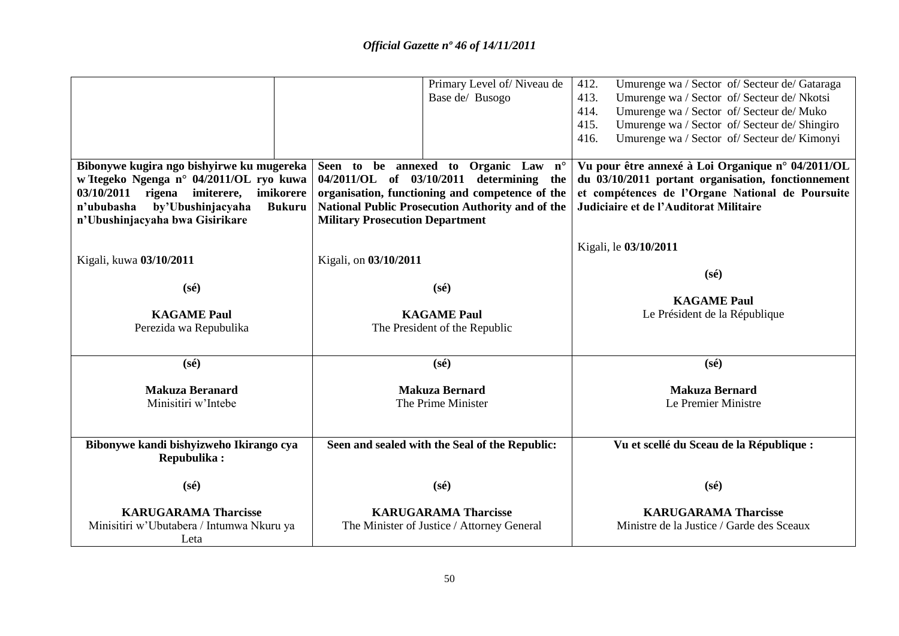| | | Primary Level of/ Niveau de Base de/ Busogo | 412. Umurenge wa / Sector of/ Secteur de/ Gataraga<br>413. Umurenge wa / Sector of/ Secteur de/ Nkotsi<br>414. Umurenge wa / Sector of/ Secteur de/ Muko<br>415. Umurenge wa / Sector of/ Secteur de/ Shingiro<br>416. Umurenge wa / Sector of/ Secteur de/ Kimonyi |
|---|---|---|---|

| **Bibonywe kugira ngo bishyirwe ku mugereka w'Itegeko Ngenga n° 04/2011/OL ryo kuwa 03/10/2011 rigena imiterere, imikorere n'ububasha by'Ubushinjacyaha Bukuru n'Ubushinjacyaha bwa Gisirikare** | **Seen to be annexed to Organic Law n° 04/2011/OL of 03/10/2011 determining the organisation, functioning and competence of the National Public Prosecution Authority and of the Military Prosecution Department** | **Vu pour être annexé à Loi Organique n° 04/2011/OL du 03/10/2011 portant organisation, fonctionnement et compétences de l'Organe National de Poursuite Judiciaire et de l'Auditorat Militaire** |
|---|---|---|
| Kigali, kuwa **03/10/2011**<br><br>**(sé)**<br><br>**KAGAME Paul**<br>Perezida wa Repubulika | Kigali, on **03/10/2011**<br><br>**(sé)**<br><br>**KAGAME Paul**<br>The President of the Republic | Kigali, le **03/10/2011**<br><br>**(sé)**<br><br>**KAGAME Paul**<br>Le Président de la République |
| **(sé)**<br><br>**Makuza Beranard**<br>Minisitiri w'Intebe | **(sé)**<br><br>**Makuza Bernard**<br>The Prime Minister | **(sé)**<br><br>**Makuza Bernard**<br>Le Premier Ministre |
| **Bibonywe kandi bishyizweho Ikirango cya Repubulika :**<br><br>**(sé)**<br><br>**KARUGARAMA Tharcisse**<br>Minisitiri w'Ubutabera / Intumwa Nkuru ya Leta | **Seen and sealed with the Seal of the Republic:**<br><br>**(sé)**<br><br>**KARUGARAMA Tharcisse**<br>The Minister of Justice / Attorney General | **Vu et scellé du Sceau de la République :**<br><br>**(sé)**<br><br>**KARUGARAMA Tharcisse**<br>Ministre de la Justice / Garde des Sceaux |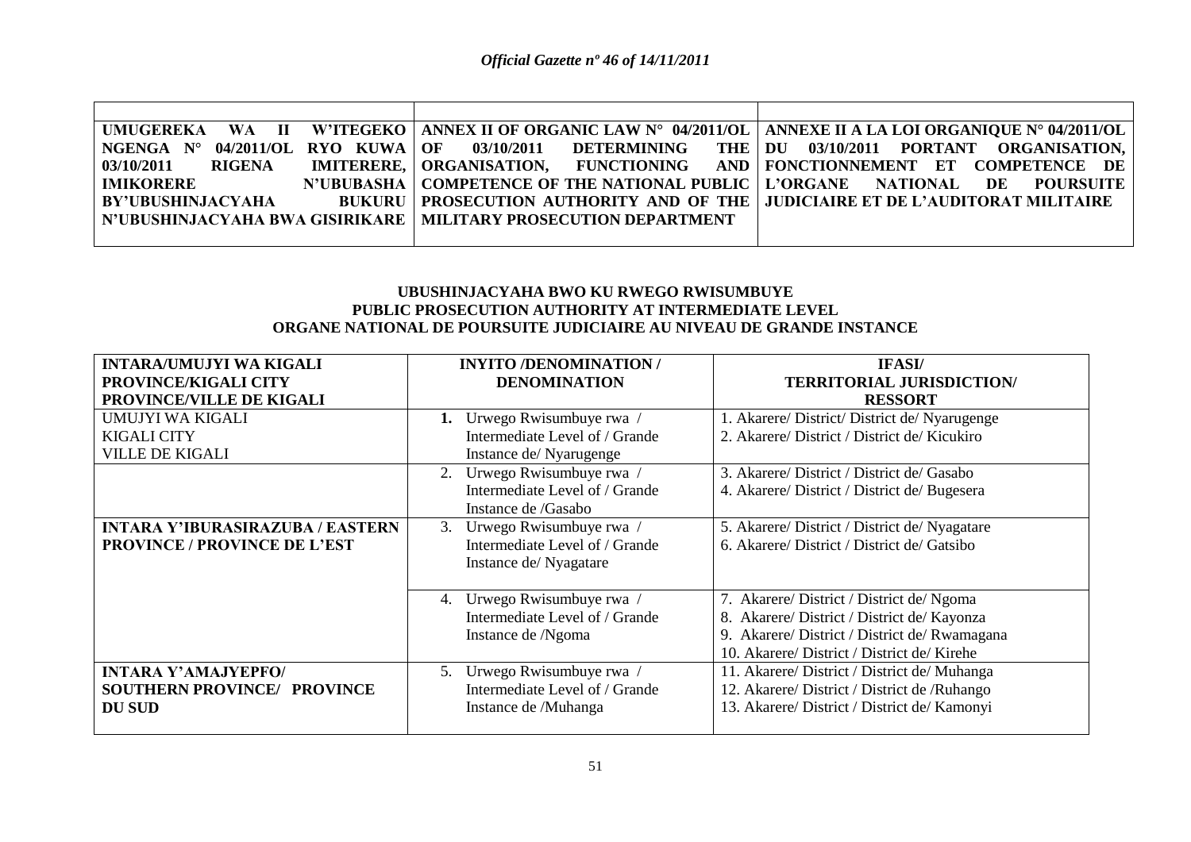| UMUGEREKA WA II W'ITEGEKO NGENGA N° 04/2011/OL RYO KUWA 03/10/2011 RIGENA IMITERERE, IMIKORERE N'UBUBASHA BY'UBUSHINJACYAHA BUKURU N'UBUSHINJACYAHA BWA GISIRIKARE | ANNEX II OF ORGANIC LAW N° 04/2011/OL OF 03/10/2011 DETERMINING THE ORGANISATION, FUNCTIONING AND COMPETENCE OF THE NATIONAL PUBLIC PROSECUTION AUTHORITY AND OF THE MILITARY PROSECUTION DEPARTMENT | ANNEXE II A LA LOI ORGANIQUE N° 04/2011/OL DU 03/10/2011 PORTANT ORGANISATION, FONCTIONNEMENT ET COMPETENCE DE L'ORGANE NATIONAL DE POURSUITE JUDICIAIRE ET DE L'AUDITORAT MILITAIRE |
|---|---|---|

**UBUSHINJACYAHA BWO KU RWEGO RWISUMBUYE**
**PUBLIC PROSECUTION AUTHORITY AT INTERMEDIATE LEVEL**
**ORGANE NATIONAL DE POURSUITE JUDICIAIRE AU NIVEAU DE GRANDE INSTANCE**

| **INTARA/UMUJYI WA KIGALI PROVINCE/KIGALI CITY PROVINCE/VILLE DE KIGALI** | **INYITO /DENOMINATION / DENOMINATION** | **IFASI/ TERRITORIAL JURISDICTION/ RESSORT** |
|---|---|---|
| UMUJYI WA KIGALI<br>KIGALI CITY<br>VILLE DE KIGALI | **1.** Urwego Rwisumbuye rwa / Intermediate Level of / Grande Instance de/ Nyarugenge | 1. Akarere/ District/ District de/ Nyarugenge<br>2. Akarere/ District / District de/ Kicukiro |
| | 2. Urwego Rwisumbuye rwa / Intermediate Level of / Grande Instance de /Gasabo | 3. Akarere/ District / District de/ Gasabo<br>4. Akarere/ District / District de/ Bugesera |
| **INTARA Y'IBURASIRAZUBA / EASTERN PROVINCE / PROVINCE DE L'EST** | 3. Urwego Rwisumbuye rwa / Intermediate Level of / Grande Instance de/ Nyagatare | 5. Akarere/ District / District de/ Nyagatare<br>6. Akarere/ District / District de/ Gatsibo |
| | 4. Urwego Rwisumbuye rwa / Intermediate Level of / Grande Instance de /Ngoma | 7. Akarere/ District / District de/ Ngoma<br>8. Akarere/ District / District de/ Kayonza<br>9. Akarere/ District / District de/ Rwamagana<br>10. Akarere/ District / District de/ Kirehe |
| **INTARA Y'AMAJYEPFO/ SOUTHERN PROVINCE/ PROVINCE DU SUD** | 5. Urwego Rwisumbuye rwa / Intermediate Level of / Grande Instance de /Muhanga | 11. Akarere/ District / District de/ Muhanga<br>12. Akarere/ District / District de /Ruhango<br>13. Akarere/ District / District de/ Kamonyi |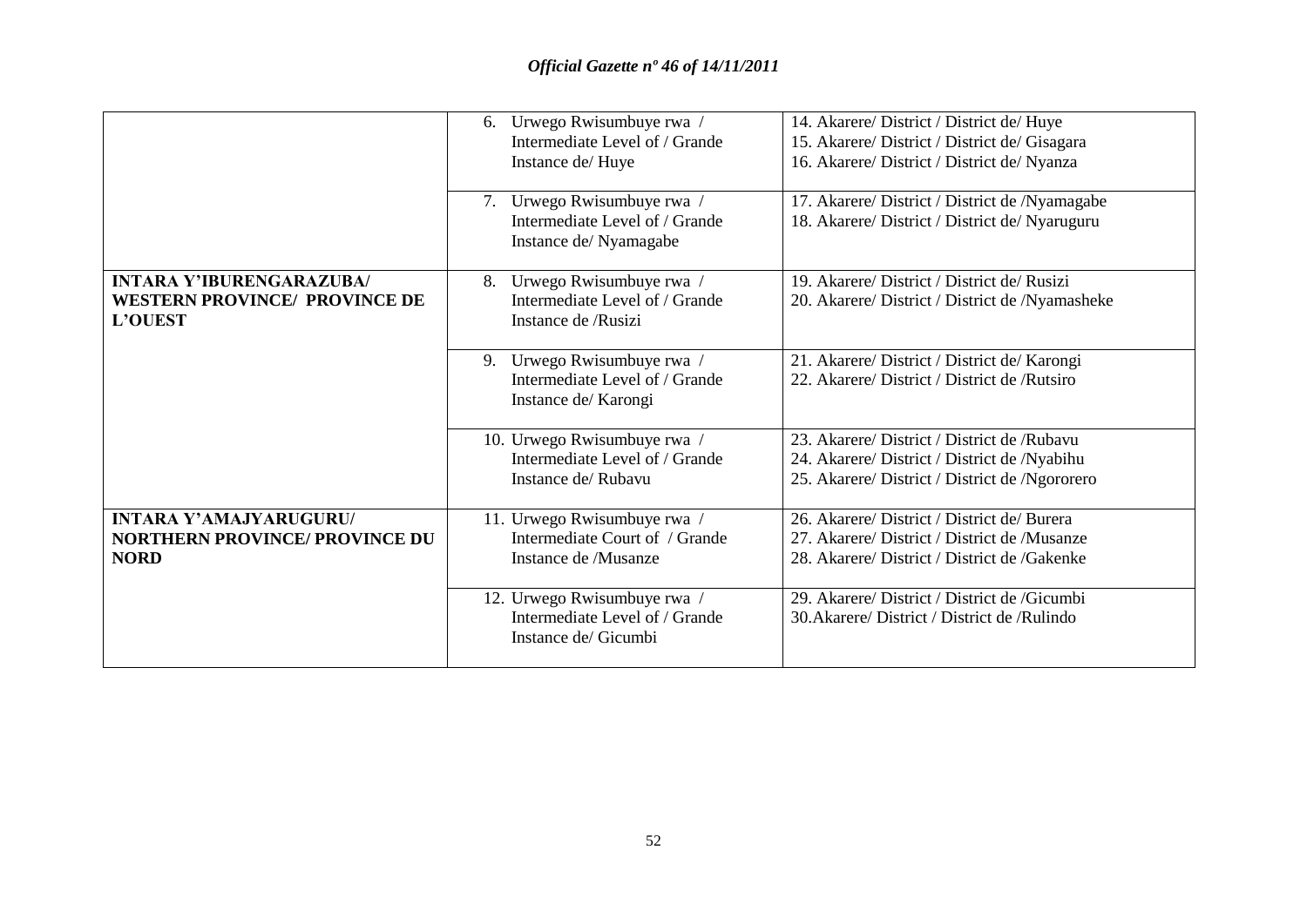| | | |
|---|---|---|
| | 6. Urwego Rwisumbuye rwa / Intermediate Level of / Grande Instance de/ Huye | 14. Akarere/ District / District de/ Huye<br>15. Akarere/ District / District de/ Gisagara<br>16. Akarere/ District / District de/ Nyanza |
| | 7. Urwego Rwisumbuye rwa / Intermediate Level of / Grande Instance de/ Nyamagabe | 17. Akarere/ District / District de /Nyamagabe<br>18. Akarere/ District / District de/ Nyaruguru |
| **INTARA Y'IBURENGARAZUBA/ WESTERN PROVINCE/ PROVINCE DE L'OUEST** | 8. Urwego Rwisumbuye rwa / Intermediate Level of / Grande Instance de /Rusizi | 19. Akarere/ District / District de/ Rusizi<br>20. Akarere/ District / District de /Nyamasheke |
| | 9. Urwego Rwisumbuye rwa / Intermediate Level of / Grande Instance de/ Karongi | 21. Akarere/ District / District de/ Karongi<br>22. Akarere/ District / District de /Rutsiro |
| | 10. Urwego Rwisumbuye rwa / Intermediate Level of / Grande Instance de/ Rubavu | 23. Akarere/ District / District de /Rubavu<br>24. Akarere/ District / District de /Nyabihu<br>25. Akarere/ District / District de /Ngororero |
| **INTARA Y'AMAJYARUGURU/ NORTHERN PROVINCE/ PROVINCE DU NORD** | 11. Urwego Rwisumbuye rwa / Intermediate Court of / Grande Instance de /Musanze | 26. Akarere/ District / District de/ Burera<br>27. Akarere/ District / District de /Musanze<br>28. Akarere/ District / District de /Gakenke |
| | 12. Urwego Rwisumbuye rwa / Intermediate Level of / Grande Instance de/ Gicumbi | 29. Akarere/ District / District de /Gicumbi<br>30.Akarere/ District / District de /Rulindo |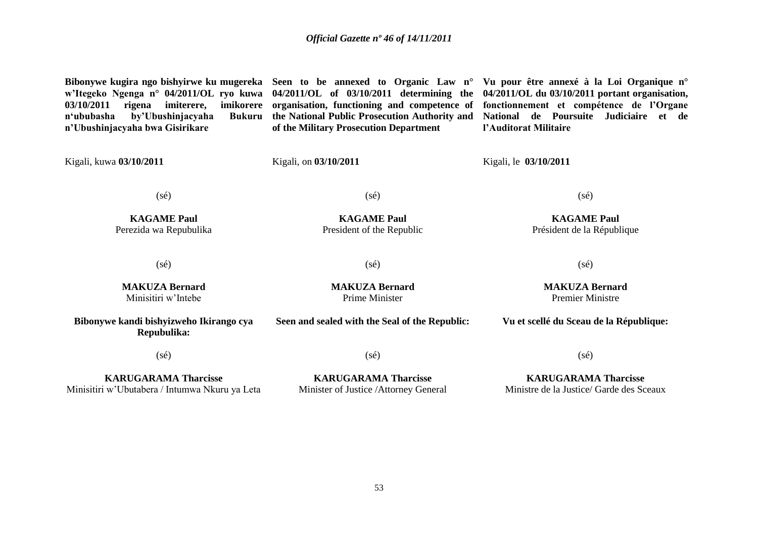**Bibonywe kugira ngo bishyirwe ku mugereka w'Itegeko Ngenga n° 04/2011/OL ryo kuwa 03/10/2011 rigena imiterere, imikorere n'ububasha by'Ubushinjacyaha Bukuru n'Ubushinjacyaha bwa Gisirikare**

Kigali, kuwa **03/10/2011**

(sé)

**KAGAME Paul**
Perezida wa Repubulika

(sé)

**MAKUZA Bernard**
Minisitiri w'Intebe

**Bibonywe kandi bishyizweho Ikirango cya Repubulika:**

(sé)

**KARUGARAMA Tharcisse**
Minisitiri w'Ubutabera / Intumwa Nkuru ya Leta

**Seen to be annexed to Organic Law n° 04/2011/OL of 03/10/2011 determining the organisation, functioning and competence of the National Public Prosecution Authority and of the Military Prosecution Department**

Kigali, on **03/10/2011**

(sé)

**KAGAME Paul**
President of the Republic

(sé)

**MAKUZA Bernard**
Prime Minister

**Seen and sealed with the Seal of the Republic:**

(sé)

**KARUGARAMA Tharcisse**
Minister of Justice /Attorney General

**Vu pour être annexé à la Loi Organique n° 04/2011/OL du 03/10/2011 portant organisation, fonctionnement et compétence de l'Organe National de Poursuite Judiciaire et de l'Auditorat Militaire**

Kigali, le **03/10/2011**

(sé)

**KAGAME Paul**
Président de la République

(sé)

**MAKUZA Bernard**
Premier Ministre

**Vu et scellé du Sceau de la République:**

(sé)

**KARUGARAMA Tharcisse**
Ministre de la Justice/ Garde des Sceaux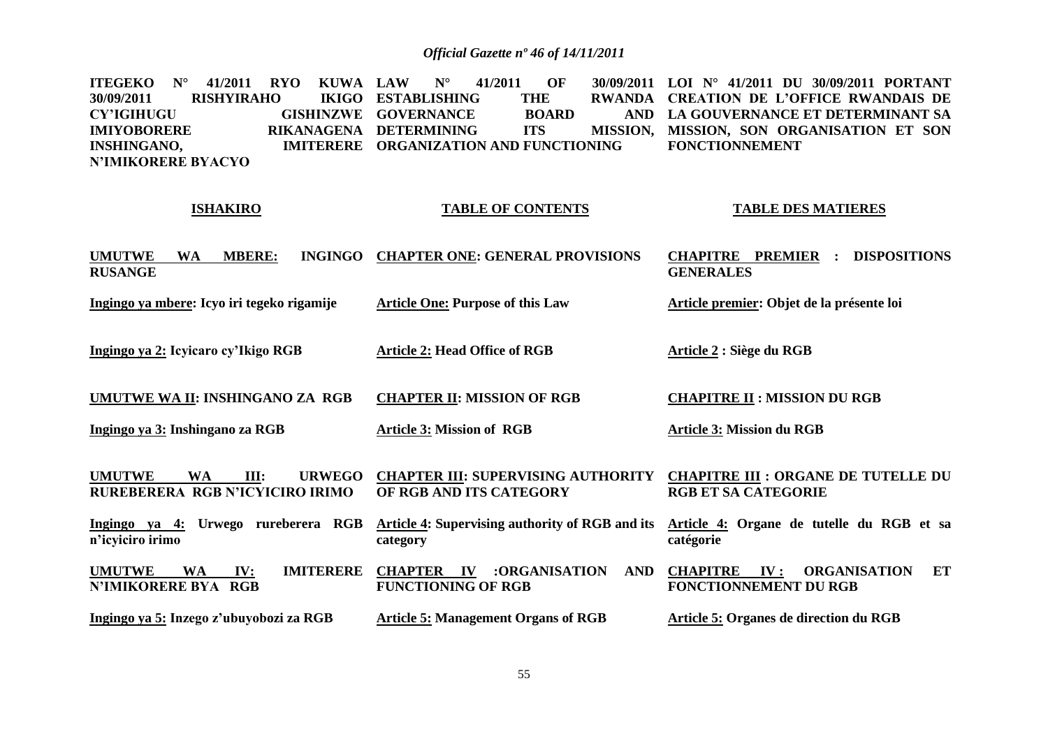| ITEGEKO N° 41/2011 RYO KUWA 30/09/2011 RISHYIRAHO IKIGO CY'IGIHUGU GISHINZWE IMIYOBORERE RIKANAGENA INSHINGANO, IMITERERE N'IMIKORERE BYACYO | LAW N° 41/2011 OF 30/09/2011 ESTABLISHING THE RWANDA GOVERNANCE BOARD AND DETERMINING ITS MISSION, ORGANIZATION AND FUNCTIONING | LOI N° 41/2011 DU 30/09/2011 PORTANT CREATION DE L'OFFICE RWANDAIS DE LA GOUVERNANCE ET DETERMINANT SA MISSION, SON ORGANISATION ET SON FONCTIONNEMENT |
|---|---|---|
| **ISHAKIRO** | **TABLE OF CONTENTS** | **TABLE DES MATIERES** |
| **UMUTWE WA MBERE: INGINGO RUSANGE** | **CHAPTER ONE: GENERAL PROVISIONS** | **CHAPITRE PREMIER : DISPOSITIONS GENERALES** |
| **Ingingo ya mbere: Icyo iri tegeko rigamije** | **Article One: Purpose of this Law** | **Article premier: Objet de la présente loi** |
| **Ingingo ya 2: Icyicaro cy'Ikigo RGB** | **Article 2: Head Office of RGB** | **Article 2 : Siège du RGB** |
| **UMUTWE WA II: INSHINGANO ZA RGB** | **CHAPTER II: MISSION OF RGB** | **CHAPITRE II : MISSION DU RGB** |
| **Ingingo ya 3: Inshingano za RGB** | **Article 3: Mission of RGB** | **Article 3: Mission du RGB** |
| **UMUTWE WA III: URWEGO RUREBERERA RGB N'ICYICIRO IRIMO** | **CHAPTER III: SUPERVISING AUTHORITY OF RGB AND ITS CATEGORY** | **CHAPITRE III : ORGANE DE TUTELLE DU RGB ET SA CATEGORIE** |
| **Ingingo ya 4: Urwego rureberera RGB n'icyiciro irimo** | **Article 4: Supervising authority of RGB and its category** | **Article 4: Organe de tutelle du RGB et sa catégorie** |
| **UMUTWE WA IV: IMITERERE N'IMIKORERE BYA RGB** | **CHAPTER IV :ORGANISATION AND FUNCTIONING OF RGB** | **CHAPITRE IV : ORGANISATION ET FONCTIONNEMENT DU RGB** |
| **Ingingo ya 5: Inzego z'ubuyobozi za RGB** | **Article 5: Management Organs of RGB** | **Article 5: Organes de direction du RGB** |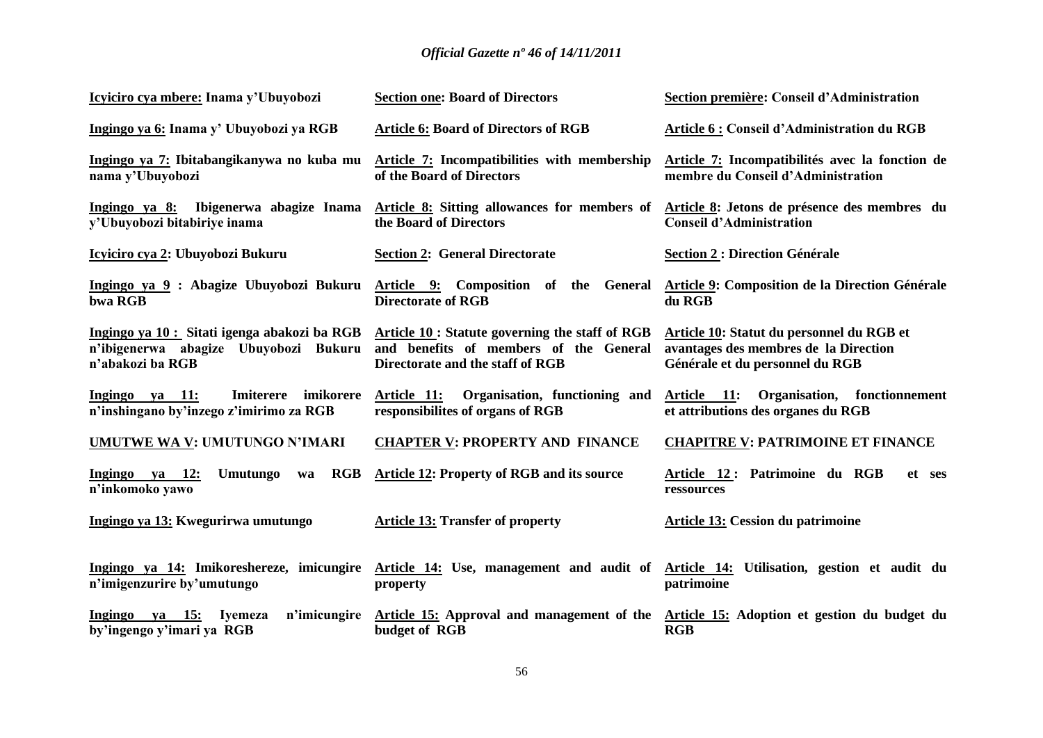| | | |
|---|---|---|
| **Icyiciro cya mbere: Inama y'Ubuyobozi** | **Section one: Board of Directors** | **Section première: Conseil d'Administration** |
| **Ingingo ya 6: Inama y' Ubuyobozi ya RGB** | **Article 6: Board of Directors of RGB** | **Article 6 : Conseil d'Administration du RGB** |
| **Ingingo ya 7: Ibitabangikanywa no kuba mu nama y'Ubuyobozi** | **Article 7: Incompatibilities with membership of the Board of Directors** | **Article 7: Incompatibilités avec la fonction de membre du Conseil d'Administration** |
| **Ingingo ya 8: Ibigenerwa abagize Inama y'Ubuyobozi bitabiriye inama** | **Article 8: Sitting allowances for members of the Board of Directors** | **Article 8: Jetons de présence des membres du Conseil d'Administration** |
| **Icyiciro cya 2: Ubuyobozi Bukuru** | **Section 2: General Directorate** | **Section 2 : Direction Générale** |
| **Ingingo ya 9 : Abagize Ubuyobozi Bukuru bwa RGB** | **Article 9: Composition of the General Directorate of RGB** | **Article 9: Composition de la Direction Générale du RGB** |
| **Ingingo ya 10 : Sitati igenga abakozi ba RGB n'ibigenerwa abagize Ubuyobozi Bukuru n'abakozi ba RGB** | **Article 10 : Statute governing the staff of RGB and benefits of members of the General Directorate and the staff of RGB** | **Article 10: Statut du personnel du RGB et avantages des membres de la Direction Générale et du personnel du RGB** |
| **Ingingo ya 11: Imiterere imikorere n'inshingano by'inzego z'imirimo za RGB** | **Article 11: Organisation, functioning and responsibilites of organs of RGB** | **Article 11: Organisation, fonctionnement et attributions des organes du RGB** |
| **UMUTWE WA V: UMUTUNGO N'IMARI** | **CHAPTER V: PROPERTY AND FINANCE** | **CHAPITRE V: PATRIMOINE ET FINANCE** |
| **Ingingo ya 12: Umutungo wa RGB n'inkomoko yawo** | **Article 12: Property of RGB and its source** | **Article 12 : Patrimoine du RGB et ses ressources** |
| **Ingingo ya 13: Kwegurirwa umutungo** | **Article 13: Transfer of property** | **Article 13: Cession du patrimoine** |
| **Ingingo ya 14: Imikoreshereze, imicungire n'imigenzurire by'umutungo** | **Article 14: Use, management and audit of property** | **Article 14: Utilisation, gestion et audit du patrimoine** |
| **Ingingo ya 15: Iyemeza n'imicungire by'ingengo y'imari ya RGB** | **Article 15: Approval and management of the budget of RGB** | **Article 15: Adoption et gestion du budget du RGB** |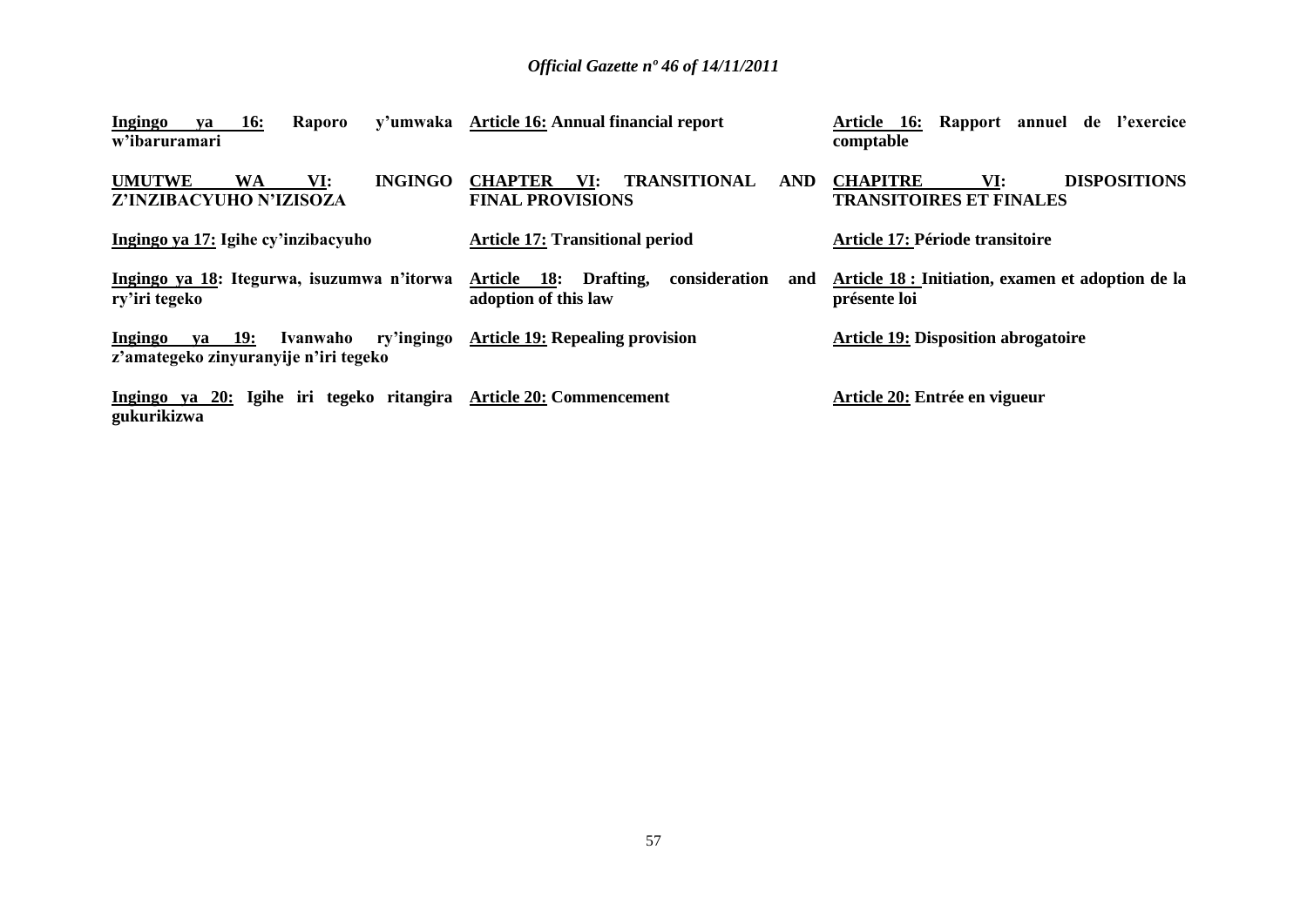**Ingingo ya 16: Raporo y'umwaka w'ibaruramari**

**Article 16: Annual financial report**

**Article 16: Rapport annuel de l'exercice comptable**

**UMUTWE WA VI: INGINGO Z'INZIBACYUHO N'IZISOZA**

**CHAPTER VI: TRANSITIONAL AND FINAL PROVISIONS**

**CHAPITRE VI: DISPOSITIONS TRANSITOIRES ET FINALES**

**Ingingo ya 17: Igihe cy'inzibacyuho**

**Article 17: Transitional period**

**Article 17: Période transitoire**

**Ingingo ya 18: Itegurwa, isuzumwa n'itorwa ry'iri tegeko**

**Article 18: Drafting, consideration and adoption of this law**

**Article 18 : Initiation, examen et adoption de la présente loi**

**Ingingo ya 19: Ivanwaho ry'ingingo z'amategeko zinyuranyije n'iri tegeko**

**Article 19: Repealing provision**

**Article 19: Disposition abrogatoire**

**Ingingo ya 20: Igihe iri tegeko ritangira gukurikizwa**

**Article 20: Commencement**

**Article 20: Entrée en vigueur**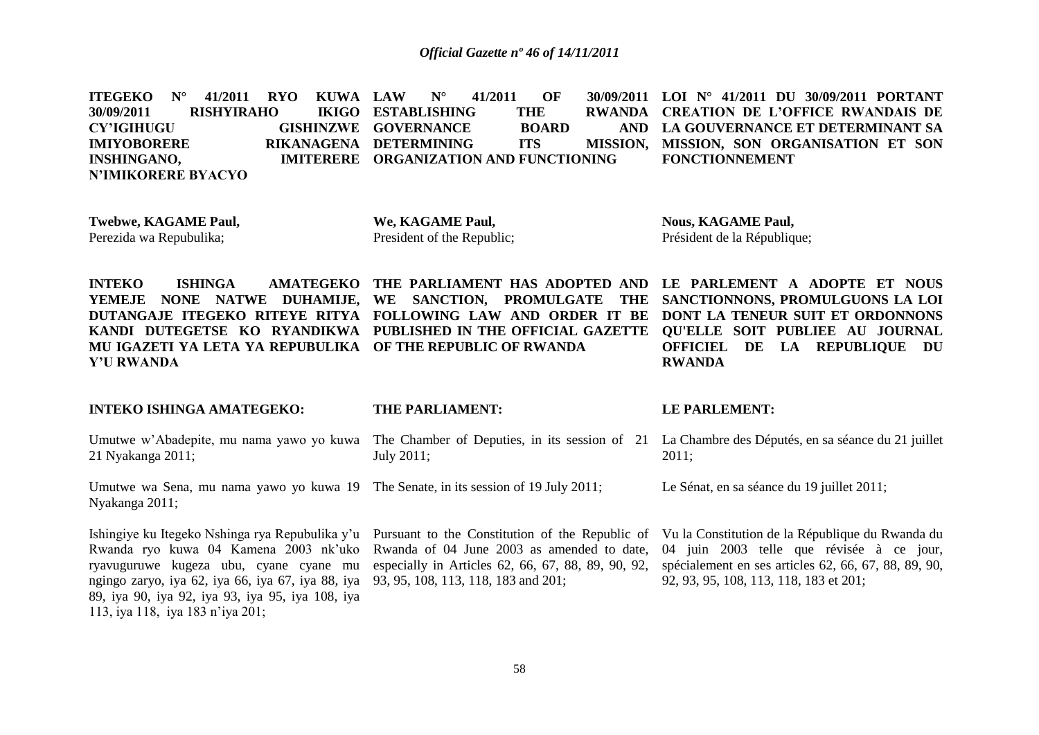**ITEGEKO N° 41/2011 RYO KUWA 30/09/2011 RISHYIRAHO IKIGO CY'IGIHUGU GISHINZWE IMIYOBORERE RIKANAGENA INSHINGANO, IMITERERE N'IMIKORERE BYACYO**

**Twebwe, KAGAME Paul,**
Perezida wa Repubulika;

**INTEKO ISHINGA AMATEGEKO YEMEJE NONE NATWE DUHAMIJE, DUTANGAJE ITEGEKO RITEYE RITYA KANDI DUTEGETSE KO RYANDIKWA MU IGAZETI YA LETA YA REPUBULIKA Y'U RWANDA**

**INTEKO ISHINGA AMATEGEKO:**

Umutwe w'Abadepite, mu nama yawo yo kuwa 21 Nyakanga 2011;

Umutwe wa Sena, mu nama yawo yo kuwa 19 Nyakanga 2011;

Ishingiye ku Itegeko Nshinga rya Repubulika y'u Rwanda ryo kuwa 04 Kamena 2003 nk'uko ryavuguruwe kugeza ubu, cyane cyane mu ngingo zaryo, iya 62, iya 66, iya 67, iya 88, iya 89, iya 90, iya 92, iya 93, iya 95, iya 108, iya 113, iya 118, iya 183 n'iya 201;

**LAW N° 41/2011 OF 30/09/2011 ESTABLISHING THE RWANDA GOVERNANCE BOARD AND DETERMINING ITS MISSION, ORGANIZATION AND FUNCTIONING**

**We, KAGAME Paul,**
President of the Republic;

**THE PARLIAMENT HAS ADOPTED AND WE SANCTION, PROMULGATE THE FOLLOWING LAW AND ORDER IT BE PUBLISHED IN THE OFFICIAL GAZETTE OF THE REPUBLIC OF RWANDA**

**THE PARLIAMENT:**

The Chamber of Deputies, in its session of 21 July 2011;

The Senate, in its session of 19 July 2011;

Pursuant to the Constitution of the Republic of Rwanda of 04 June 2003 as amended to date, especially in Articles 62, 66, 67, 88, 89, 90, 92, 93, 95, 108, 113, 118, 183 and 201;

**LOI N° 41/2011 DU 30/09/2011 PORTANT CREATION DE L'OFFICE RWANDAIS DE LA GOUVERNANCE ET DETERMINANT SA MISSION, SON ORGANISATION ET SON FONCTIONNEMENT**

**Nous, KAGAME Paul,**
Président de la République;

**LE PARLEMENT A ADOPTE ET NOUS SANCTIONNONS, PROMULGUONS LA LOI DONT LA TENEUR SUIT ET ORDONNONS QU'ELLE SOIT PUBLIEE AU JOURNAL OFFICIEL DE LA REPUBLIQUE DU RWANDA**

**LE PARLEMENT:**

La Chambre des Députés, en sa séance du 21 juillet 2011;

Le Sénat, en sa séance du 19 juillet 2011;

Vu la Constitution de la République du Rwanda du 04 juin 2003 telle que révisée à ce jour, spécialement en ses articles 62, 66, 67, 88, 89, 90, 92, 93, 95, 108, 113, 118, 183 et 201;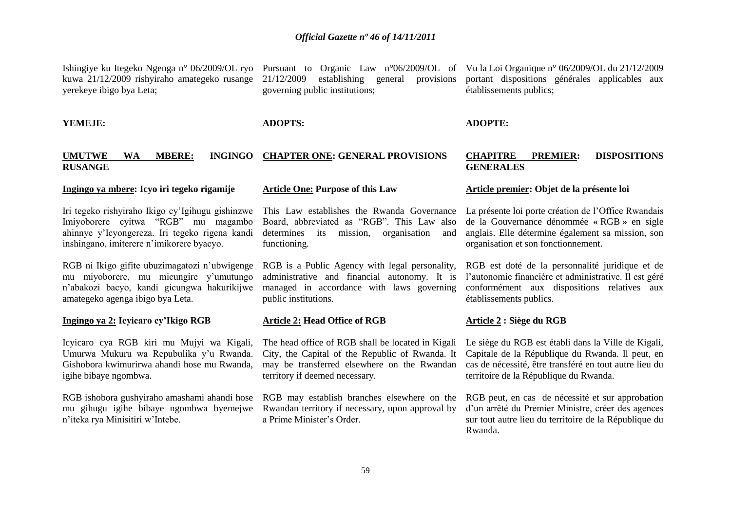Ishingiye ku Itegeko Ngenga n° 06/2009/OL ryo kuwa 21/12/2009 rishyiraho amategeko rusange yerekeye ibigo bya Leta;

**YEMEJE:**

**UMUTWE WA MBERE: INGINGO RUSANGE**

**Ingingo ya mbere: Icyo iri tegeko rigamije**

Iri tegeko rishyiraho Ikigo cy'Igihugu gishinzwe Imiyoborere cyitwa "RGB" mu magambo ahinnye y'Icyongereza. Iri tegeko rigena kandi inshingano, imiterere n'imikorere byacyo.

RGB ni Ikigo gifite ubuzimagatozi n'ubwigenge mu miyoborere, mu micungire y'umutungo n'abakozi bacyo, kandi gicungwa hakurikijwe amategeko agenga ibigo bya Leta.

**Ingingo ya 2: Icyicaro cy'Ikigo RGB**

Icyicaro cya RGB kiri mu Mujyi wa Kigali, Umurwa Mukuru wa Repubulika y'u Rwanda. Gishobora kwimurirwa ahandi hose mu Rwanda, igihe bibaye ngombwa.

RGB ishobora gushyiraho amashami ahandi hose mu gihugu igihe bibaye ngombwa byemejwe n'iteka rya Minisitiri w'Intebe.

---

Pursuant to Organic Law n°06/2009/OL of 21/12/2009 establishing general provisions governing public institutions;

**ADOPTS:**

**CHAPTER ONE: GENERAL PROVISIONS**

**Article One: Purpose of this Law**

This Law establishes the Rwanda Governance Board, abbreviated as "RGB". This Law also determines its mission, organisation and functioning.

RGB is a Public Agency with legal personality, administrative and financial autonomy. It is managed in accordance with laws governing public institutions.

**Article 2: Head Office of RGB**

The head office of RGB shall be located in Kigali City, the Capital of the Republic of Rwanda. It may be transferred elsewhere on the Rwandan territory if deemed necessary.

RGB may establish branches elsewhere on the Rwandan territory if necessary, upon approval by a Prime Minister's Order.

---

Vu la Loi Organique n° 06/2009/OL du 21/12/2009 portant dispositions générales applicables aux établissements publics;

**ADOPTE:**

**CHAPITRE PREMIER: DISPOSITIONS GENERALES**

**Article premier: Objet de la présente loi**

La présente loi porte création de l'Office Rwandais de la Gouvernance dénommée « RGB » en sigle anglais. Elle détermine également sa mission, son organisation et son fonctionnement.

RGB est doté de la personnalité juridique et de l'autonomie financière et administrative. Il est géré conformément aux dispositions relatives aux établissements publics.

**Article 2 : Siège du RGB**

Le siège du RGB est établi dans la Ville de Kigali, Capitale de la République du Rwanda. Il peut, en cas de nécessité, être transféré en tout autre lieu du territoire de la République du Rwanda.

RGB peut, en cas de nécessité et sur approbation d'un arrêté du Premier Ministre, créer des agences sur tout autre lieu du territoire de la République du Rwanda.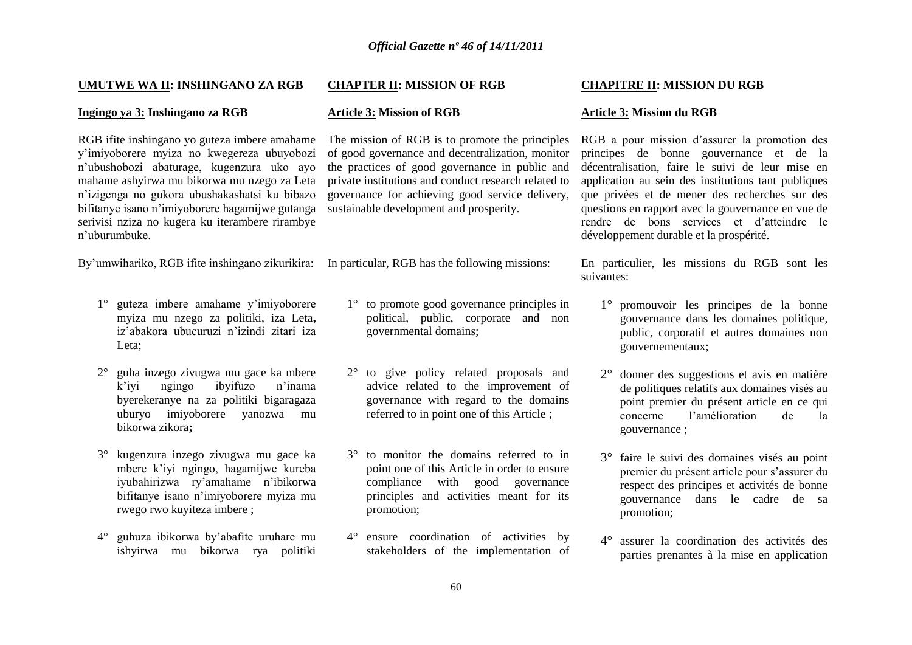**UMUTWE WA II: INSHINGANO ZA RGB**

**Ingingo ya 3: Inshingano za RGB**

RGB ifite inshingano yo guteza imbere amahame y'imiyoborere myiza no kwegereza ubuyobozi n'ubushobozi abaturage, kugenzura uko ayo mahame ashyirwa mu bikorwa mu nzego za Leta n'izigenga no gukora ubushakashatsi ku bibazo bifitanye isano n'imiyoborere hagamijwe gutanga serivisi nziza no kugera ku iterambere rirambye n'uburumbuke.

By'umwihariko, RGB ifite inshingano zikurikira:

1° guteza imbere amahame y'imiyoborere myiza mu nzego za politiki, iza Leta**,** iz'abakora ubucuruzi n'izindi zitari iza Leta;

2° guha inzego zivugwa mu gace ka mbere k'iyi ngingo ibyifuzo n'inama byerekeranye na za politiki bigaragaza uburyo imiyoborere yanozwa mu bikorwa zikora**;**

3° kugenzura inzego zivugwa mu gace ka mbere k'iyi ngingo, hagamijwe kureba iyubahirizwa ry'amahame n'ibikorwa bifitanye isano n'imiyoborere myiza mu rwego rwo kuyiteza imbere ;

4° guhuza ibikorwa by'abafite uruhare mu ishyirwa mu bikorwa rya politiki

**CHAPTER II: MISSION OF RGB**

**Article 3: Mission of RGB**

The mission of RGB is to promote the principles of good governance and decentralization, monitor the practices of good governance in public and private institutions and conduct research related to governance for achieving good service delivery, sustainable development and prosperity.

In particular, RGB has the following missions:

1° to promote good governance principles in political, public, corporate and non governmental domains;

2° to give policy related proposals and advice related to the improvement of governance with regard to the domains referred to in point one of this Article ;

3° to monitor the domains referred to in point one of this Article in order to ensure compliance with good governance principles and activities meant for its promotion;

4° ensure coordination of activities by stakeholders of the implementation of

**CHAPITRE II: MISSION DU RGB**

**Article 3: Mission du RGB**

RGB a pour mission d'assurer la promotion des principes de bonne gouvernance et de la décentralisation, faire le suivi de leur mise en application au sein des institutions tant publiques que privées et de mener des recherches sur des questions en rapport avec la gouvernance en vue de rendre de bons services et d'atteindre le développement durable et la prospérité.

En particulier, les missions du RGB sont les suivantes:

1° promouvoir les principes de la bonne gouvernance dans les domaines politique, public, corporatif et autres domaines non gouvernementaux;

2° donner des suggestions et avis en matière de politiques relatifs aux domaines visés au point premier du présent article en ce qui concerne l'amélioration de la gouvernance ;

3° faire le suivi des domaines visés au point premier du présent article pour s'assurer du respect des principes et activités de bonne gouvernance dans le cadre de sa promotion;

4° assurer la coordination des activités des parties prenantes à la mise en application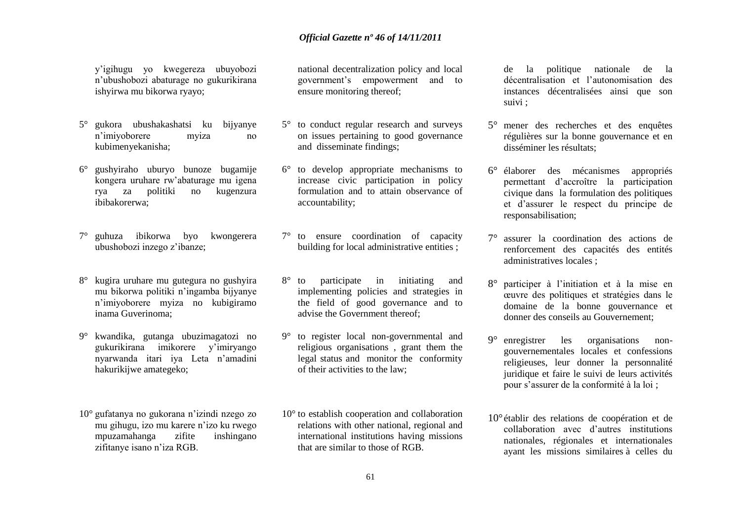y'igihugu yo kwegereza ubuyobozi n'ubushobozi abaturage no gukurikirana ishyirwa mu bikorwa ryayo;

5° gukora ubushakashatsi ku bijyanye n'imiyoborere myiza no kubimenyekanisha;

6° gushyiraho uburyo bunoze bugamije kongera uruhare rw'abaturage mu igena rya za politiki no kugenzura ibibakorerwa;

7° guhuza ibikorwa byo kwongerera ubushobozi inzego z'ibanze;

8° kugira uruhare mu gutegura no gushyira mu bikorwa politiki n'ingamba bijyanye n'imiyoborere myiza no kubigiramo inama Guverinoma;

9° kwandika, gutanga ubuzimagatozi no gukurikirana imikorere y'imiryango nyarwanda itari iya Leta n'amadini hakurikijwe amategeko;

10° gufatanya no gukorana n'izindi nzego zo mu gihugu, izo mu karere n'izo ku rwego mpuzamahanga zifite inshingano zifitanye isano n'iza RGB.

national decentralization policy and local government's empowerment and to ensure monitoring thereof;

5° to conduct regular research and surveys on issues pertaining to good governance and disseminate findings;

6° to develop appropriate mechanisms to increase civic participation in policy formulation and to attain observance of accountability;

7° to ensure coordination of capacity building for local administrative entities ;

8° to participate in initiating and implementing policies and strategies in the field of good governance and to advise the Government thereof;

9° to register local non-governmental and religious organisations , grant them the legal status and monitor the conformity of their activities to the law;

10° to establish cooperation and collaboration relations with other national, regional and international institutions having missions that are similar to those of RGB.

de la politique nationale de la décentralisation et l'autonomisation des instances décentralisées ainsi que son suivi ;

5° mener des recherches et des enquêtes régulières sur la bonne gouvernance et en disséminer les résultats;

6° élaborer des mécanismes appropriés permettant d'accroître la participation civique dans la formulation des politiques et d'assurer le respect du principe de responsabilisation;

7° assurer la coordination des actions de renforcement des capacités des entités administratives locales ;

8° participer à l'initiation et à la mise en œuvre des politiques et stratégies dans le domaine de la bonne gouvernance et donner des conseils au Gouvernement;

9° enregistrer les organisations non-gouvernementales locales et confessions religieuses, leur donner la personnalité juridique et faire le suivi de leurs activités pour s'assurer de la conformité à la loi ;

10° établir des relations de coopération et de collaboration avec d'autres institutions nationales, régionales et internationales ayant les missions similaires à celles du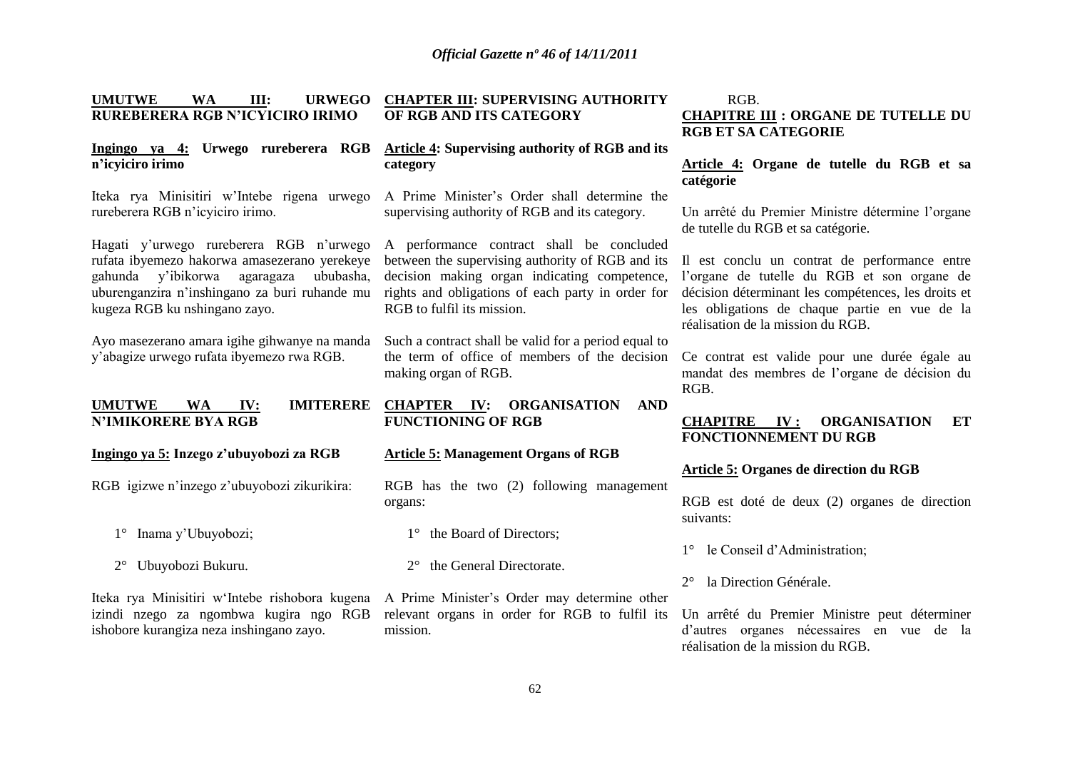## UMUTWE WA III: URWEGO RUREBERERA RGB N'ICYICIRO IRIMO

**Ingingo ya 4: Urwego rureberera RGB n'icyiciro irimo**

Iteka rya Minisitiri w'Intebe rigena urwego rureberera RGB n'icyiciro irimo.

Hagati y'urwego rureberera RGB n'urwego rufata ibyemezo hakorwa amasezerano yerekeye gahunda y'ibikorwa agaragaza ububasha, uburenganzira n'inshingano za buri ruhande mu kugeza RGB ku nshingano zayo.

Ayo masezerano amara igihe gihwanye na manda y'abagize urwego rufata ibyemezo rwa RGB.

## UMUTWE WA IV: IMITERERE N'IMIKORERE BYA RGB

**Ingingo ya 5: Inzego z'ubuyobozi za RGB**

RGB igizwe n'inzego z'ubuyobozi zikurikira:

1° Inama y'Ubuyobozi;

2° Ubuyobozi Bukuru.

Iteka rya Minisitiri w'Intebe rishobora kugena izindi nzego za ngombwa kugira ngo RGB ishobore kurangiza neza inshingano zayo.

## CHAPTER III: SUPERVISING AUTHORITY OF RGB AND ITS CATEGORY

**Article 4: Supervising authority of RGB and its category**

A Prime Minister's Order shall determine the supervising authority of RGB and its category.

A performance contract shall be concluded between the supervising authority of RGB and its decision making organ indicating competence, rights and obligations of each party in order for RGB to fulfil its mission.

Such a contract shall be valid for a period equal to the term of office of members of the decision making organ of RGB.

## CHAPTER IV: ORGANISATION AND FUNCTIONING OF RGB

**Article 5: Management Organs of RGB**

RGB has the two (2) following management organs:

1° the Board of Directors;

2° the General Directorate.

A Prime Minister's Order may determine other relevant organs in order for RGB to fulfil its mission.

RGB.

## CHAPITRE III : ORGANE DE TUTELLE DU RGB ET SA CATEGORIE

**Article 4: Organe de tutelle du RGB et sa catégorie**

Un arrêté du Premier Ministre détermine l'organe de tutelle du RGB et sa catégorie.

Il est conclu un contrat de performance entre l'organe de tutelle du RGB et son organe de décision déterminant les compétences, les droits et les obligations de chaque partie en vue de la réalisation de la mission du RGB.

Ce contrat est valide pour une durée égale au mandat des membres de l'organe de décision du RGB.

## CHAPITRE IV : ORGANISATION ET FONCTIONNEMENT DU RGB

**Article 5: Organes de direction du RGB**

RGB est doté de deux (2) organes de direction suivants:

1° le Conseil d'Administration;

2° la Direction Générale.

Un arrêté du Premier Ministre peut déterminer d'autres organes nécessaires en vue de la réalisation de la mission du RGB.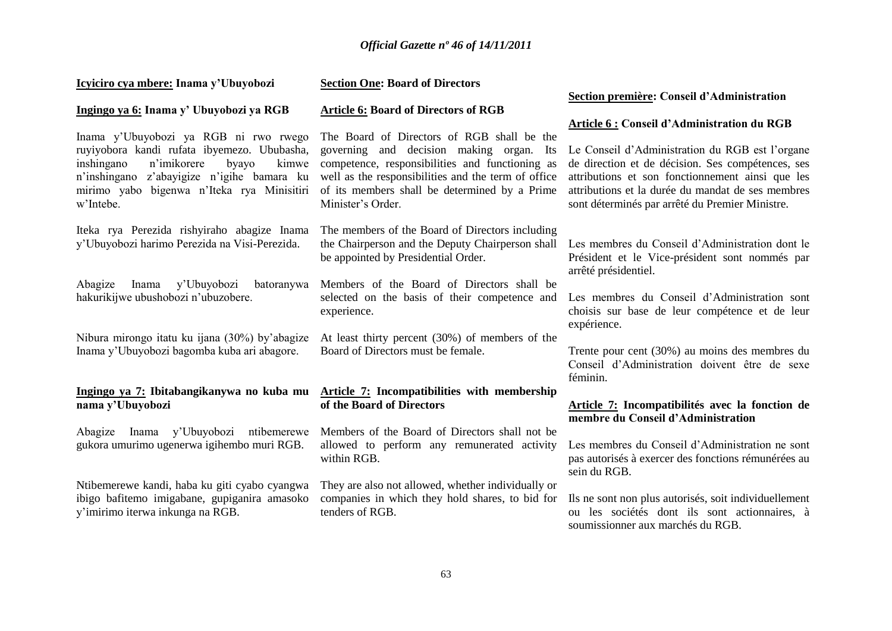**Icyiciro cya mbere: Inama y'Ubuyobozi**

**Ingingo ya 6: Inama y' Ubuyobozi ya RGB**

Inama y'Ubuyobozi ya RGB ni rwo rwego ruyiyobora kandi rufata ibyemezo. Ububasha, inshingano n'imikorere byayo kimwe n'inshingano z'abayigize n'igihe bamara ku mirimo yabo bigenwa n'Iteka rya Minisitiri w'Intebe.

Iteka rya Perezida rishyiraho abagize Inama y'Ubuyobozi harimo Perezida na Visi-Perezida.

Abagize Inama y'Ubuyobozi batoranywa hakurikijwe ubushobozi n'ubuzobere.

Nibura mirongo itatu ku ijana (30%) by'abagize Inama y'Ubuyobozi bagomba kuba ari abagore.

**Ingingo ya 7: Ibitabangikanywa no kuba mu nama y'Ubuyobozi**

Abagize Inama y'Ubuyobozi ntibemerewe gukora umurimo ugenerwa igihembo muri RGB.

Ntibemerewe kandi, haba ku giti cyabo cyangwa ibigo bafitemo imigabane, gupiganira amasoko y'imirimo iterwa inkunga na RGB.

**Section One: Board of Directors**

**Article 6: Board of Directors of RGB**

The Board of Directors of RGB shall be the governing and decision making organ. Its competence, responsibilities and functioning as well as the responsibilities and the term of office of its members shall be determined by a Prime Minister's Order.

The members of the Board of Directors including the Chairperson and the Deputy Chairperson shall be appointed by Presidential Order.

Members of the Board of Directors shall be selected on the basis of their competence and experience.

At least thirty percent (30%) of members of the Board of Directors must be female.

**Article 7: Incompatibilities with membership of the Board of Directors**

Members of the Board of Directors shall not be allowed to perform any remunerated activity within RGB.

They are also not allowed, whether individually or companies in which they hold shares, to bid for tenders of RGB.

**Section première: Conseil d'Administration**

**Article 6 : Conseil d'Administration du RGB**

Le Conseil d'Administration du RGB est l'organe de direction et de décision. Ses compétences, ses attributions et son fonctionnement ainsi que les attributions et la durée du mandat de ses membres sont déterminés par arrêté du Premier Ministre.

Les membres du Conseil d'Administration dont le Président et le Vice-président sont nommés par arrêté présidentiel.

Les membres du Conseil d'Administration sont choisis sur base de leur compétence et de leur expérience.

Trente pour cent (30%) au moins des membres du Conseil d'Administration doivent être de sexe féminin.

**Article 7: Incompatibilités avec la fonction de membre du Conseil d'Administration**

Les membres du Conseil d'Administration ne sont pas autorisés à exercer des fonctions rémunérées au sein du RGB.

Ils ne sont non plus autorisés, soit individuellement ou les sociétés dont ils sont actionnaires, à soumissionner aux marchés du RGB.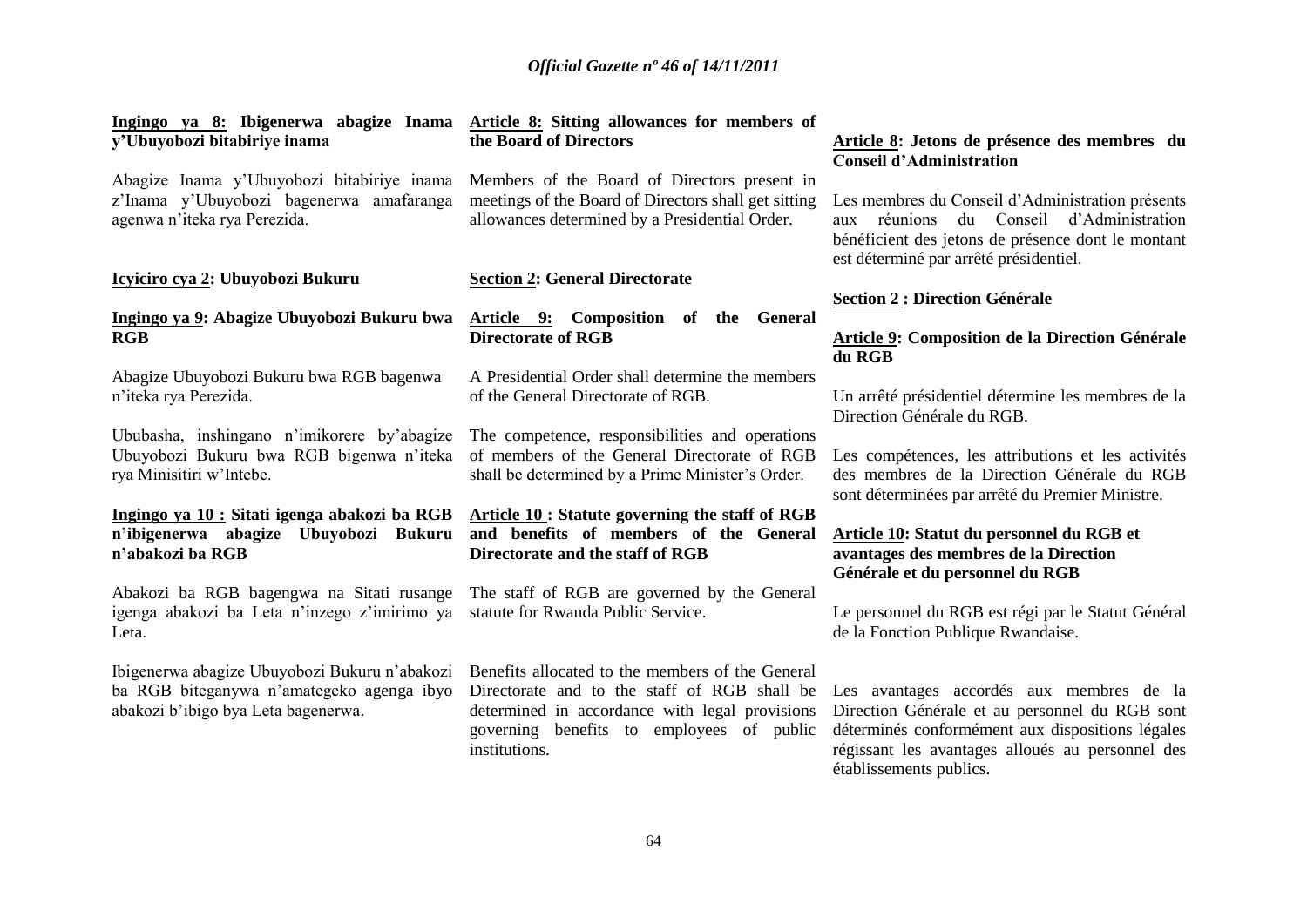**Ingingo ya 8: Ibigenerwa abagize Inama y'Ubuyobozi bitabiriye inama**

Abagize Inama y'Ubuyobozi bitabiriye inama z'Inama y'Ubuyobozi bagenerwa amafaranga agenwa n'iteka rya Perezida.

**Icyiciro cya 2: Ubuyobozi Bukuru**

**Ingingo ya 9: Abagize Ubuyobozi Bukuru bwa RGB**

Abagize Ubuyobozi Bukuru bwa RGB bagenwa n'iteka rya Perezida.

Ububasha, inshingano n'imikorere by'abagize Ubuyobozi Bukuru bwa RGB bigenwa n'iteka rya Minisitiri w'Intebe.

**Ingingo ya 10 : Sitati igenga abakozi ba RGB n'ibigenerwa abagize Ubuyobozi Bukuru n'abakozi ba RGB**

Abakozi ba RGB bagengwa na Sitati rusange igenga abakozi ba Leta n'inzego z'imirimo ya Leta.

Ibigenerwa abagize Ubuyobozi Bukuru n'abakozi ba RGB biteganywa n'amategeko agenga ibyo abakozi b'ibigo bya Leta bagenerwa.

**Article 8: Sitting allowances for members of the Board of Directors**

Members of the Board of Directors present in meetings of the Board of Directors shall get sitting allowances determined by a Presidential Order.

**Section 2: General Directorate**

**Article 9: Composition of the General Directorate of RGB**

A Presidential Order shall determine the members of the General Directorate of RGB.

The competence, responsibilities and operations of members of the General Directorate of RGB shall be determined by a Prime Minister's Order.

**Article 10 : Statute governing the staff of RGB and benefits of members of the General Directorate and the staff of RGB**

The staff of RGB are governed by the General statute for Rwanda Public Service.

Benefits allocated to the members of the General Directorate and to the staff of RGB shall be determined in accordance with legal provisions governing benefits to employees of public institutions.

**Article 8: Jetons de présence des membres du Conseil d'Administration**

Les membres du Conseil d'Administration présents aux réunions du Conseil d'Administration bénéficient des jetons de présence dont le montant est déterminé par arrêté présidentiel.

**Section 2 : Direction Générale**

**Article 9: Composition de la Direction Générale du RGB**

Un arrêté présidentiel détermine les membres de la Direction Générale du RGB.

Les compétences, les attributions et les activités des membres de la Direction Générale du RGB sont déterminées par arrêté du Premier Ministre.

**Article 10: Statut du personnel du RGB et avantages des membres de la Direction Générale et du personnel du RGB**

Le personnel du RGB est régi par le Statut Général de la Fonction Publique Rwandaise.

Les avantages accordés aux membres de la Direction Générale et au personnel du RGB sont déterminés conformément aux dispositions légales régissant les avantages alloués au personnel des établissements publics.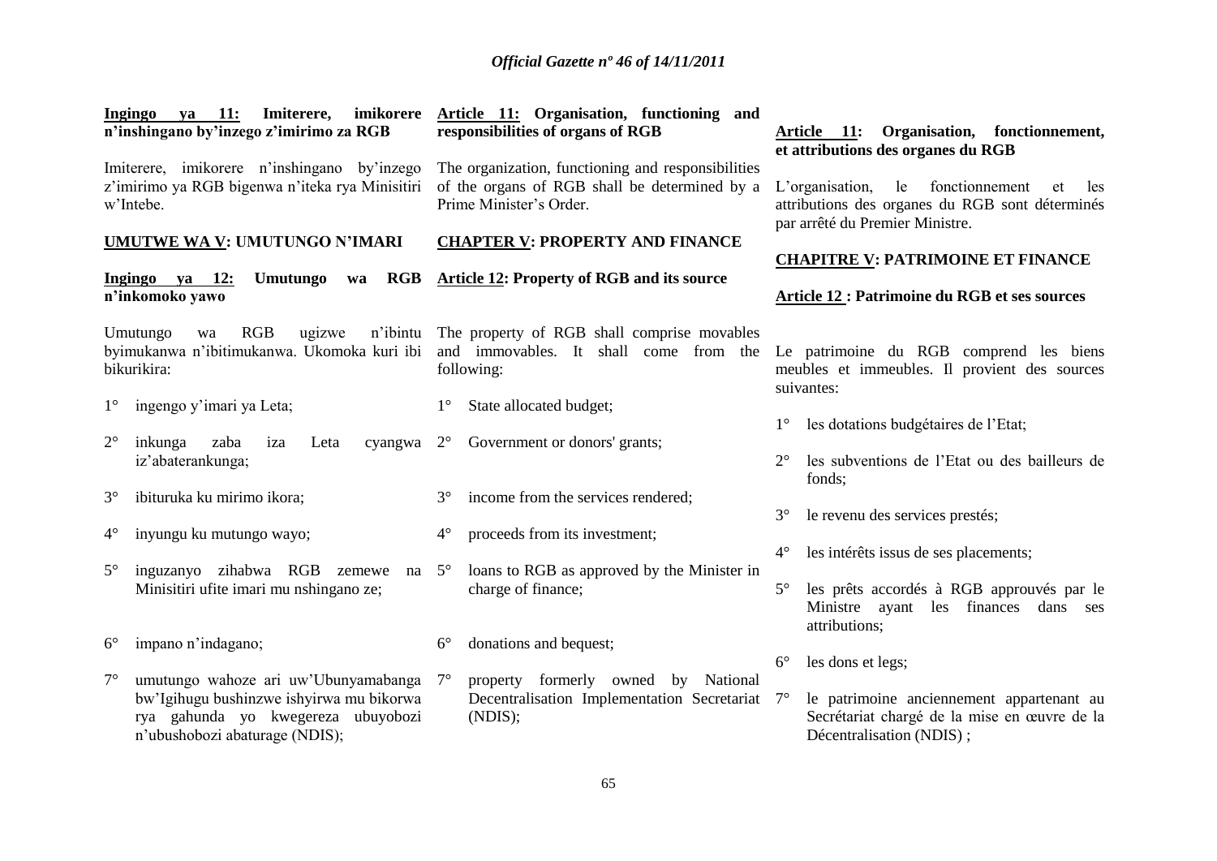**Ingingo ya 11: Imiterere, imikorere n'inshingano by'inzego z'imirimo za RGB**

Imiterere, imikorere n'inshingano by'inzego z'imirimo ya RGB bigenwa n'iteka rya Minisitiri w'Intebe.

**UMUTWE WA V: UMUTUNGO N'IMARI**

**Ingingo ya 12: Umutungo wa RGB n'inkomoko yawo**

Umutungo wa RGB ugizwe n'ibintu byimukanwa n'ibitimukanwa. Ukomoka kuri ibi bikurikira:

1° ingengo y'imari ya Leta;

2° inkunga zaba iza Leta cyangwa iz'abaterankunga;

3° ibituruka ku mirimo ikora;

4° inyungu ku mutungo wayo;

5° inguzanyo zihabwa RGB zemewe na Minisitiri ufite imari mu nshingano ze;

6° impano n'indagano;

7° umutungo wahoze ari uw'Ubunyamabanga bw'Igihugu bushinzwe ishyirwa mu bikorwa rya gahunda yo kwegereza ubuyobozi n'ubushobozi abaturage (NDIS);

**Article 11: Organisation, functioning and responsibilities of organs of RGB**

The organization, functioning and responsibilities of the organs of RGB shall be determined by a Prime Minister's Order.

**CHAPTER V: PROPERTY AND FINANCE**

**Article 12: Property of RGB and its source**

The property of RGB shall comprise movables and immovables. It shall come from the following:

1° State allocated budget;

2° Government or donors' grants;

3° income from the services rendered;

4° proceeds from its investment;

5° loans to RGB as approved by the Minister in charge of finance;

6° donations and bequest;

7° property formerly owned by National Decentralisation Implementation Secretariat (NDIS);

**Article 11: Organisation, fonctionnement, et attributions des organes du RGB**

L'organisation, le fonctionnement et les attributions des organes du RGB sont déterminés par arrêté du Premier Ministre.

**CHAPITRE V: PATRIMOINE ET FINANCE**

**Article 12 : Patrimoine du RGB et ses sources**

Le patrimoine du RGB comprend les biens meubles et immeubles. Il provient des sources suivantes:

1° les dotations budgétaires de l'Etat;

2° les subventions de l'Etat ou des bailleurs de fonds;

3° le revenu des services prestés;

4° les intérêts issus de ses placements;

5° les prêts accordés à RGB approuvés par le Ministre ayant les finances dans ses attributions;

6° les dons et legs;

7° le patrimoine anciennement appartenant au Secrétariat chargé de la mise en œuvre de la Décentralisation (NDIS) ;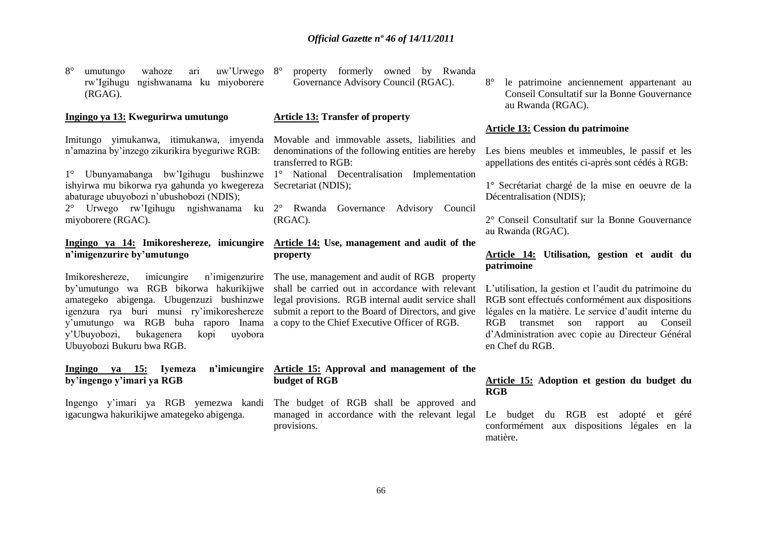8° umutungo wahoze ari uw'Urwego rw'Igihugu ngishwanama ku miyoborere (RGAG).

**Ingingo ya 13: Kwegurirwa umutungo**

Imitungo yimukanwa, itimukanwa, imyenda n'amazina by'inzego zikurikira byeguriwe RGB:

1° Ubunyamabanga bw'Igihugu bushinzwe ishyirwa mu bikorwa rya gahunda yo kwegereza abaturage ubuyobozi n'ubushobozi (NDIS);

2° Urwego rw'Igihugu ngishwanama ku miyoborere (RGAC).

**Ingingo ya 14: Imikoreshereze, imicungire n'imigenzurire by'umutungo**

Imikoreshereze, imicungire n'imigenzurire by'umutungo wa RGB bikorwa hakurikijwe amategeko abigenga. Ubugenzuzi bushinzwe igenzura rya buri munsi ry'imikoreshereze y'umutungo wa RGB buha raporo Inama y'Ubuyobozi, bukagenera kopi uyobora Ubuyobozi Bukuru bwa RGB.

**Ingingo ya 15: Iyemeza n'imicungire by'ingengo y'imari ya RGB**

Ingengo y'imari ya RGB yemezwa kandi igacungwa hakurikijwe amategeko abigenga.

8° property formerly owned by Rwanda Governance Advisory Council (RGAC).

**Article 13: Transfer of property**

Movable and immovable assets, liabilities and denominations of the following entities are hereby transferred to RGB:

1° National Decentralisation Implementation Secretariat (NDIS);

2° Rwanda Governance Advisory Council (RGAC).

**Article 14: Use, management and audit of the property**

The use, management and audit of RGB property shall be carried out in accordance with relevant legal provisions. RGB internal audit service shall submit a report to the Board of Directors, and give a copy to the Chief Executive Officer of RGB.

**Article 15: Approval and management of the budget of RGB**

The budget of RGB shall be approved and managed in accordance with the relevant legal provisions.

8° le patrimoine anciennement appartenant au Conseil Consultatif sur la Bonne Gouvernance au Rwanda (RGAC).

**Article 13: Cession du patrimoine**

Les biens meubles et immeubles, le passif et les appellations des entités ci-après sont cédés à RGB:

1° Secrétariat chargé de la mise en oeuvre de la Décentralisation (NDIS);

2° Conseil Consultatif sur la Bonne Gouvernance au Rwanda (RGAC).

**Article 14: Utilisation, gestion et audit du patrimoine**

L'utilisation, la gestion et l'audit du patrimoine du RGB sont effectués conformément aux dispositions légales en la matière. Le service d'audit interne du RGB transmet son rapport au Conseil d'Administration avec copie au Directeur Général en Chef du RGB.

**Article 15: Adoption et gestion du budget du RGB**

Le budget du RGB est adopté et géré conformément aux dispositions légales en la matière.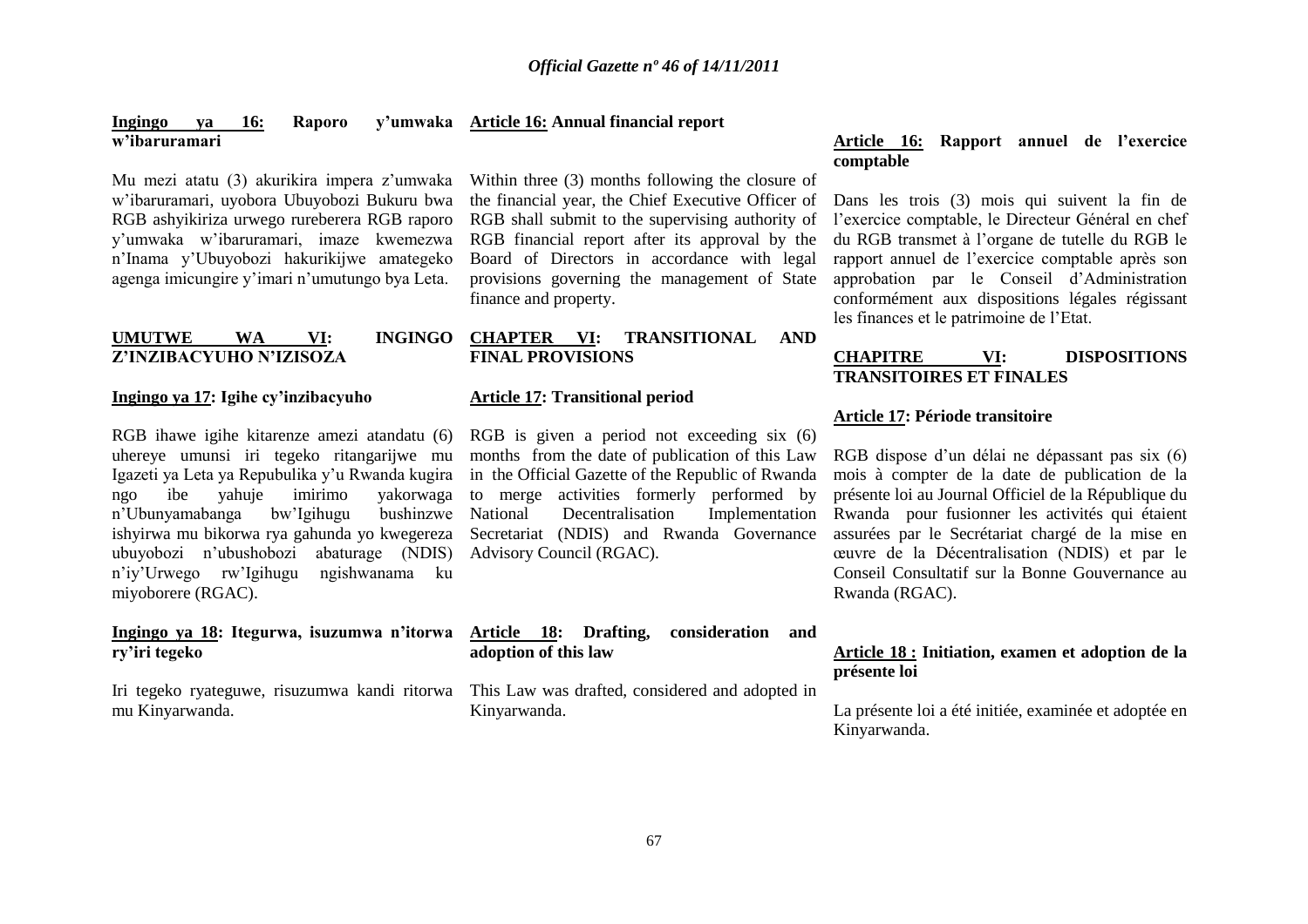**Ingingo ya 16: Raporo y'umwaka w'ibaruramari**

Mu mezi atatu (3) akurikira impera z'umwaka w'ibaruramari, uyobora Ubuyobozi Bukuru bwa RGB ashyikiriza urwego rureberera RGB raporo y'umwaka w'ibaruramari, imaze kwemezwa n'Inama y'Ubuyobozi hakurikijwe amategeko agenga imicungire y'imari n'umutungo bya Leta.

**UMUTWE WA VI: INGINGO Z'INZIBACYUHO N'IZISOZA**

**Ingingo ya 17: Igihe cy'inzibacyuho**

RGB ihawe igihe kitarenze amezi atandatu (6) uhereye umunsi iri tegeko ritangarijwe mu Igazeti ya Leta ya Repubulika y'u Rwanda kugira ngo ibe yahuje imirimo yakorwaga n'Ubunyamabanga bw'Igihugu bushinzwe ishyirwa mu bikorwa rya gahunda yo kwegereza ubuyobozi n'ubushobozi abaturage (NDIS) n'iy'Urwego rw'Igihugu ngishwanama ku miyoborere (RGAC).

**Ingingo ya 18: Itegurwa, isuzumwa n'itorwa ry'iri tegeko**

Iri tegeko ryateguwe, risuzumwa kandi ritorwa mu Kinyarwanda.

**Article 16: Annual financial report**

Within three (3) months following the closure of the financial year, the Chief Executive Officer of RGB shall submit to the supervising authority of RGB financial report after its approval by the Board of Directors in accordance with legal provisions governing the management of State finance and property.

**CHAPTER VI: TRANSITIONAL AND FINAL PROVISIONS**

**Article 17: Transitional period**

RGB is given a period not exceeding six (6) months from the date of publication of this Law in the Official Gazette of the Republic of Rwanda to merge activities formerly performed by National Decentralisation Implementation Secretariat (NDIS) and Rwanda Governance Advisory Council (RGAC).

**Article 18: Drafting, consideration and adoption of this law**

This Law was drafted, considered and adopted in Kinyarwanda.

**Article 16: Rapport annuel de l'exercice comptable**

Dans les trois (3) mois qui suivent la fin de l'exercice comptable, le Directeur Général en chef du RGB transmet à l'organe de tutelle du RGB le rapport annuel de l'exercice comptable après son approbation par le Conseil d'Administration conformément aux dispositions légales régissant les finances et le patrimoine de l'Etat.

**CHAPITRE VI: DISPOSITIONS TRANSITOIRES ET FINALES**

**Article 17: Période transitoire**

RGB dispose d'un délai ne dépassant pas six (6) mois à compter de la date de publication de la présente loi au Journal Officiel de la République du Rwanda pour fusionner les activités qui étaient assurées par le Secrétariat chargé de la mise en œuvre de la Décentralisation (NDIS) et par le Conseil Consultatif sur la Bonne Gouvernance au Rwanda (RGAC).

**Article 18 : Initiation, examen et adoption de la présente loi**

La présente loi a été initiée, examinée et adoptée en Kinyarwanda.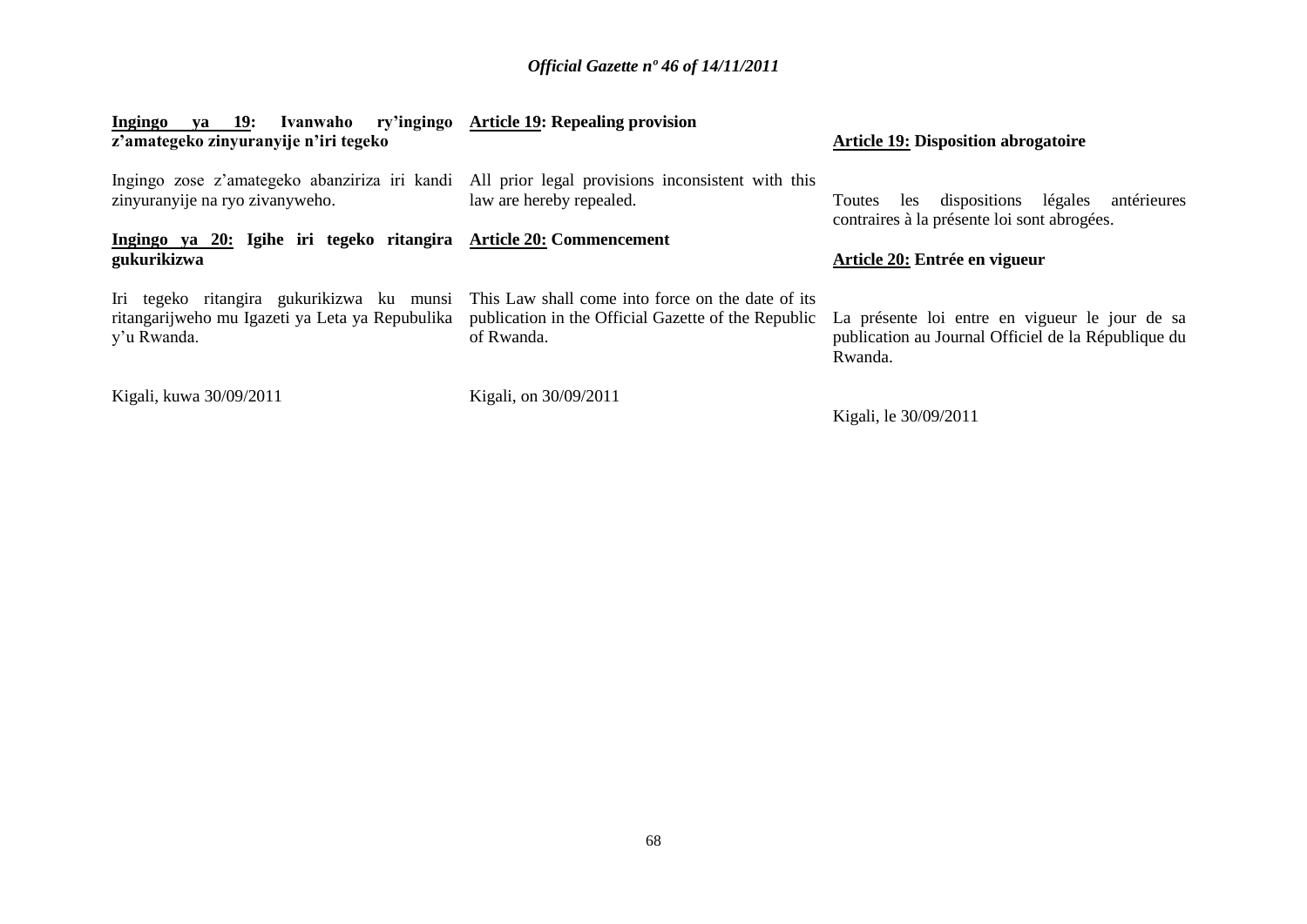**Ingingo ya 19: Ivanwaho ry'ingingo z'amategeko zinyuranyije n'iri tegeko**

Ingingo zose z'amategeko abanziriza iri kandi zinyuranyije na ryo zivanyweho.

**Ingingo ya 20: Igihe iri tegeko ritangira gukurikizwa**

Iri tegeko ritangira gukurikizwa ku munsi ritangarijweho mu Igazeti ya Leta ya Repubulika y'u Rwanda.

Kigali, kuwa 30/09/2011

**Article 19: Repealing provision**

All prior legal provisions inconsistent with this law are hereby repealed.

**Article 20: Commencement**

This Law shall come into force on the date of its publication in the Official Gazette of the Republic of Rwanda.

Kigali, on 30/09/2011

**Article 19: Disposition abrogatoire**

Toutes les dispositions légales antérieures contraires à la présente loi sont abrogées.

**Article 20: Entrée en vigueur**

La présente loi entre en vigueur le jour de sa publication au Journal Officiel de la République du Rwanda.

Kigali, le 30/09/2011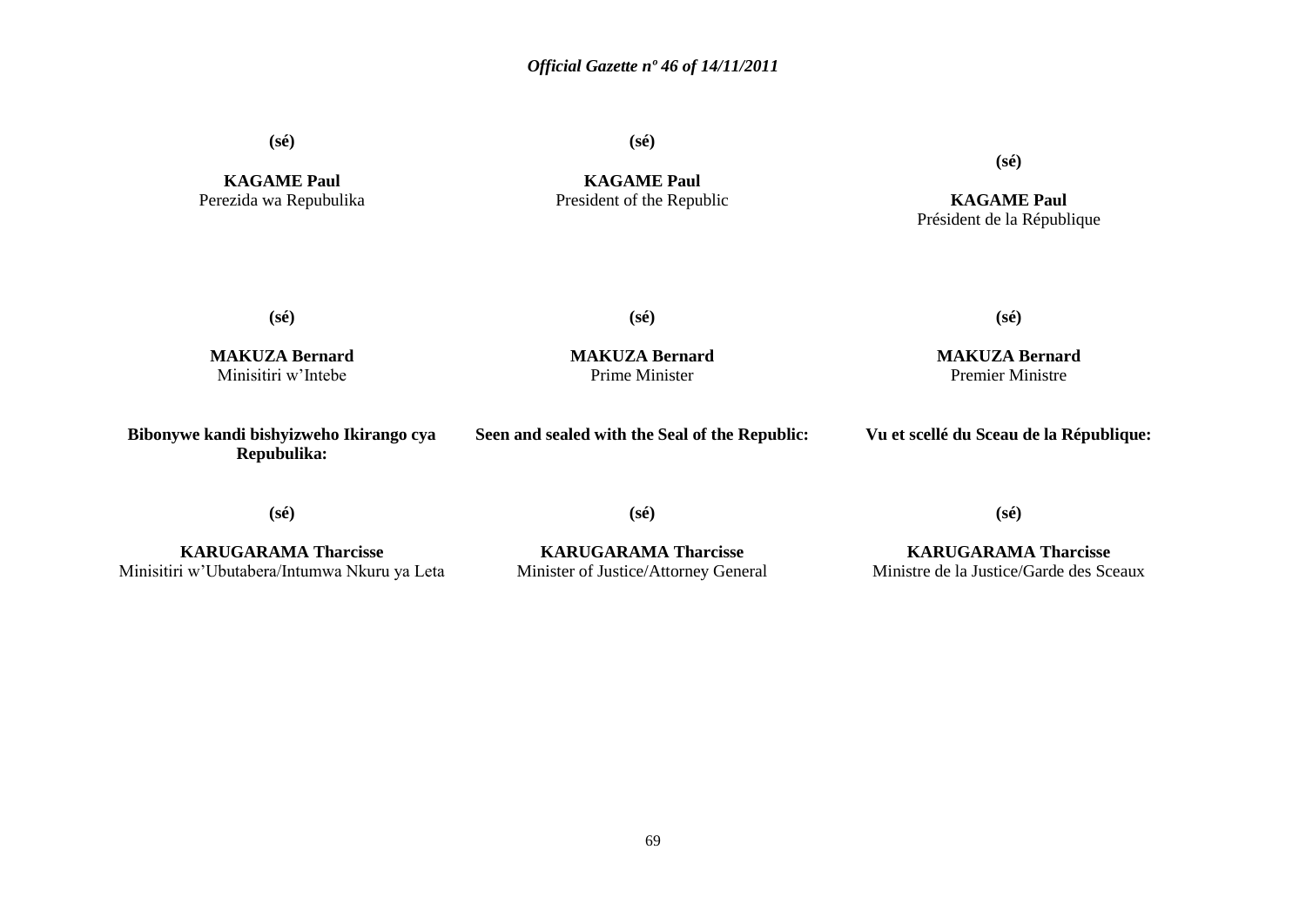**(sé)**

**KAGAME Paul**
Perezida wa Repubulika

**(sé)**

**KAGAME Paul**
President of the Republic

**(sé)**

**KAGAME Paul**
Président de la République

**(sé)**

**MAKUZA Bernard**
Minisitiri w'Intebe

**(sé)**

**MAKUZA Bernard**
Prime Minister

**(sé)**

**MAKUZA Bernard**
Premier Ministre

**Bibonywe kandi bishyizweho Ikirango cya Repubulika:**

**(sé)**

**KARUGARAMA Tharcisse**
Minisitiri w'Ubutabera/Intumwa Nkuru ya Leta

**Seen and sealed with the Seal of the Republic:**

**(sé)**

**KARUGARAMA Tharcisse**
Minister of Justice/Attorney General

**Vu et scellé du Sceau de la République:**

**(sé)**

**KARUGARAMA Tharcisse**
Ministre de la Justice/Garde des Sceaux